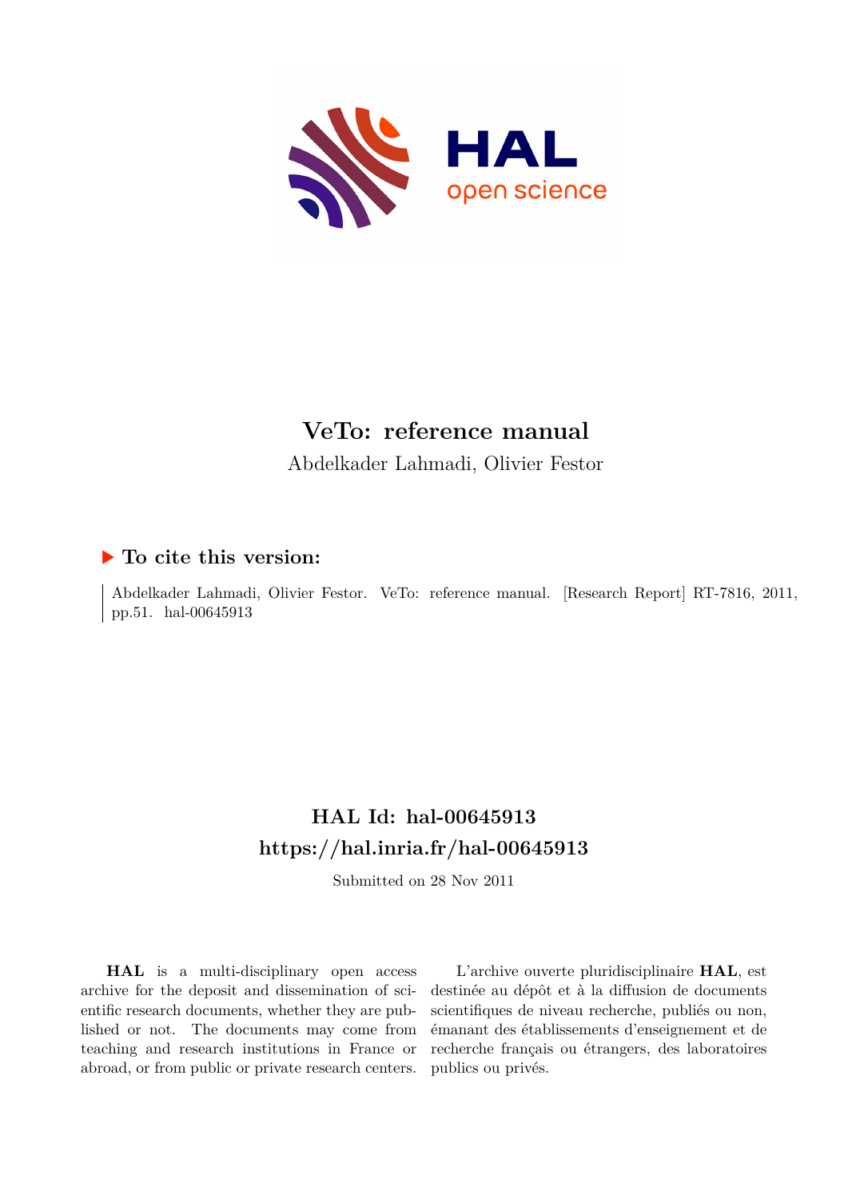# VeTo: reference manual

Abdelkader Lahmadi, Olivier Festor

## ▶ To cite this version:

Abdelkader Lahmadi, Olivier Festor. VeTo: reference manual. [Research Report] RT-7816, 2011, pp.51. hal-00645913

## HAL Id: hal-00645913

## https://hal.inria.fr/hal-00645913

Submitted on 28 Nov 2011

**HAL** is a multi-disciplinary open access archive for the deposit and dissemination of scientific research documents, whether they are published or not. The documents may come from teaching and research institutions in France or abroad, or from public or private research centers.

L'archive ouverte pluridisciplinaire **HAL**, est destinée au dépôt et à la diffusion de documents scientifiques de niveau recherche, publiés ou non, émanant des établissements d'enseignement et de recherche français ou étrangers, des laboratoires publics ou privés.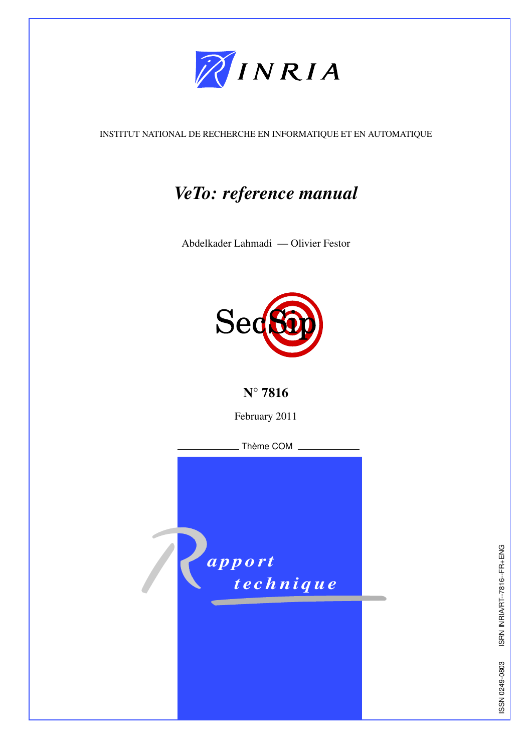INSTITUT NATIONAL DE RECHERCHE EN INFORMATIQUE ET EN AUTOMATIQUE

# *VeTo: reference manual*

Abdelkader Lahmadi — Olivier Festor

SecSip

**N° 7816**

February 2011

Thème COM

*Rapport technique*

ISSN 0249-0803 ISRN INRIA/RT--7816--FR+ENG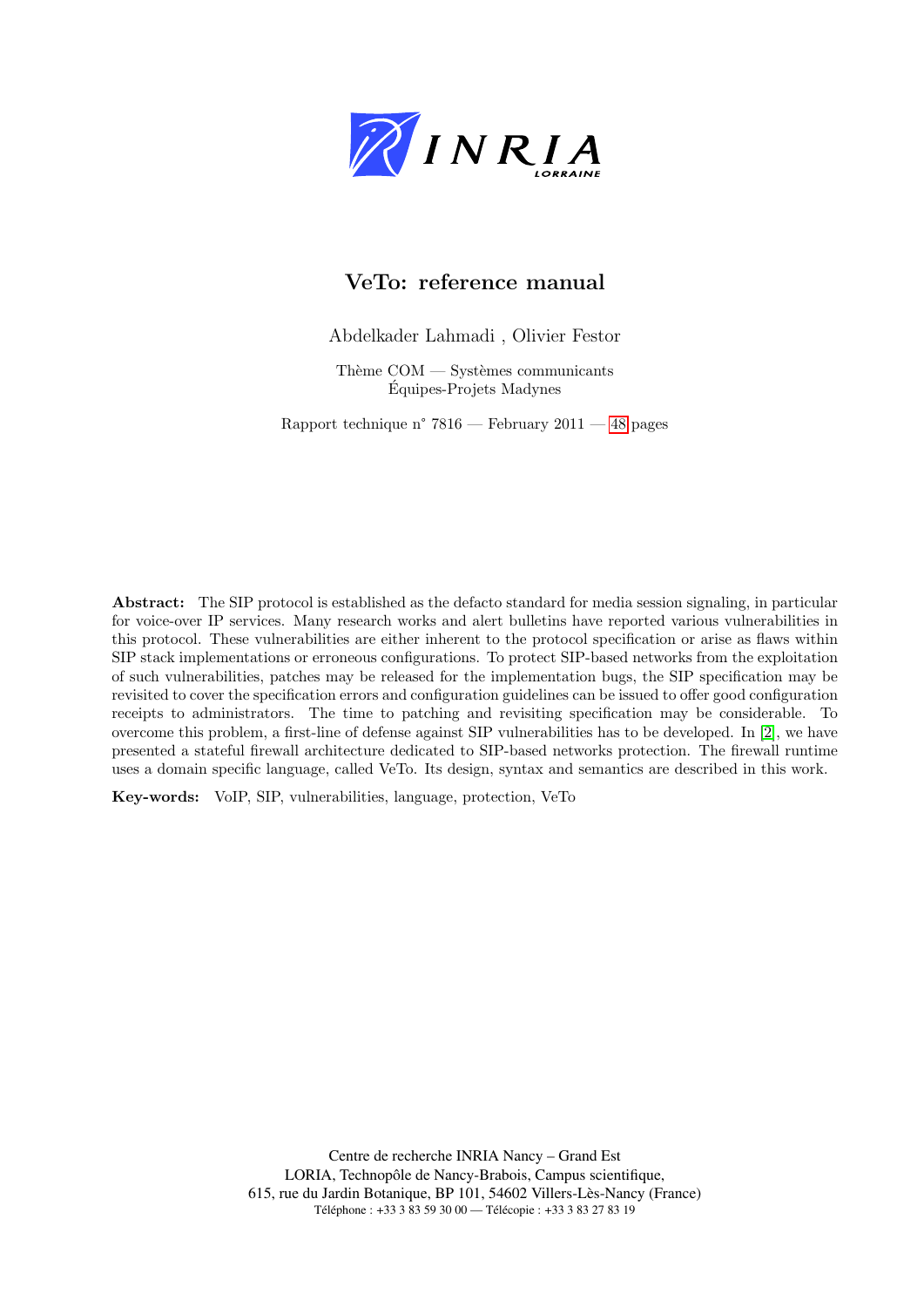# VeTo: reference manual

Abdelkader Lahmadi , Olivier Festor

Thème COM — Systèmes communicants
Équipes-Projets Madynes

Rapport technique n° 7816 — February 2011 — 48 pages

**Abstract:** The SIP protocol is established as the defacto standard for media session signaling, in particular for voice-over IP services. Many research works and alert bulletins have reported various vulnerabilities in this protocol. These vulnerabilities are either inherent to the protocol specification or arise as flaws within SIP stack implementations or erroneous configurations. To protect SIP-based networks from the exploitation of such vulnerabilities, patches may be released for the implementation bugs, the SIP specification may be revisited to cover the specification errors and configuration guidelines can be issued to offer good configuration receipts to administrators. The time to patching and revisiting specification may be considerable. To overcome this problem, a first-line of defense against SIP vulnerabilities has to be developed. In [2], we have presented a stateful firewall architecture dedicated to SIP-based networks protection. The firewall runtime uses a domain specific language, called VeTo. Its design, syntax and semantics are described in this work.

**Key-words:** VoIP, SIP, vulnerabilities, language, protection, VeTo

Centre de recherche INRIA Nancy – Grand Est
LORIA, Technopôle de Nancy-Brabois, Campus scientifique,
615, rue du Jardin Botanique, BP 101, 54602 Villers-Lès-Nancy (France)
Téléphone : +33 3 83 59 30 00 — Télécopie : +33 3 83 27 83 19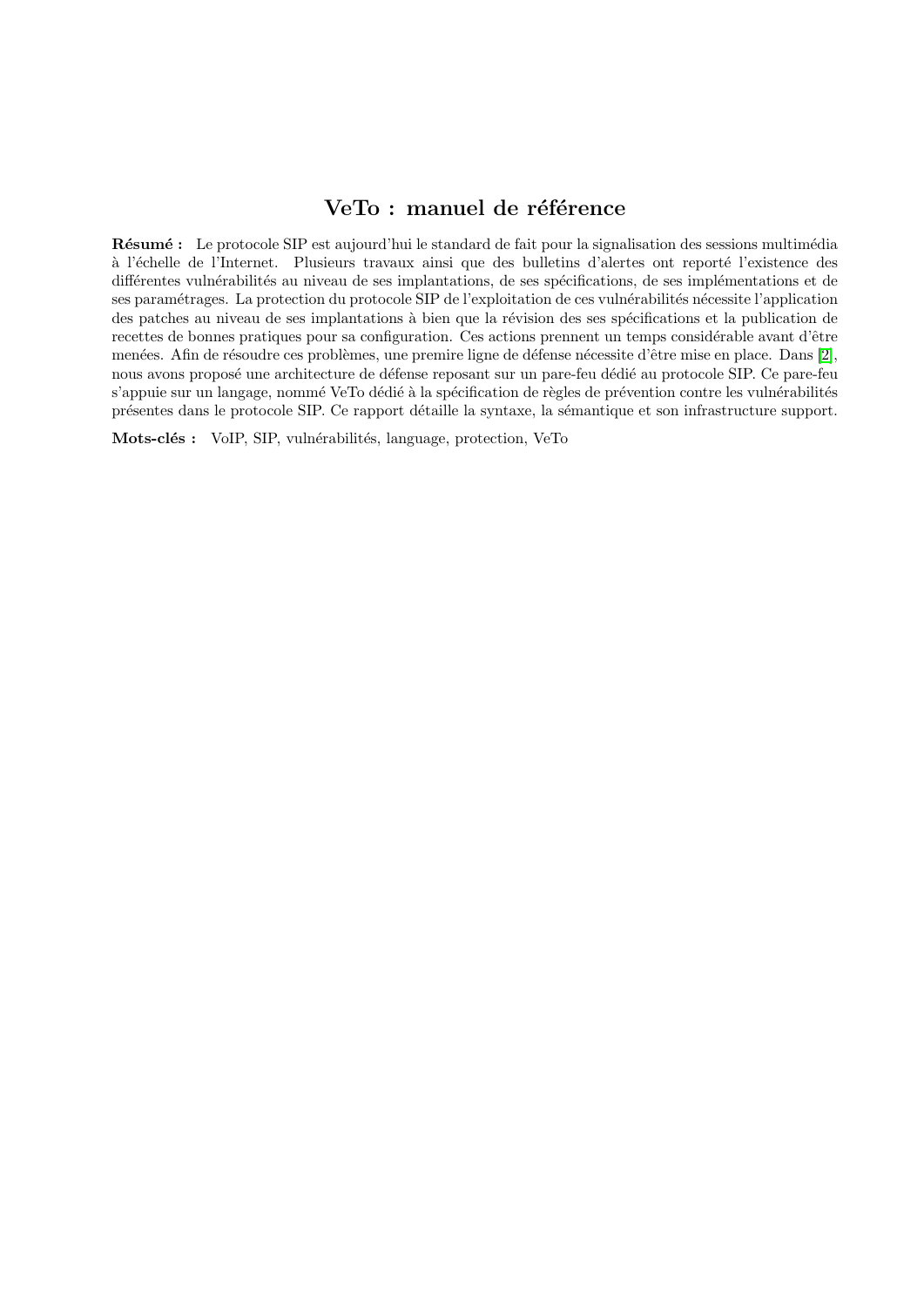# VeTo : manuel de référence

**Résumé :** Le protocole SIP est aujourd'hui le standard de fait pour la signalisation des sessions multimédia à l'échelle de l'Internet. Plusieurs travaux ainsi que des bulletins d'alertes ont reporté l'existence des différentes vulnérabilités au niveau de ses implantations, de ses spécifications, de ses implémentations et de ses paramétrages. La protection du protocole SIP de l'exploitation de ces vulnérabilités nécessite l'application des patches au niveau de ses implantations à bien que la révision des ses spécifications et la publication de recettes de bonnes pratiques pour sa configuration. Ces actions prennent un temps considérable avant d'être menées. Afin de résoudre ces problèmes, une premire ligne de défense nécessite d'être mise en place. Dans [2], nous avons proposé une architecture de défense reposant sur un pare-feu dédié au protocole SIP. Ce pare-feu s'appuie sur un langage, nommé VeTo dédié à la spécification de règles de prévention contre les vulnérabilités présentes dans le protocole SIP. Ce rapport détaille la syntaxe, la sémantique et son infrastructure support.

**Mots-clés :** VoIP, SIP, vulnérabilités, language, protection, VeTo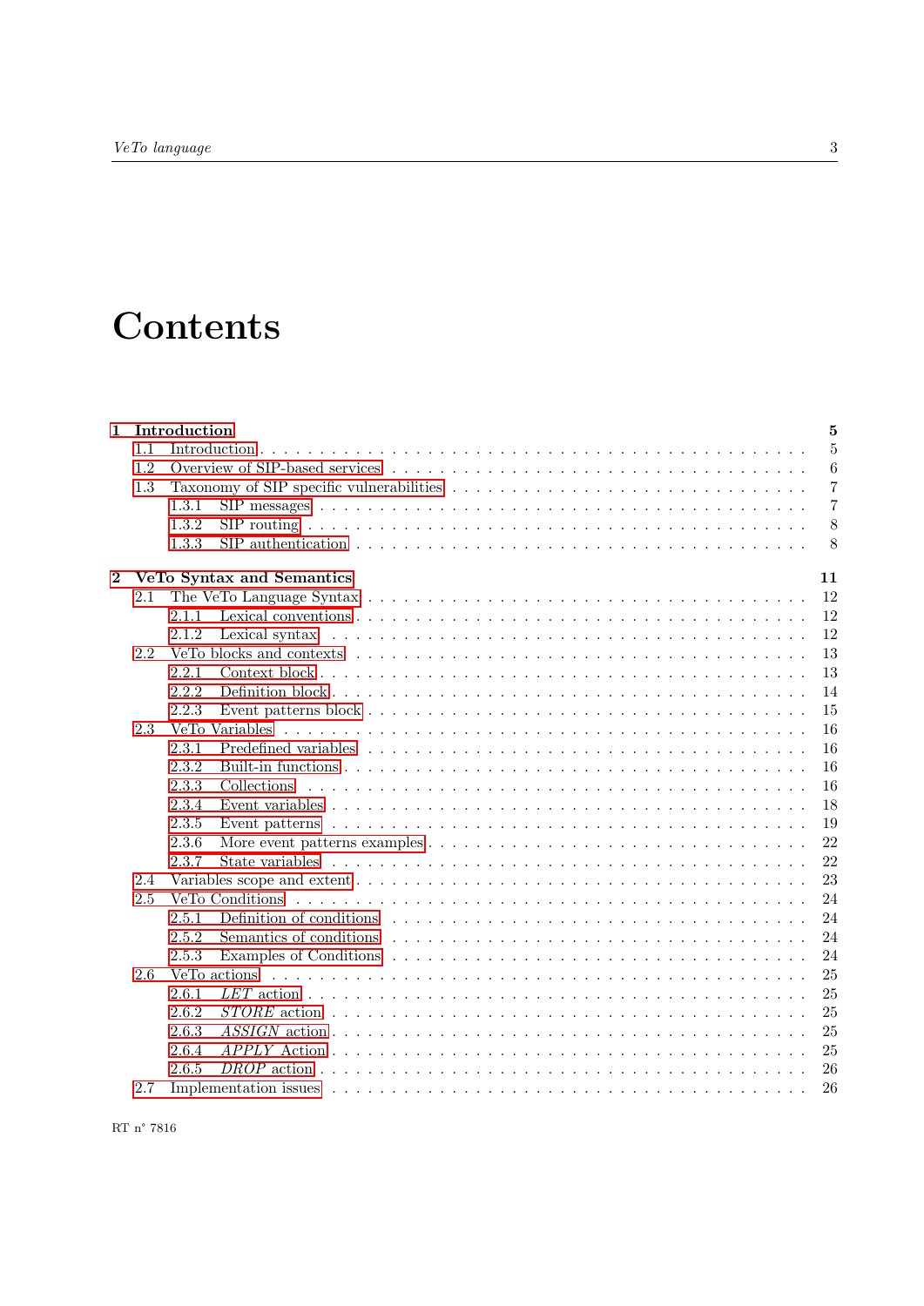# Contents

| | | |
|---|---|---|
| **1** | **Introduction** | **5** |
| 1.1 | Introduction | 5 |
| 1.2 | Overview of SIP-based services | 6 |
| 1.3 | Taxonomy of SIP specific vulnerabilities | 7 |
| 1.3.1 | SIP messages | 7 |
| 1.3.2 | SIP routing | 8 |
| 1.3.3 | SIP authentication | 8 |
| **2** | **VeTo Syntax and Semantics** | **11** |
| 2.1 | The VeTo Language Syntax | 12 |
| 2.1.1 | Lexical conventions | 12 |
| 2.1.2 | Lexical syntax | 12 |
| 2.2 | VeTo blocks and contexts | 13 |
| 2.2.1 | Context block | 13 |
| 2.2.2 | Definition block | 14 |
| 2.2.3 | Event patterns block | 15 |
| 2.3 | VeTo Variables | 16 |
| 2.3.1 | Predefined variables | 16 |
| 2.3.2 | Built-in functions | 16 |
| 2.3.3 | Collections | 16 |
| 2.3.4 | Event variables | 18 |
| 2.3.5 | Event patterns | 19 |
| 2.3.6 | More event patterns examples | 22 |
| 2.3.7 | State variables | 22 |
| 2.4 | Variables scope and extent | 23 |
| 2.5 | VeTo Conditions | 24 |
| 2.5.1 | Definition of conditions | 24 |
| 2.5.2 | Semantics of conditions | 24 |
| 2.5.3 | Examples of Conditions | 24 |
| 2.6 | VeTo actions | 25 |
| 2.6.1 | *LET* action | 25 |
| 2.6.2 | *STORE* action | 25 |
| 2.6.3 | *ASSIGN* action | 25 |
| 2.6.4 | *APPLY* Action | 25 |
| 2.6.5 | *DROP* action | 26 |
| 2.7 | Implementation issues | 26 |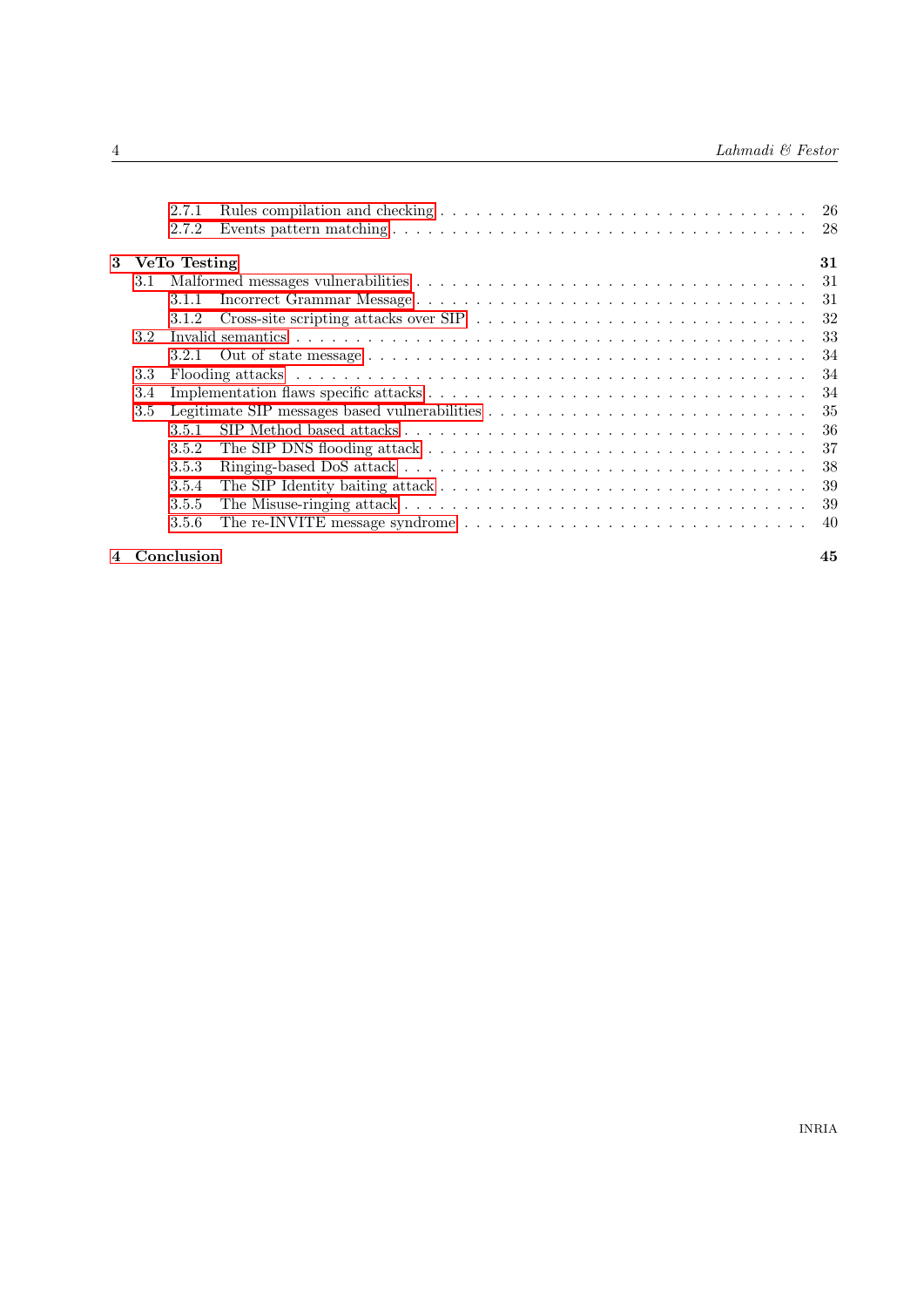2.7.1 Rules compilation and checking . . . . . . . . . . 26
2.7.2 Events pattern matching . . . . . . . . . . 28

**3 VeTo Testing** **31**

3.1 Malformed messages vulnerabilities . . . . . . . . . . 31

3.1.1 Incorrect Grammar Message . . . . . . . . . . 31
3.1.2 Cross-site scripting attacks over SIP . . . . . . . . . . 32

3.2 Invalid semantics . . . . . . . . . . 33

3.2.1 Out of state message . . . . . . . . . . 34

3.3 Flooding attacks . . . . . . . . . . 34

3.4 Implementation flaws specific attacks . . . . . . . . . . 34

3.5 Legitimate SIP messages based vulnerabilities . . . . . . . . . . 35

3.5.1 SIP Method based attacks . . . . . . . . . . 36
3.5.2 The SIP DNS flooding attack . . . . . . . . . . 37
3.5.3 Ringing-based DoS attack . . . . . . . . . . 38
3.5.4 The SIP Identity baiting attack . . . . . . . . . . 39
3.5.5 The Misuse-ringing attack . . . . . . . . . . 39
3.5.6 The re-INVITE message syndrome . . . . . . . . . . 40

**4 Conclusion** **45**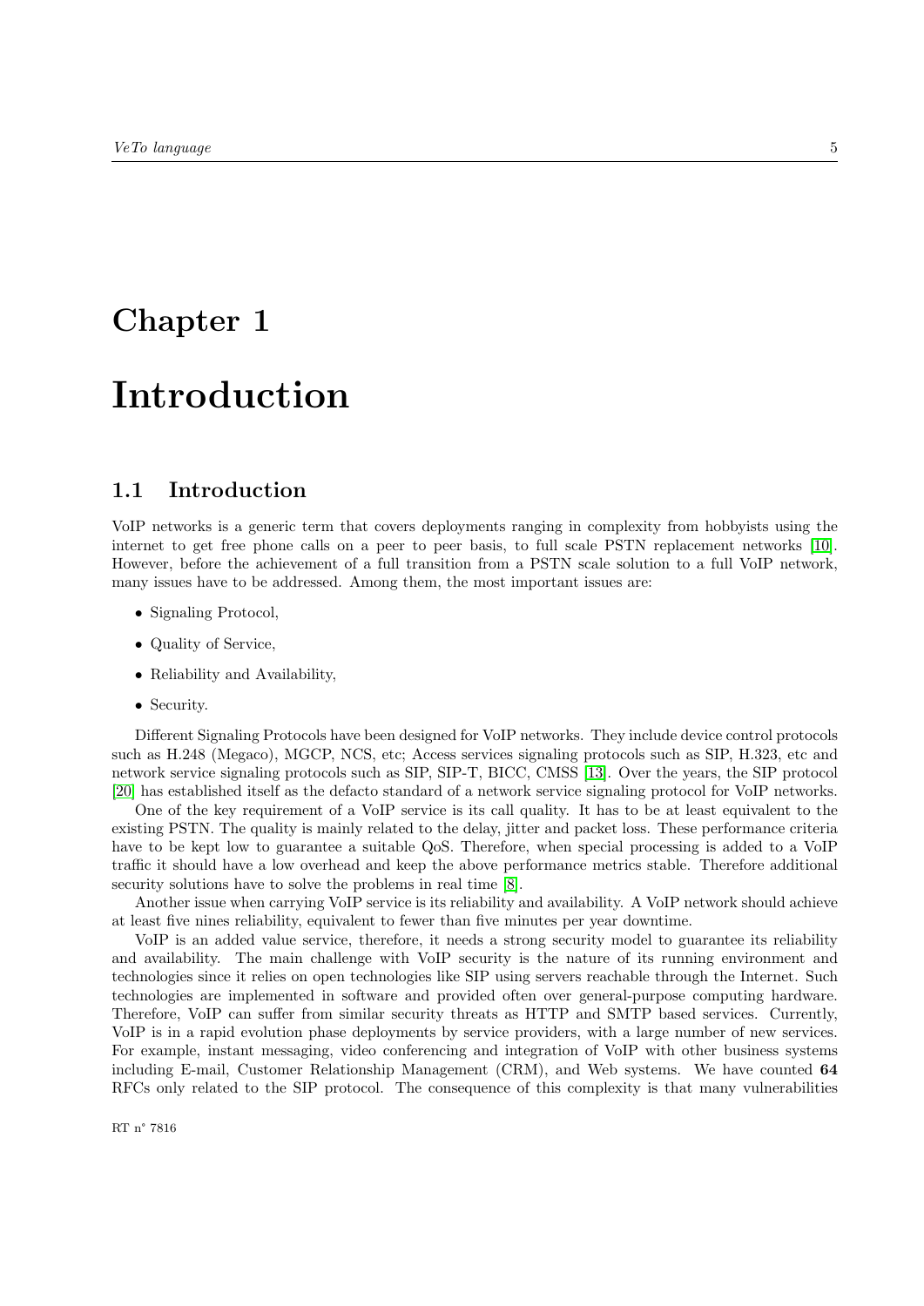# Chapter 1

# Introduction

## 1.1 Introduction

VoIP networks is a generic term that covers deployments ranging in complexity from hobbyists using the internet to get free phone calls on a peer to peer basis, to full scale PSTN replacement networks [10]. However, before the achievement of a full transition from a PSTN scale solution to a full VoIP network, many issues have to be addressed. Among them, the most important issues are:

- Signaling Protocol,
- Quality of Service,
- Reliability and Availability,
- Security.

Different Signaling Protocols have been designed for VoIP networks. They include device control protocols such as H.248 (Megaco), MGCP, NCS, etc; Access services signaling protocols such as SIP, H.323, etc and network service signaling protocols such as SIP, SIP-T, BICC, CMSS [13]. Over the years, the SIP protocol [20] has established itself as the defacto standard of a network service signaling protocol for VoIP networks.

One of the key requirement of a VoIP service is its call quality. It has to be at least equivalent to the existing PSTN. The quality is mainly related to the delay, jitter and packet loss. These performance criteria have to be kept low to guarantee a suitable QoS. Therefore, when special processing is added to a VoIP traffic it should have a low overhead and keep the above performance metrics stable. Therefore additional security solutions have to solve the problems in real time [8].

Another issue when carrying VoIP service is its reliability and availability. A VoIP network should achieve at least five nines reliability, equivalent to fewer than five minutes per year downtime.

VoIP is an added value service, therefore, it needs a strong security model to guarantee its reliability and availability. The main challenge with VoIP security is the nature of its running environment and technologies since it relies on open technologies like SIP using servers reachable through the Internet. Such technologies are implemented in software and provided often over general-purpose computing hardware. Therefore, VoIP can suffer from similar security threats as HTTP and SMTP based services. Currently, VoIP is in a rapid evolution phase deployments by service providers, with a large number of new services. For example, instant messaging, video conferencing and integration of VoIP with other business systems including E-mail, Customer Relationship Management (CRM), and Web systems. We have counted **64** RFCs only related to the SIP protocol. The consequence of this complexity is that many vulnerabilities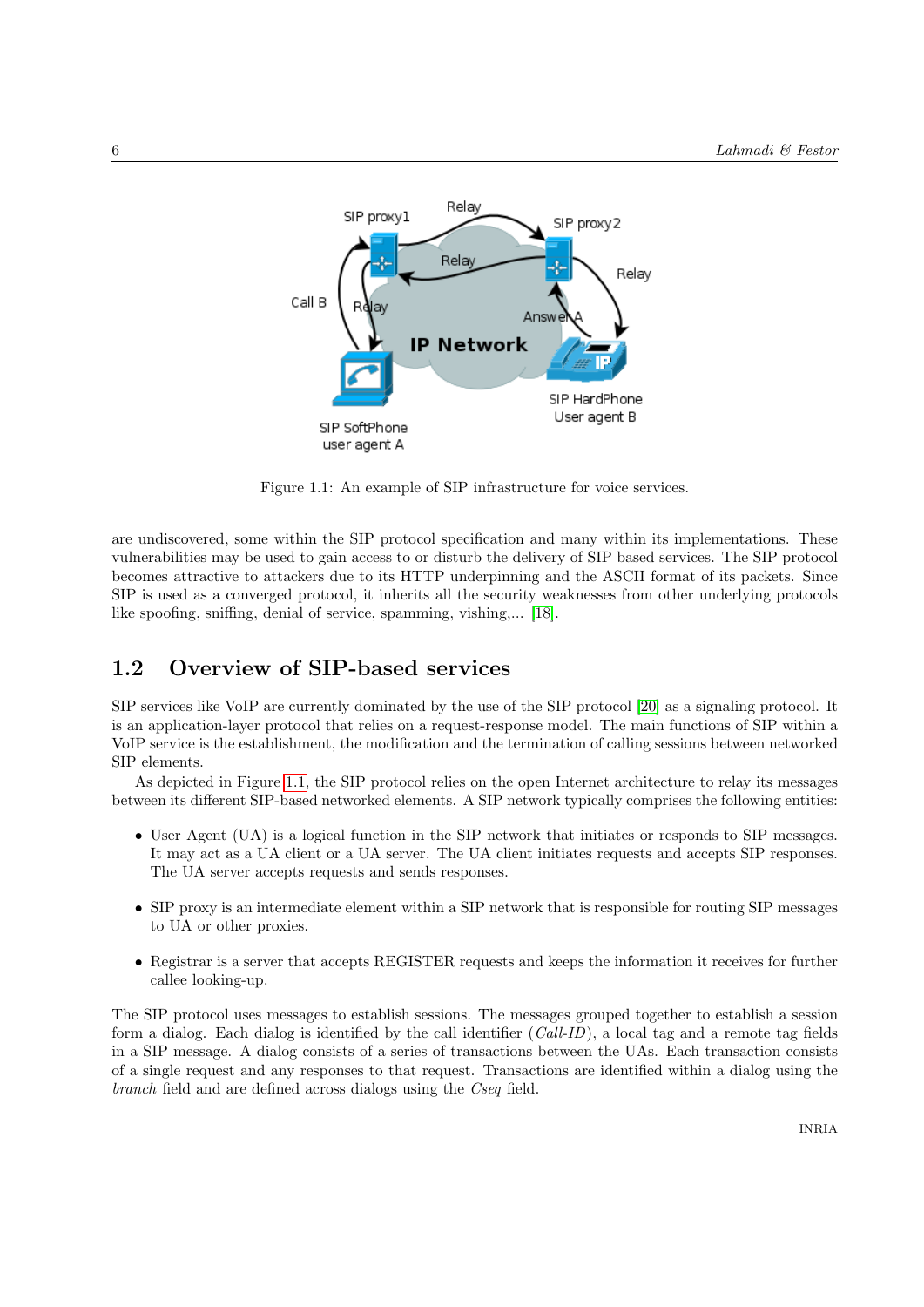Figure 1.1: An example of SIP infrastructure for voice services.

are undiscovered, some within the SIP protocol specification and many within its implementations. These vulnerabilities may be used to gain access to or disturb the delivery of SIP based services. The SIP protocol becomes attractive to attackers due to its HTTP underpinning and the ASCII format of its packets. Since SIP is used as a converged protocol, it inherits all the security weaknesses from other underlying protocols like spoofing, sniffing, denial of service, spamming, vishing,... [18].

## 1.2 Overview of SIP-based services

SIP services like VoIP are currently dominated by the use of the SIP protocol [20] as a signaling protocol. It is an application-layer protocol that relies on a request-response model. The main functions of SIP within a VoIP service is the establishment, the modification and the termination of calling sessions between networked SIP elements.

As depicted in Figure 1.1, the SIP protocol relies on the open Internet architecture to relay its messages between its different SIP-based networked elements. A SIP network typically comprises the following entities:

- User Agent (UA) is a logical function in the SIP network that initiates or responds to SIP messages. It may act as a UA client or a UA server. The UA client initiates requests and accepts SIP responses. The UA server accepts requests and sends responses.
- SIP proxy is an intermediate element within a SIP network that is responsible for routing SIP messages to UA or other proxies.
- Registrar is a server that accepts REGISTER requests and keeps the information it receives for further callee looking-up.

The SIP protocol uses messages to establish sessions. The messages grouped together to establish a session form a dialog. Each dialog is identified by the call identifier (*Call-ID*), a local tag and a remote tag fields in a SIP message. A dialog consists of a series of transactions between the UAs. Each transaction consists of a single request and any responses to that request. Transactions are identified within a dialog using the *branch* field and are defined across dialogs using the *Cseq* field.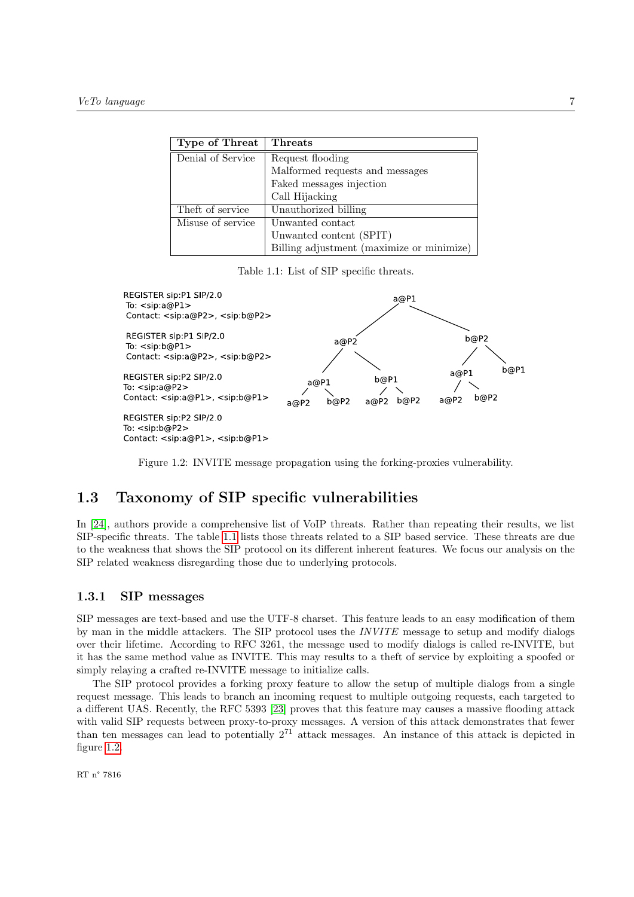| Type of Threat | Threats |
|---|---|
| Denial of Service | Request flooding |
| | Malformed requests and messages |
| | Faked messages injection |
| | Call Hijacking |
| Theft of service | Unauthorized billing |
| Misuse of service | Unwanted contact |
| | Unwanted content (SPIT) |
| | Billing adjustment (maximize or minimize) |

Table 1.1: List of SIP specific threats.

```
REGISTER sip:P1 SIP/2.0
To: <sip:a@P1>
Contact: <sip:a@P2>, <sip:b@P2>

REGISTER sip:P1 SIP/2.0
To: <sip:b@P1>
Contact: <sip:a@P2>, <sip:b@P2>

REGISTER sip:P2 SIP/2.0
To: <sip:a@P2>
Contact: <sip:a@P1>, <sip:b@P1>

REGISTER sip:P2 SIP/2.0
To: <sip:b@P2>
Contact: <sip:a@P1>, <sip:b@P1>
```

```
a@P1
├── a@P2
│   ├── a@P1
│   │   ├── a@P2
│   │   └── b@P2
│   └── b@P1
│       ├── a@P2
│       └── b@P2
└── b@P2
    ├── a@P1
    │   ├── a@P2
    │   └── b@P2
    └── b@P1
```

Figure 1.2: INVITE message propagation using the forking-proxies vulnerability.

## 1.3 Taxonomy of SIP specific vulnerabilities

In [24], authors provide a comprehensive list of VoIP threats. Rather than repeating their results, we list SIP-specific threats. The table 1.1 lists those threats related to a SIP based service. These threats are due to the weakness that shows the SIP protocol on its different inherent features. We focus our analysis on the SIP related weakness disregarding those due to underlying protocols.

### 1.3.1 SIP messages

SIP messages are text-based and use the UTF-8 charset. This feature leads to an easy modification of them by man in the middle attackers. The SIP protocol uses the *INVITE* message to setup and modify dialogs over their lifetime. According to RFC 3261, the message used to modify dialogs is called re-INVITE, but it has the same method value as INVITE. This may results to a theft of service by exploiting a spoofed or simply relaying a crafted re-INVITE message to initialize calls.

The SIP protocol provides a forking proxy feature to allow the setup of multiple dialogs from a single request message. This leads to branch an incoming request to multiple outgoing requests, each targeted to a different UAS. Recently, the RFC 5393 [23] proves that this feature may causes a massive flooding attack with valid SIP requests between proxy-to-proxy messages. A version of this attack demonstrates that fewer than ten messages can lead to potentially $2^{71}$ attack messages. An instance of this attack is depicted in figure 1.2.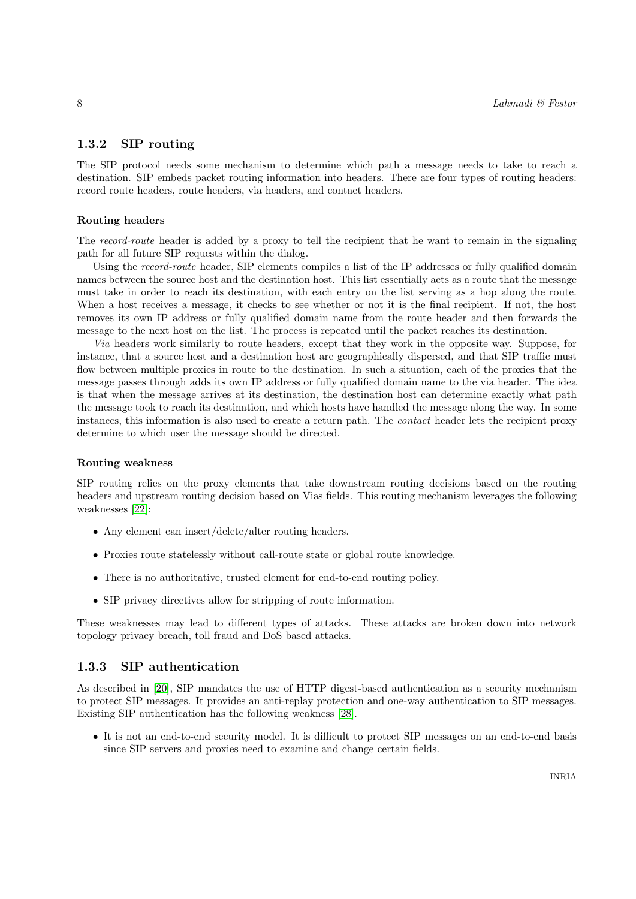### 1.3.2 SIP routing

The SIP protocol needs some mechanism to determine which path a message needs to take to reach a destination. SIP embeds packet routing information into headers. There are four types of routing headers: record route headers, route headers, via headers, and contact headers.

#### Routing headers

The *record-route* header is added by a proxy to tell the recipient that he want to remain in the signaling path for all future SIP requests within the dialog.

Using the *record-route* header, SIP elements compiles a list of the IP addresses or fully qualified domain names between the source host and the destination host. This list essentially acts as a route that the message must take in order to reach its destination, with each entry on the list serving as a hop along the route. When a host receives a message, it checks to see whether or not it is the final recipient. If not, the host removes its own IP address or fully qualified domain name from the route header and then forwards the message to the next host on the list. The process is repeated until the packet reaches its destination.

*Via* headers work similarly to route headers, except that they work in the opposite way. Suppose, for instance, that a source host and a destination host are geographically dispersed, and that SIP traffic must flow between multiple proxies in route to the destination. In such a situation, each of the proxies that the message passes through adds its own IP address or fully qualified domain name to the via header. The idea is that when the message arrives at its destination, the destination host can determine exactly what path the message took to reach its destination, and which hosts have handled the message along the way. In some instances, this information is also used to create a return path. The *contact* header lets the recipient proxy determine to which user the message should be directed.

#### Routing weakness

SIP routing relies on the proxy elements that take downstream routing decisions based on the routing headers and upstream routing decision based on Vias fields. This routing mechanism leverages the following weaknesses [22]:

- Any element can insert/delete/alter routing headers.
- Proxies route statelessly without call-route state or global route knowledge.
- There is no authoritative, trusted element for end-to-end routing policy.
- SIP privacy directives allow for stripping of route information.

These weaknesses may lead to different types of attacks. These attacks are broken down into network topology privacy breach, toll fraud and DoS based attacks.

### 1.3.3 SIP authentication

As described in [20], SIP mandates the use of HTTP digest-based authentication as a security mechanism to protect SIP messages. It provides an anti-replay protection and one-way authentication to SIP messages. Existing SIP authentication has the following weakness [28].

- It is not an end-to-end security model. It is difficult to protect SIP messages on an end-to-end basis since SIP servers and proxies need to examine and change certain fields.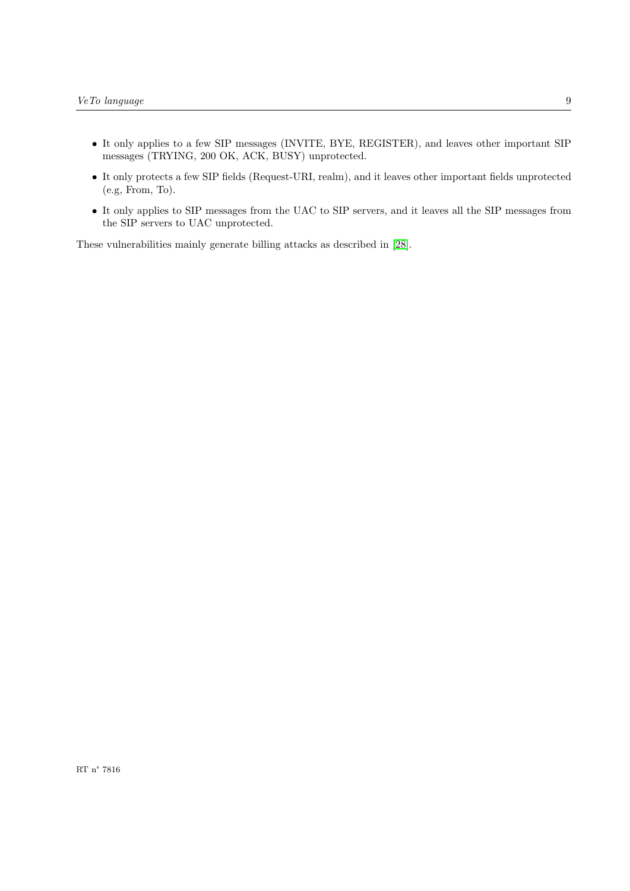- It only applies to a few SIP messages (INVITE, BYE, REGISTER), and leaves other important SIP messages (TRYING, 200 OK, ACK, BUSY) unprotected.
- It only protects a few SIP fields (Request-URI, realm), and it leaves other important fields unprotected (e.g, From, To).
- It only applies to SIP messages from the UAC to SIP servers, and it leaves all the SIP messages from the SIP servers to UAC unprotected.

These vulnerabilities mainly generate billing attacks as described in [28].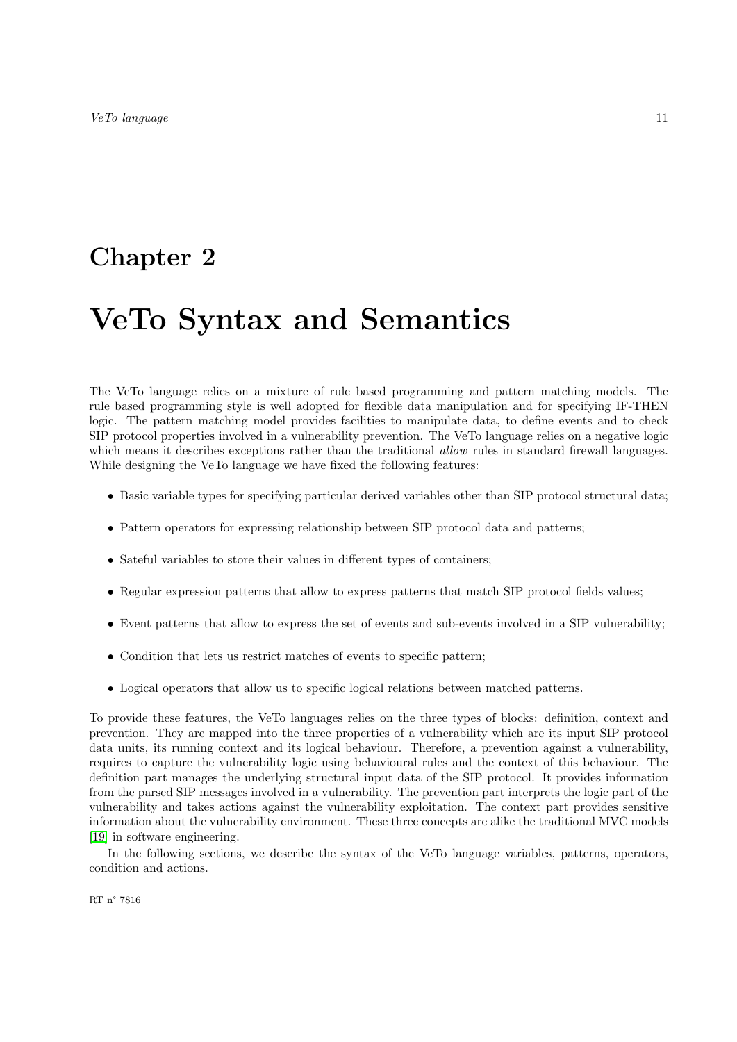# Chapter 2

# VeTo Syntax and Semantics

The VeTo language relies on a mixture of rule based programming and pattern matching models. The rule based programming style is well adopted for flexible data manipulation and for specifying IF-THEN logic. The pattern matching model provides facilities to manipulate data, to define events and to check SIP protocol properties involved in a vulnerability prevention. The VeTo language relies on a negative logic which means it describes exceptions rather than the traditional *allow* rules in standard firewall languages. While designing the VeTo language we have fixed the following features:

- Basic variable types for specifying particular derived variables other than SIP protocol structural data;
- Pattern operators for expressing relationship between SIP protocol data and patterns;
- Sateful variables to store their values in different types of containers;
- Regular expression patterns that allow to express patterns that match SIP protocol fields values;
- Event patterns that allow to express the set of events and sub-events involved in a SIP vulnerability;
- Condition that lets us restrict matches of events to specific pattern;
- Logical operators that allow us to specific logical relations between matched patterns.

To provide these features, the VeTo languages relies on the three types of blocks: definition, context and prevention. They are mapped into the three properties of a vulnerability which are its input SIP protocol data units, its running context and its logical behaviour. Therefore, a prevention against a vulnerability, requires to capture the vulnerability logic using behavioural rules and the context of this behaviour. The definition part manages the underlying structural input data of the SIP protocol. It provides information from the parsed SIP messages involved in a vulnerability. The prevention part interprets the logic part of the vulnerability and takes actions against the vulnerability exploitation. The context part provides sensitive information about the vulnerability environment. These three concepts are alike the traditional MVC models [19] in software engineering.

In the following sections, we describe the syntax of the VeTo language variables, patterns, operators, condition and actions.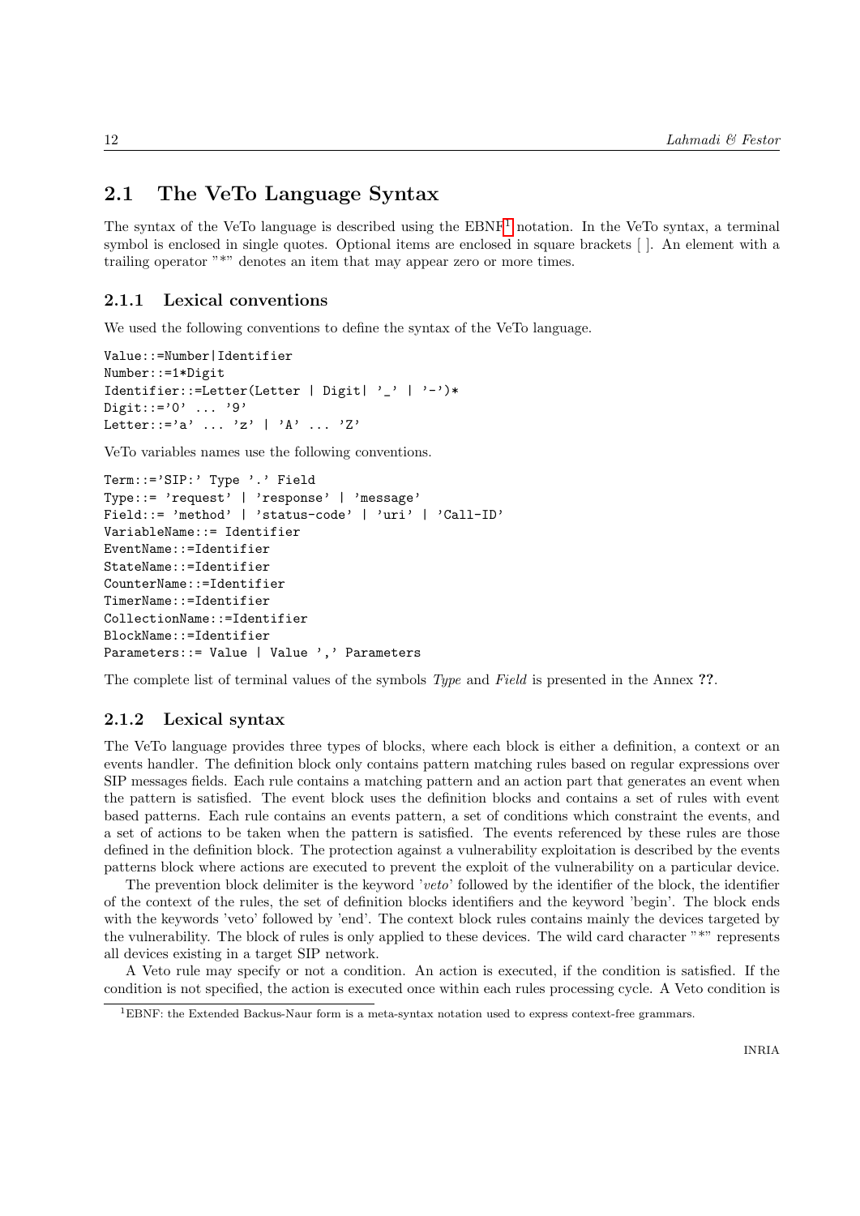## 2.1 The VeTo Language Syntax

The syntax of the VeTo language is described using the EBNF[1] notation. In the VeTo syntax, a terminal symbol is enclosed in single quotes. Optional items are enclosed in square brackets [ ]. An element with a trailing operator "*" denotes an item that may appear zero or more times.

### 2.1.1 Lexical conventions

We used the following conventions to define the syntax of the VeTo language.

```
Value::=Number|Identifier
Number::=1*Digit
Identifier::=Letter(Letter | Digit| '_' | '-')*
Digit::='0' ... '9'
Letter::='a' ... 'z' | 'A' ... 'Z'
```

VeTo variables names use the following conventions.

```
Term::='SIP:' Type '.' Field
Type::= 'request' | 'response' | 'message'
Field::= 'method' | 'status-code' | 'uri' | 'Call-ID'
VariableName::= Identifier
EventName::=Identifier
StateName::=Identifier
CounterName::=Identifier
TimerName::=Identifier
CollectionName::=Identifier
BlockName::=Identifier
Parameters::= Value | Value ',' Parameters
```

The complete list of terminal values of the symbols *Type* and *Field* is presented in the Annex **??**.

### 2.1.2 Lexical syntax

The VeTo language provides three types of blocks, where each block is either a definition, a context or an events handler. The definition block only contains pattern matching rules based on regular expressions over SIP messages fields. Each rule contains a matching pattern and an action part that generates an event when the pattern is satisfied. The event block uses the definition blocks and contains a set of rules with event based patterns. Each rule contains an events pattern, a set of conditions which constraint the events, and a set of actions to be taken when the pattern is satisfied. The events referenced by these rules are those defined in the definition block. The protection against a vulnerability exploitation is described by the events patterns block where actions are executed to prevent the exploit of the vulnerability on a particular device.

The prevention block delimiter is the keyword '*veto*' followed by the identifier of the block, the identifier of the context of the rules, the set of definition blocks identifiers and the keyword 'begin'. The block ends with the keywords 'veto' followed by 'end'. The context block rules contains mainly the devices targeted by the vulnerability. The block of rules is only applied to these devices. The wild card character "*" represents all devices existing in a target SIP network.

A Veto rule may specify or not a condition. An action is executed, if the condition is satisfied. If the condition is not specified, the action is executed once within each rules processing cycle. A Veto condition is

[1] EBNF: the Extended Backus-Naur form is a meta-syntax notation used to express context-free grammars.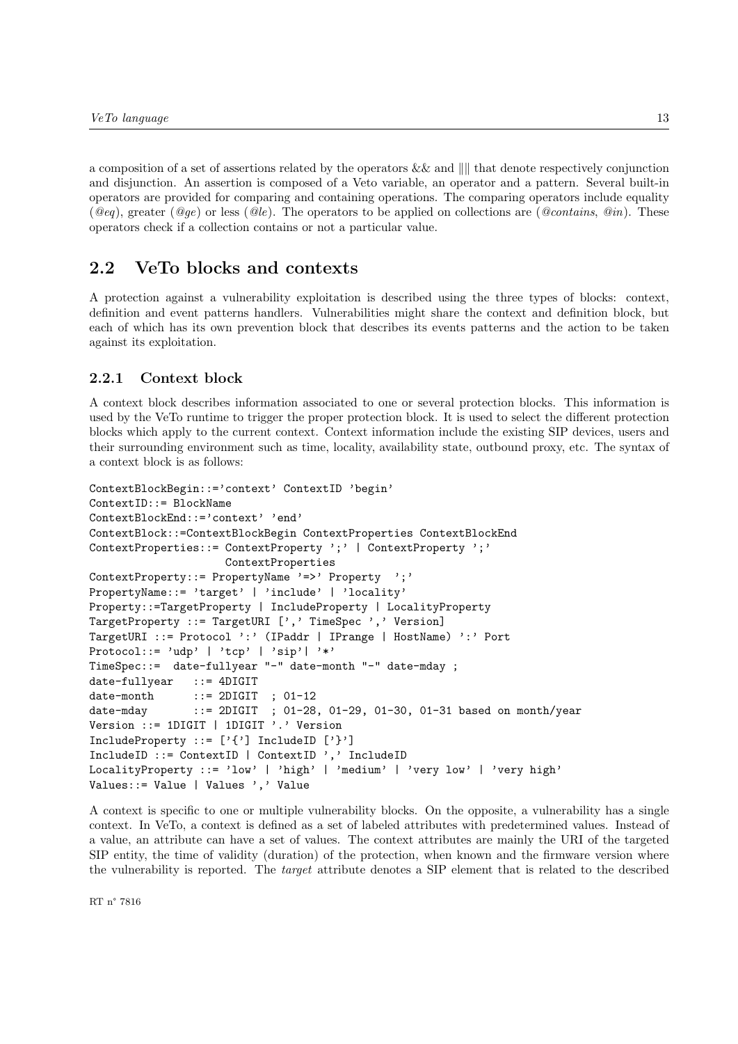a composition of a set of assertions related by the operators && and |||| that denote respectively conjunction and disjunction. An assertion is composed of a Veto variable, an operator and a pattern. Several built-in operators are provided for comparing and containing operations. The comparing operators include equality (*@eq*), greater (*@ge*) or less (*@le*). The operators to be applied on collections are (*@contains*, *@in*). These operators check if a collection contains or not a particular value.

## 2.2 VeTo blocks and contexts

A protection against a vulnerability exploitation is described using the three types of blocks: context, definition and event patterns handlers. Vulnerabilities might share the context and definition block, but each of which has its own prevention block that describes its events patterns and the action to be taken against its exploitation.

### 2.2.1 Context block

A context block describes information associated to one or several protection blocks. This information is used by the VeTo runtime to trigger the proper protection block. It is used to select the different protection blocks which apply to the current context. Context information include the existing SIP devices, users and their surrounding environment such as time, locality, availability state, outbound proxy, etc. The syntax of a context block is as follows:

```
ContextBlockBegin::='context' ContextID 'begin'
ContextID::= BlockName
ContextBlockEnd::='context' 'end'
ContextBlock::=ContextBlockBegin ContextProperties ContextBlockEnd
ContextProperties::= ContextProperty ';' | ContextProperty ';'
                     ContextProperties
ContextProperty::= PropertyName '=>' Property  ';'
PropertyName::= 'target' | 'include' | 'locality'
Property::=TargetProperty | IncludeProperty | LocalityProperty
TargetProperty ::= TargetURI [',' TimeSpec ',' Version]
TargetURI ::= Protocol ':' (IPaddr | IPrange | HostName) ':' Port
Protocol::= 'udp' | 'tcp' | 'sip'| '*'
TimeSpec::=  date-fullyear "-" date-month "-" date-mday ;
date-fullyear   ::= 4DIGIT
date-month      ::= 2DIGIT  ; 01-12
date-mday       ::= 2DIGIT  ; 01-28, 01-29, 01-30, 01-31 based on month/year
Version ::= 1DIGIT | 1DIGIT '.' Version
IncludeProperty ::= ['{'] IncludeID ['}']
IncludeID ::= ContextID | ContextID ',' IncludeID
LocalityProperty ::= 'low' | 'high' | 'medium' | 'very low' | 'very high'
Values::= Value | Values ',' Value
```

A context is specific to one or multiple vulnerability blocks. On the opposite, a vulnerability has a single context. In VeTo, a context is defined as a set of labeled attributes with predetermined values. Instead of a value, an attribute can have a set of values. The context attributes are mainly the URI of the targeted SIP entity, the time of validity (duration) of the protection, when known and the firmware version where the vulnerability is reported. The *target* attribute denotes a SIP element that is related to the described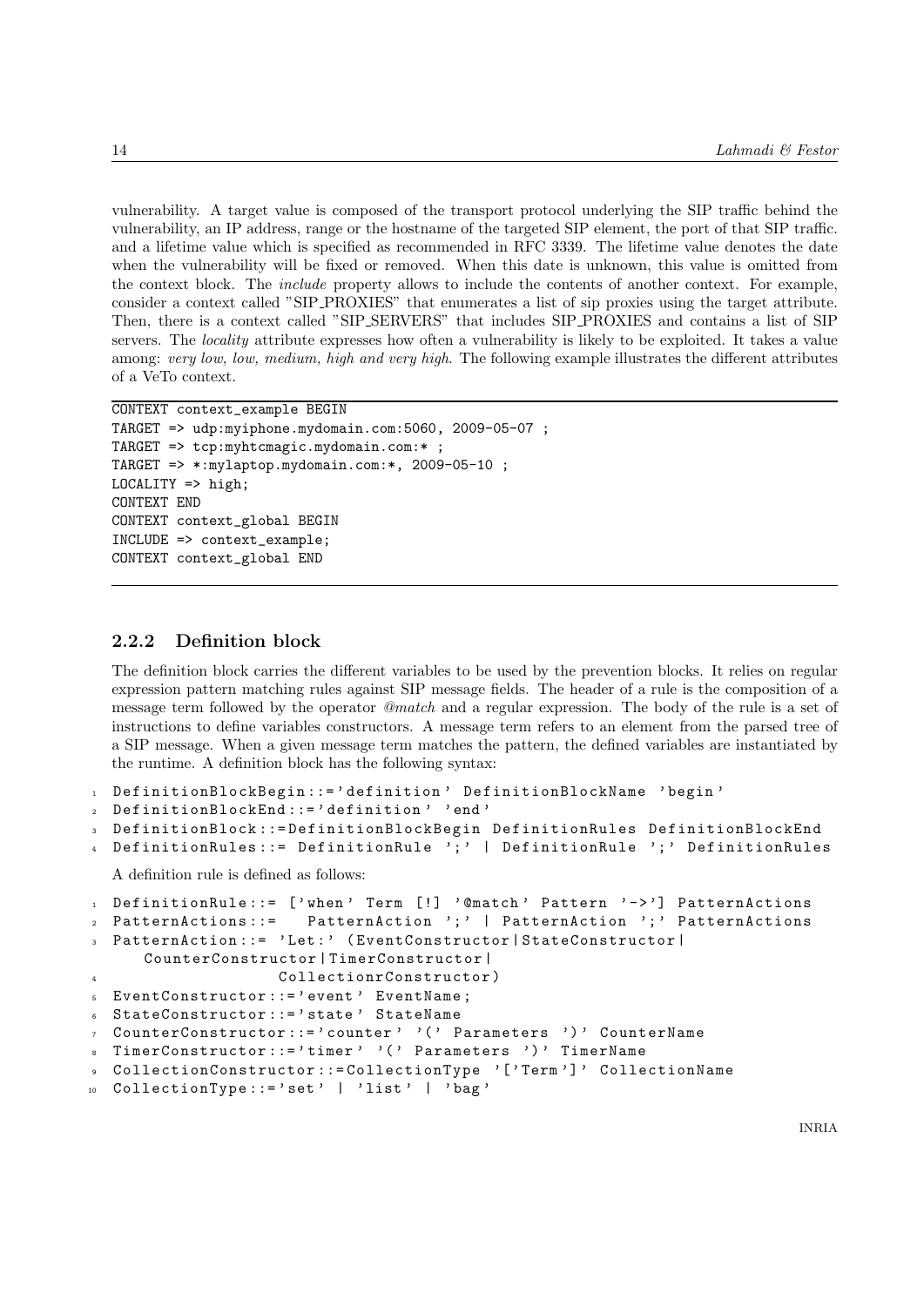vulnerability. A target value is composed of the transport protocol underlying the SIP traffic behind the vulnerability, an IP address, range or the hostname of the targeted SIP element, the port of that SIP traffic. and a lifetime value which is specified as recommended in RFC 3339. The lifetime value denotes the date when the vulnerability will be fixed or removed. When this date is unknown, this value is omitted from the context block. The *include* property allows to include the contents of another context. For example, consider a context called "SIP_PROXIES" that enumerates a list of sip proxies using the target attribute. Then, there is a context called "SIP_SERVERS" that includes SIP_PROXIES and contains a list of SIP servers. The *locality* attribute expresses how often a vulnerability is likely to be exploited. It takes a value among: *very low, low, medium, high and very high*. The following example illustrates the different attributes of a VeTo context.

```
CONTEXT context_example BEGIN
TARGET => udp:myiphone.mydomain.com:5060, 2009-05-07 ;
TARGET => tcp:myhtcmagic.mydomain.com:* ;
TARGET => *:mylaptop.mydomain.com:*, 2009-05-10 ;
LOCALITY => high;
CONTEXT END
CONTEXT context_global BEGIN
INCLUDE => context_example;
CONTEXT context_global END
```

### 2.2.2 Definition block

The definition block carries the different variables to be used by the prevention blocks. It relies on regular expression pattern matching rules against SIP message fields. The header of a rule is the composition of a message term followed by the operator *@match* and a regular expression. The body of the rule is a set of instructions to define variables constructors. A message term refers to an element from the parsed tree of a SIP message. When a given message term matches the pattern, the defined variables are instantiated by the runtime. A definition block has the following syntax:

```
1 DefinitionBlockBegin::='definition' DefinitionBlockName 'begin'
2 DefinitionBlockEnd::='definition' 'end'
3 DefinitionBlock::=DefinitionBlockBegin DefinitionRules DefinitionBlockEnd
4 DefinitionRules::= DefinitionRule ';' | DefinitionRule ';' DefinitionRules
```

A definition rule is defined as follows:

```
1 DefinitionRule::= ['when' Term [!] '@match' Pattern '->'] PatternActions
2 PatternActions::=   PatternAction ';' | PatternAction ';' PatternActions
3 PatternAction::= 'Let:' (EventConstructor|StateConstructor|
      CounterConstructor|TimerConstructor|
4                 CollectionrConstructor)
5 EventConstructor::='event' EventName;
6 StateConstructor::='state' StateName
7 CounterConstructor::='counter' '(' Parameters ')' CounterName
8 TimerConstructor::='timer' '(' Parameters ')' TimerName
9 CollectionConstructor::=CollectionType '['Term']' CollectionName
10 CollectionType::='set' | 'list' | 'bag'
```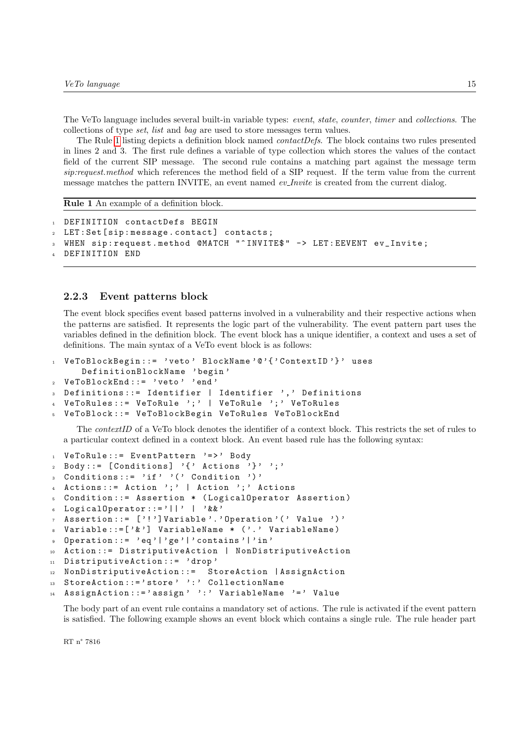The VeTo language includes several built-in variable types: *event*, *state*, *counter*, *timer* and *collections*. The collections of type *set*, *list* and *bag* are used to store messages term values.

The Rule 1 listing depicts a definition block named *contactDefs*. The block contains two rules presented in lines 2 and 3. The first rule defines a variable of type collection which stores the values of the contact field of the current SIP message. The second rule contains a matching part against the message term *sip:request.method* which references the method field of a SIP request. If the term value from the current message matches the pattern INVITE, an event named *ev_Invite* is created from the current dialog.

**Rule 1** An example of a definition block.

```
DEFINITION contactDefs BEGIN
LET:Set[sip:message.contact] contacts;
WHEN sip:request.method @MATCH "^INVITE$" -> LET:EEVENT ev_Invite;
DEFINITION END
```

### 2.2.3 Event patterns block

The event block specifies event based patterns involved in a vulnerability and their respective actions when the patterns are satisfied. It represents the logic part of the vulnerability. The event pattern part uses the variables defined in the definition block. The event block has a unique identifier, a context and uses a set of definitions. The main syntax of a VeTo event block is as follows:

```
VeToBlockBegin::= 'veto' BlockName'@'{'ContextID'}' uses
    DefinitionBlockName 'begin'
VeToBlockEnd::= 'veto' 'end'
Definitions::= Identifier | Identifier ',' Definitions
VeToRules::= VeToRule ';' | VeToRule ';' VeToRules
VeToBlock::= VeToBlockBegin VeToRules VeToBlockEnd
```

The *contextID* of a VeTo block denotes the identifier of a context block. This restricts the set of rules to a particular context defined in a context block. An event based rule has the following syntax:

```
VeToRule::= EventPattern '=>' Body
Body::= [Conditions] '{' Actions '}' ';'
Conditions::= 'if' '(' Condition ')'
Actions::= Action ';' | Action ';' Actions
Condition::= Assertion * (LogicalOperator Assertion)
LogicalOperator::='||' | '&&'
Assertion::= ['!']Variable'.'Operation'(' Value ')'
Variable::=['&'] VariableName * ('.' VariableName)
Operation::= 'eq'|'ge'|'contains'|'in'
Action::= DistriputiveAction | NonDistriputiveAction
DistriputiveAction::= 'drop'
NonDistriputiveAction::=  StoreAction |AssignAction
StoreAction::='store' ':' CollectionName
AssignAction::='assign' ':' VariableName '=' Value
```

The body part of an event rule contains a mandatory set of actions. The rule is activated if the event pattern is satisfied. The following example shows an event block which contains a single rule. The rule header part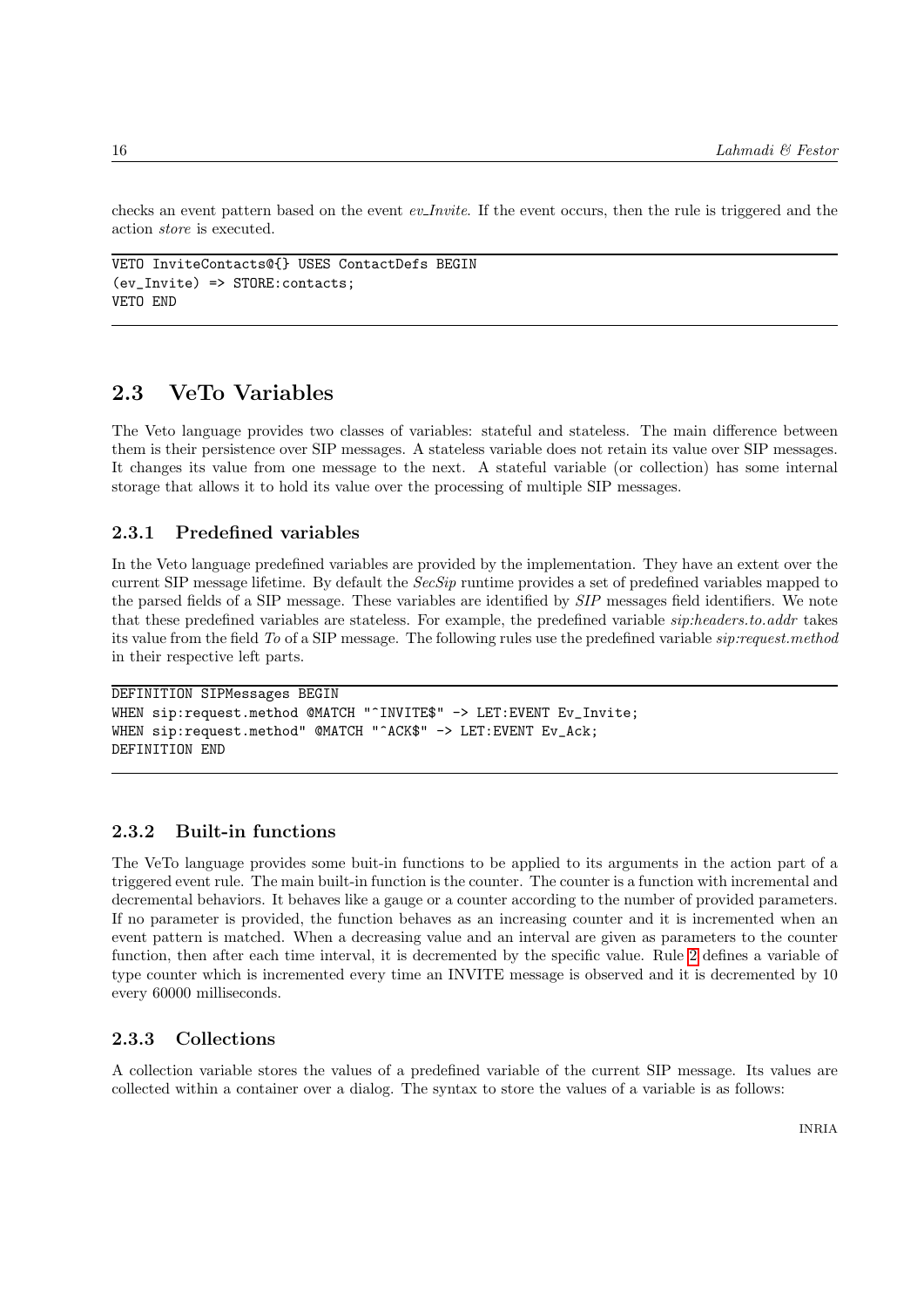checks an event pattern based on the event *ev_Invite*. If the event occurs, then the rule is triggered and the action *store* is executed.

```
VETO InviteContacts@{} USES ContactDefs BEGIN
(ev_Invite) => STORE:contacts;
VETO END
```

## 2.3 VeTo Variables

The Veto language provides two classes of variables: stateful and stateless. The main difference between them is their persistence over SIP messages. A stateless variable does not retain its value over SIP messages. It changes its value from one message to the next. A stateful variable (or collection) has some internal storage that allows it to hold its value over the processing of multiple SIP messages.

### 2.3.1 Predefined variables

In the Veto language predefined variables are provided by the implementation. They have an extent over the current SIP message lifetime. By default the *SecSip* runtime provides a set of predefined variables mapped to the parsed fields of a SIP message. These variables are identified by *SIP* messages field identifiers. We note that these predefined variables are stateless. For example, the predefined variable *sip:headers.to.addr* takes its value from the field *To* of a SIP message. The following rules use the predefined variable *sip:request.method* in their respective left parts.

```
DEFINITION SIPMessages BEGIN
WHEN sip:request.method @MATCH "^INVITE$" -> LET:EVENT Ev_Invite;
WHEN sip:request.method" @MATCH "^ACK$" -> LET:EVENT Ev_Ack;
DEFINITION END
```

### 2.3.2 Built-in functions

The VeTo language provides some buit-in functions to be applied to its arguments in the action part of a triggered event rule. The main built-in function is the counter. The counter is a function with incremental and decremental behaviors. It behaves like a gauge or a counter according to the number of provided parameters. If no parameter is provided, the function behaves as an increasing counter and it is incremented when an event pattern is matched. When a decreasing value and an interval are given as parameters to the counter function, then after each time interval, it is decremented by the specific value. Rule 2 defines a variable of type counter which is incremented every time an INVITE message is observed and it is decremented by 10 every 60000 milliseconds.

### 2.3.3 Collections

A collection variable stores the values of a predefined variable of the current SIP message. Its values are collected within a container over a dialog. The syntax to store the values of a variable is as follows: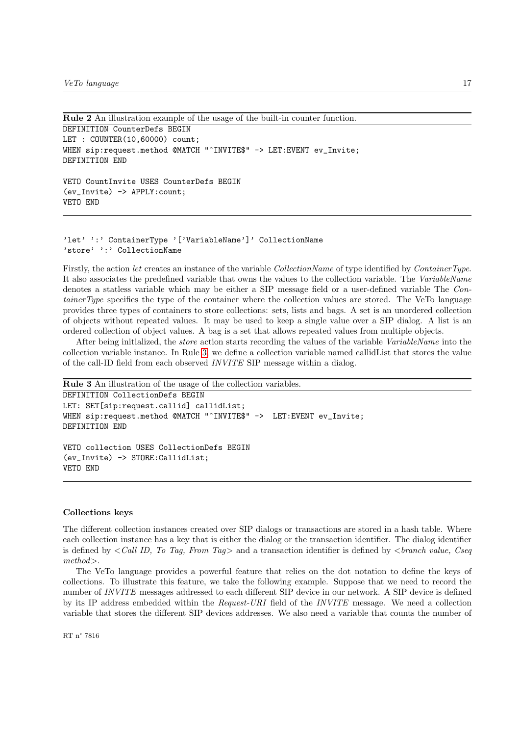**Rule 2** An illustration example of the usage of the built-in counter function.

```
DEFINITION CounterDefs BEGIN
LET : COUNTER(10,60000) count;
WHEN sip:request.method @MATCH "^INVITE$" -> LET:EVENT ev_Invite;
DEFINITION END

VETO CountInvite USES CounterDefs BEGIN
(ev_Invite) -> APPLY:count;
VETO END
```

```
'let' ':' ContainerType '['VariableName']' CollectionName
'store' ':' CollectionName
```

Firstly, the action *let* creates an instance of the variable *CollectionName* of type identified by *ContainerType*. It also associates the predefined variable that owns the values to the collection variable. The *VariableName* denotes a statless variable which may be either a SIP message field or a user-defined variable The *ContainerType* specifies the type of the container where the collection values are stored. The VeTo language provides three types of containers to store collections: sets, lists and bags. A set is an unordered collection of objects without repeated values. It may be used to keep a single value over a SIP dialog. A list is an ordered collection of object values. A bag is a set that allows repeated values from multiple objects.

After being initialized, the *store* action starts recording the values of the variable *VariableName* into the collection variable instance. In Rule 3, we define a collection variable named callidList that stores the value of the call-ID field from each observed *INVITE* SIP message within a dialog.

**Rule 3** An illustration of the usage of the collection variables.

```
DEFINITION CollectionDefs BEGIN
LET: SET[sip:request.callid] callidList;
WHEN sip:request.method @MATCH "^INVITE$" ->  LET:EVENT ev_Invite;
DEFINITION END

VETO collection USES CollectionDefs BEGIN
(ev_Invite) -> STORE:CallidList;
VETO END
```

#### Collections keys

The different collection instances created over SIP dialogs or transactions are stored in a hash table. Where each collection instance has a key that is either the dialog or the transaction identifier. The dialog identifier is defined by <*Call ID, To Tag, From Tag*> and a transaction identifier is defined by <*branch value, Cseq method*>.

The VeTo language provides a powerful feature that relies on the dot notation to define the keys of collections. To illustrate this feature, we take the following example. Suppose that we need to record the number of *INVITE* messages addressed to each different SIP device in our network. A SIP device is defined by its IP address embedded within the *Request-URI* field of the *INVITE* message. We need a collection variable that stores the different SIP devices addresses. We also need a variable that counts the number of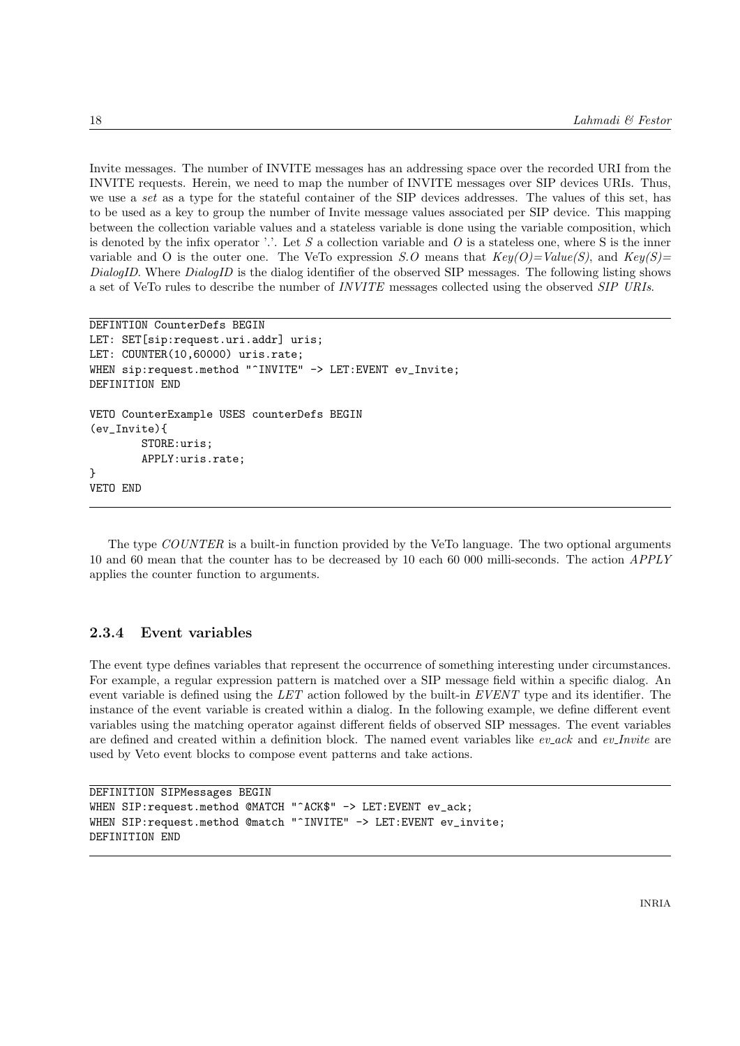Invite messages. The number of INVITE messages has an addressing space over the recorded URI from the INVITE requests. Herein, we need to map the number of INVITE messages over SIP devices URIs. Thus, we use a *set* as a type for the stateful container of the SIP devices addresses. The values of this set, has to be used as a key to group the number of Invite message values associated per SIP device. This mapping between the collection variable values and a stateless variable is done using the variable composition, which is denoted by the infix operator '.'. Let $S$ a collection variable and $O$ is a stateless one, where S is the inner variable and O is the outer one. The VeTo expression $S.O$ means that $Key(O)=Value(S)$, and $Key(S)= DialogID$. Where *DialogID* is the dialog identifier of the observed SIP messages. The following listing shows a set of VeTo rules to describe the number of *INVITE* messages collected using the observed *SIP URIs*.

```
DEFINTION CounterDefs BEGIN
LET: SET[sip:request.uri.addr] uris;
LET: COUNTER(10,60000) uris.rate;
WHEN sip:request.method "^INVITE" -> LET:EVENT ev_Invite;
DEFINITION END

VETO CounterExample USES counterDefs BEGIN
(ev_Invite){
        STORE:uris;
        APPLY:uris.rate;
}
VETO END
```

The type *COUNTER* is a built-in function provided by the VeTo language. The two optional arguments 10 and 60 mean that the counter has to be decreased by 10 each 60 000 milli-seconds. The action *APPLY* applies the counter function to arguments.

### 2.3.4 Event variables

The event type defines variables that represent the occurrence of something interesting under circumstances. For example, a regular expression pattern is matched over a SIP message field within a specific dialog. An event variable is defined using the *LET* action followed by the built-in *EVENT* type and its identifier. The instance of the event variable is created within a dialog. In the following example, we define different event variables using the matching operator against different fields of observed SIP messages. The event variables are defined and created within a definition block. The named event variables like *ev_ack* and *ev_Invite* are used by Veto event blocks to compose event patterns and take actions.

```
DEFINITION SIPMessages BEGIN
WHEN SIP:request.method @MATCH "^ACK$" -> LET:EVENT ev_ack;
WHEN SIP:request.method @match "^INVITE" -> LET:EVENT ev_invite;
DEFINITION END
```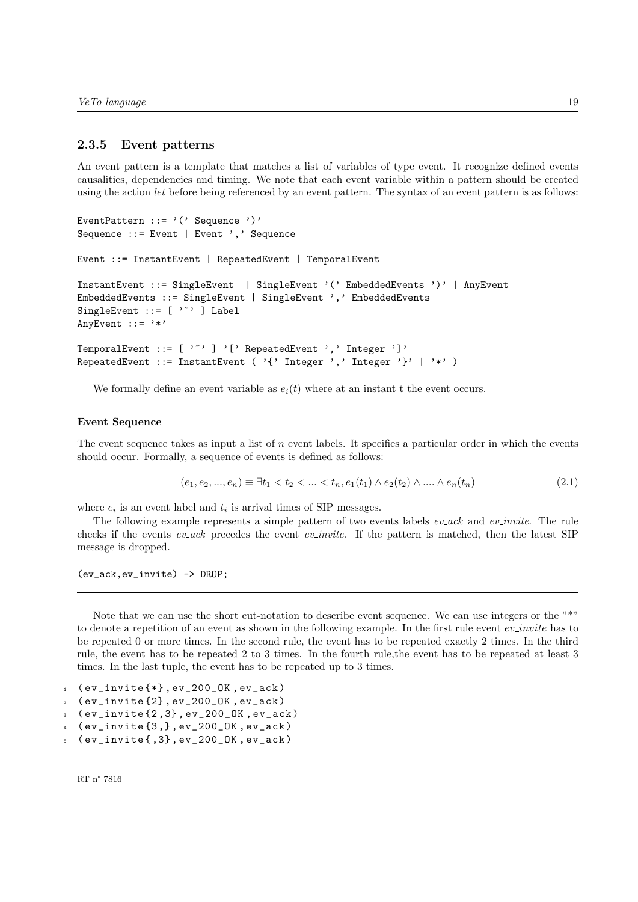### 2.3.5 Event patterns

An event pattern is a template that matches a list of variables of type event. It recognize defined events causalities, dependencies and timing. We note that each event variable within a pattern should be created using the action *let* before being referenced by an event pattern. The syntax of an event pattern is as follows:

```
EventPattern ::= '(' Sequence ')'
Sequence ::= Event | Event ',' Sequence

Event ::= InstantEvent | RepeatedEvent | TemporalEvent

InstantEvent ::= SingleEvent  | SingleEvent '(' EmbeddedEvents ')' | AnyEvent
EmbeddedEvents ::= SingleEvent | SingleEvent ',' EmbeddedEvents
SingleEvent ::= [ '~' ] Label
AnyEvent ::= '*'

TemporalEvent ::= [ '~' ] '[' RepeatedEvent ',' Integer ']'
RepeatedEvent ::= InstantEvent ( '{' Integer ',' Integer '}' | '*' )
```

We formally define an event variable as $e_i(t)$ where at an instant t the event occurs.

#### Event Sequence

The event sequence takes as input a list of $n$ event labels. It specifies a particular order in which the events should occur. Formally, a sequence of events is defined as follows:

$$(e_1, e_2, ..., e_n) \equiv \exists t_1 < t_2 < ... < t_n, e_1(t_1) \wedge e_2(t_2) \wedge .... \wedge e_n(t_n) \tag{2.1}$$

where $e_i$ is an event label and $t_i$ is arrival times of SIP messages.

The following example represents a simple pattern of two events labels *ev_ack* and *ev_invite*. The rule checks if the events *ev_ack* precedes the event *ev_invite*. If the pattern is matched, then the latest SIP message is dropped.

```
(ev_ack,ev_invite) -> DROP;
```

Note that we can use the short cut-notation to describe event sequence. We can use integers or the "*" to denote a repetition of an event as shown in the following example. In the first rule event *ev_invite* has to be repeated 0 or more times. In the second rule, the event has to be repeated exactly 2 times. In the third rule, the event has to be repeated 2 to 3 times. In the fourth rule,the event has to be repeated at least 3 times. In the last tuple, the event has to be repeated up to 3 times.

```
1 (ev_invite{*},ev_200_OK,ev_ack)
2 (ev_invite{2},ev_200_OK,ev_ack)
3 (ev_invite{2,3},ev_200_OK,ev_ack)
4 (ev_invite{3,},ev_200_OK,ev_ack)
5 (ev_invite{,3},ev_200_OK,ev_ack)
```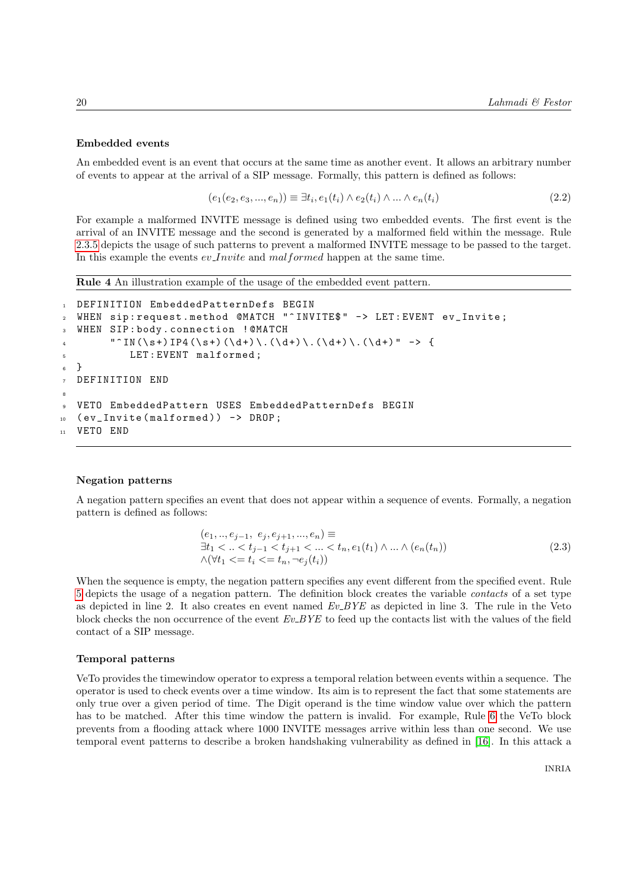### Embedded events

An embedded event is an event that occurs at the same time as another event. It allows an arbitrary number of events to appear at the arrival of a SIP message. Formally, this pattern is defined as follows:

$$(e_1(e_2, e_3, ..., e_n)) \equiv \exists t_i, e_1(t_i) \wedge e_2(t_i) \wedge ... \wedge e_n(t_i) \tag{2.2}$$

For example a malformed INVITE message is defined using two embedded events. The first event is the arrival of an INVITE message and the second is generated by a malformed field within the message. Rule 2.3.5 depicts the usage of such patterns to prevent a malformed INVITE message to be passed to the target. In this example the events *ev_Invite* and *malformed* happen at the same time.

**Rule 4** An illustration example of the usage of the embedded event pattern.

```
DEFINITION EmbeddedPatternDefs BEGIN
WHEN sip:request.method @MATCH "^INVITE$" -> LET:EVENT ev_Invite;
WHEN SIP:body.connection !@MATCH
     "^IN(\s+)IP4(\s+)(\d+)\.(\d+)\.(\d+)\.(\d+)" -> {
        LET:EVENT malformed;
}
DEFINITION END

VETO EmbeddedPattern USES EmbeddedPatternDefs BEGIN
(ev_Invite(malformed)) -> DROP;
VETO END
```

### Negation patterns

A negation pattern specifies an event that does not appear within a sequence of events. Formally, a negation pattern is defined as follows:

$$\begin{aligned}&(e_1, .., e_{j-1},\ e_j, e_{j+1}, ..., e_n) \equiv \\ &\exists t_1 < .. < t_{j-1} < t_{j+1} < ... < t_n, e_1(t_1) \wedge ... \wedge (e_n(t_n)) \\ &\wedge(\forall t_1 <= t_i <= t_n, \neg e_j(t_i))\end{aligned} \tag{2.3}$$

When the sequence is empty, the negation pattern specifies any event different from the specified event. Rule 5 depicts the usage of a negation pattern. The definition block creates the variable *contacts* of a set type as depicted in line 2. It also creates en event named *Ev_BYE* as depicted in line 3. The rule in the Veto block checks the non occurrence of the event *Ev_BYE* to feed up the contacts list with the values of the field contact of a SIP message.

### Temporal patterns

VeTo provides the timewindow operator to express a temporal relation between events within a sequence. The operator is used to check events over a time window. Its aim is to represent the fact that some statements are only true over a given period of time. The Digit operand is the time window value over which the pattern has to be matched. After this time window the pattern is invalid. For example, Rule 6 the VeTo block prevents from a flooding attack where 1000 INVITE messages arrive within less than one second. We use temporal event patterns to describe a broken handshaking vulnerability as defined in [16]. In this attack a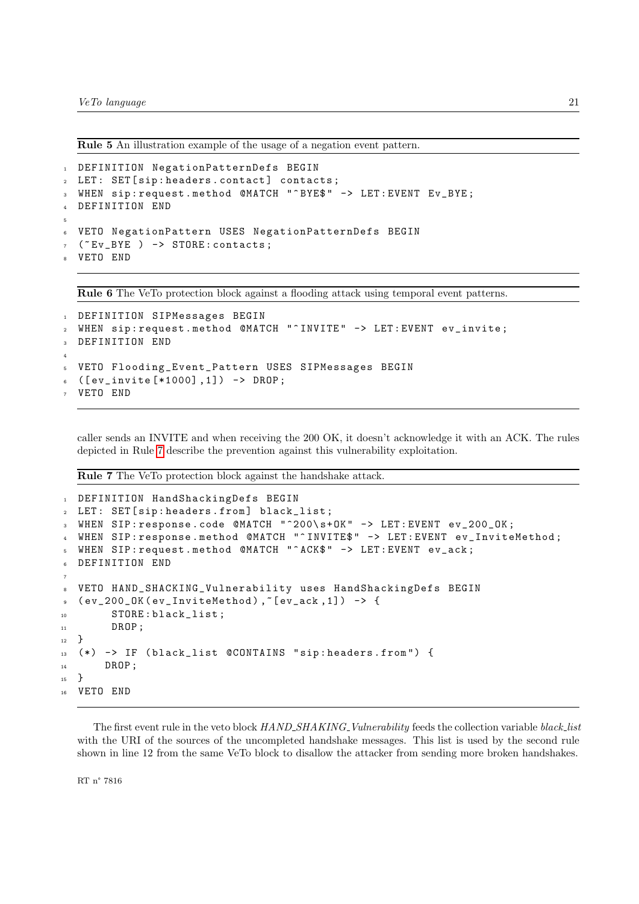**Rule 5** An illustration example of the usage of a negation event pattern.

```
DEFINITION NegationPatternDefs BEGIN
LET: SET[sip:headers.contact] contacts;
WHEN sip:request.method @MATCH "^BYE$" -> LET:EVENT Ev_BYE;
DEFINITION END

VETO NegationPattern USES NegationPatternDefs BEGIN
(~Ev_BYE ) -> STORE:contacts;
VETO END
```

**Rule 6** The VeTo protection block against a flooding attack using temporal event patterns.

```
DEFINITION SIPMessages BEGIN
WHEN sip:request.method @MATCH "^INVITE" -> LET:EVENT ev_invite;
DEFINITION END

VETO Flooding_Event_Pattern USES SIPMessages BEGIN
([ev_invite[*1000],1]) -> DROP;
VETO END
```

caller sends an INVITE and when receiving the 200 OK, it doesn't acknowledge it with an ACK. The rules depicted in Rule 7 describe the prevention against this vulnerability exploitation.

**Rule 7** The VeTo protection block against the handshake attack.

```
DEFINITION HandShackingDefs BEGIN
LET: SET[sip:headers.from] black_list;
WHEN SIP:response.code @MATCH "^200\s+OK" -> LET:EVENT ev_200_OK;
WHEN SIP:response.method @MATCH "^INVITE$" -> LET:EVENT ev_InviteMethod;
WHEN SIP:request.method @MATCH "^ACK$" -> LET:EVENT ev_ack;
DEFINITION END

VETO HAND_SHACKING_Vulnerability uses HandShackingDefs BEGIN
(ev_200_OK(ev_InviteMethod),~[ev_ack,1]) -> {
      STORE:black_list;
      DROP;
}
(*) -> IF (black_list @CONTAINS "sip:headers.from") {
     DROP;
}
VETO END
```

The first event rule in the veto block *HAND_SHAKING_Vulnerability* feeds the collection variable *black_list* with the URI of the sources of the uncompleted handshake messages. This list is used by the second rule shown in line 12 from the same VeTo block to disallow the attacker from sending more broken handshakes.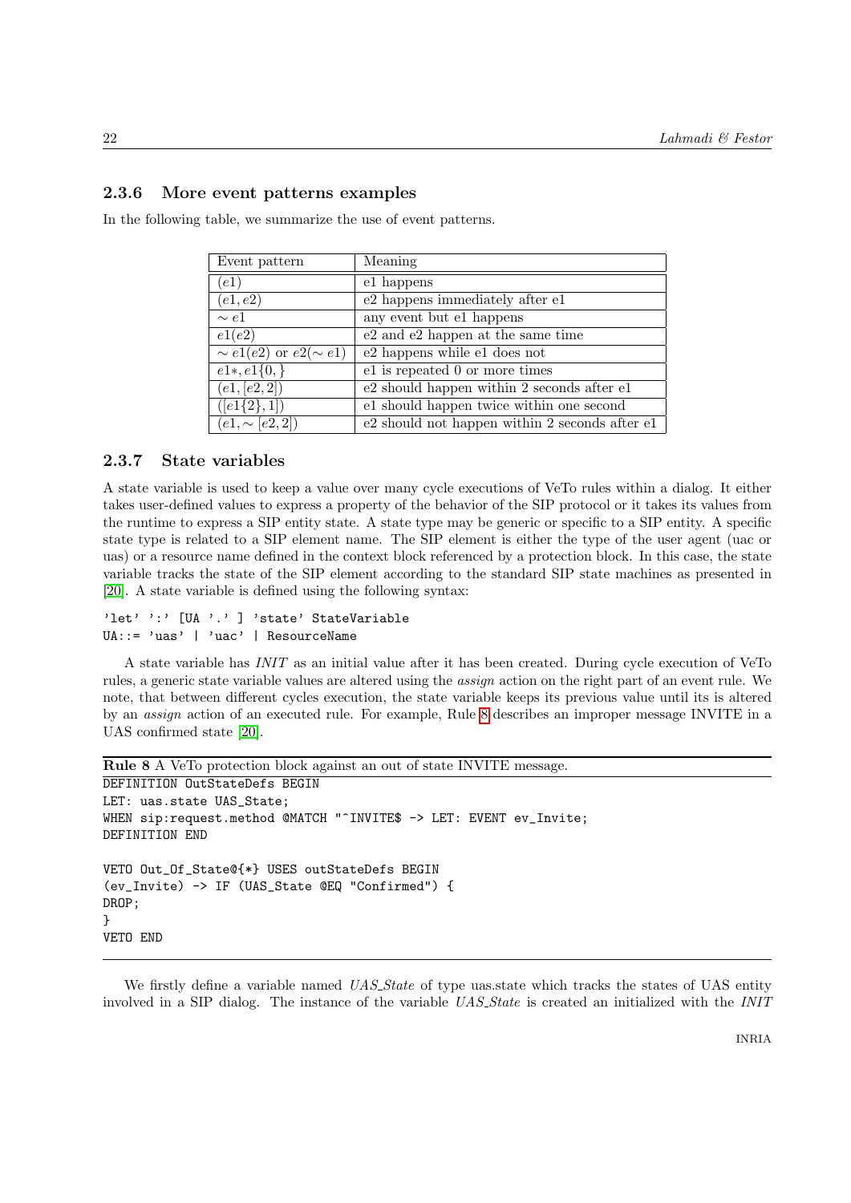### 2.3.6 More event patterns examples

In the following table, we summarize the use of event patterns.

| Event pattern | Meaning |
|---|---|
| $(e1)$ | e1 happens |
| $(e1, e2)$ | e2 happens immediately after e1 |
| $\sim e1$ | any event but e1 happens |
| $e1(e2)$ | e2 and e2 happen at the same time |
| $\sim e1(e2)$ or $e2(\sim e1)$ | e2 happens while e1 does not |
| $e1*, e1\{0, \}$ | e1 is repeated 0 or more times |
| $(e1, [e2, 2])$ | e2 should happen within 2 seconds after e1 |
| $([e1\{2\}, 1])$ | e1 should happen twice within one second |
| $(e1, \sim [e2, 2])$ | e2 should not happen within 2 seconds after e1 |

### 2.3.7 State variables

A state variable is used to keep a value over many cycle executions of VeTo rules within a dialog. It either takes user-defined values to express a property of the behavior of the SIP protocol or it takes its values from the runtime to express a SIP entity state. A state type may be generic or specific to a SIP entity. A specific state type is related to a SIP element name. The SIP element is either the type of the user agent (uac or uas) or a resource name defined in the context block referenced by a protection block. In this case, the state variable tracks the state of the SIP element according to the standard SIP state machines as presented in [20]. A state variable is defined using the following syntax:

```
'let' ':' [UA '.' ] 'state' StateVariable
UA::= 'uas' | 'uac' | ResourceName
```

A state variable has *INIT* as an initial value after it has been created. During cycle execution of VeTo rules, a generic state variable values are altered using the *assign* action on the right part of an event rule. We note, that between different cycles execution, the state variable keeps its previous value until its is altered by an *assign* action of an executed rule. For example, Rule 8 describes an improper message INVITE in a UAS confirmed state [20].

**Rule 8** A VeTo protection block against an out of state INVITE message.

```
DEFINITION OutStateDefs BEGIN
LET: uas.state UAS_State;
WHEN sip:request.method @MATCH "^INVITE$ -> LET: EVENT ev_Invite;
DEFINITION END

VETO Out_Of_State@{*} USES outStateDefs BEGIN
(ev_Invite) -> IF (UAS_State @EQ "Confirmed") {
DROP;
}
VETO END
```

We firstly define a variable named *UAS_State* of type uas.state which tracks the states of UAS entity involved in a SIP dialog. The instance of the variable *UAS_State* is created an initialized with the *INIT*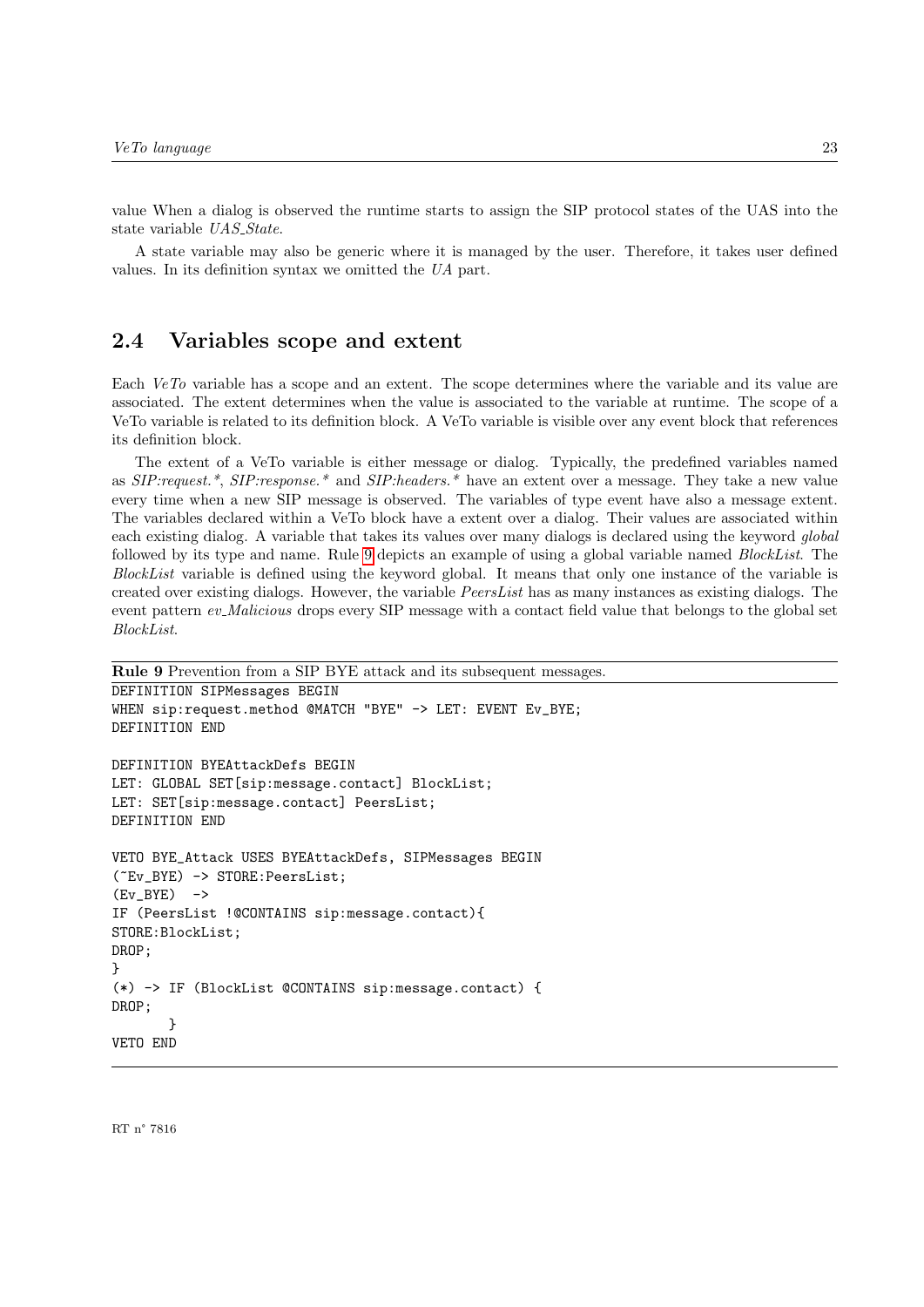value When a dialog is observed the runtime starts to assign the SIP protocol states of the UAS into the state variable *UAS_State*.

A state variable may also be generic where it is managed by the user. Therefore, it takes user defined values. In its definition syntax we omitted the *UA* part.

## 2.4 Variables scope and extent

Each *VeTo* variable has a scope and an extent. The scope determines where the variable and its value are associated. The extent determines when the value is associated to the variable at runtime. The scope of a VeTo variable is related to its definition block. A VeTo variable is visible over any event block that references its definition block.

The extent of a VeTo variable is either message or dialog. Typically, the predefined variables named as *SIP:request.\**, *SIP:response.\** and *SIP:headers.\** have an extent over a message. They take a new value every time when a new SIP message is observed. The variables of type event have also a message extent. The variables declared within a VeTo block have a extent over a dialog. Their values are associated within each existing dialog. A variable that takes its values over many dialogs is declared using the keyword *global* followed by its type and name. Rule 9 depicts an example of using a global variable named *BlockList*. The *BlockList* variable is defined using the keyword global. It means that only one instance of the variable is created over existing dialogs. However, the variable *PeersList* has as many instances as existing dialogs. The event pattern *ev_Malicious* drops every SIP message with a contact field value that belongs to the global set *BlockList*.

**Rule 9** Prevention from a SIP BYE attack and its subsequent messages.

```
DEFINITION SIPMessages BEGIN
WHEN sip:request.method @MATCH "BYE" -> LET: EVENT Ev_BYE;
DEFINITION END

DEFINITION BYEAttackDefs BEGIN
LET: GLOBAL SET[sip:message.contact] BlockList;
LET: SET[sip:message.contact] PeersList;
DEFINITION END

VETO BYE_Attack USES BYEAttackDefs, SIPMessages BEGIN
(~Ev_BYE) -> STORE:PeersList;
(Ev_BYE)  ->
IF (PeersList !@CONTAINS sip:message.contact){
STORE:BlockList;
DROP;
}
(*) -> IF (BlockList @CONTAINS sip:message.contact) {
DROP;
      }
VETO END
```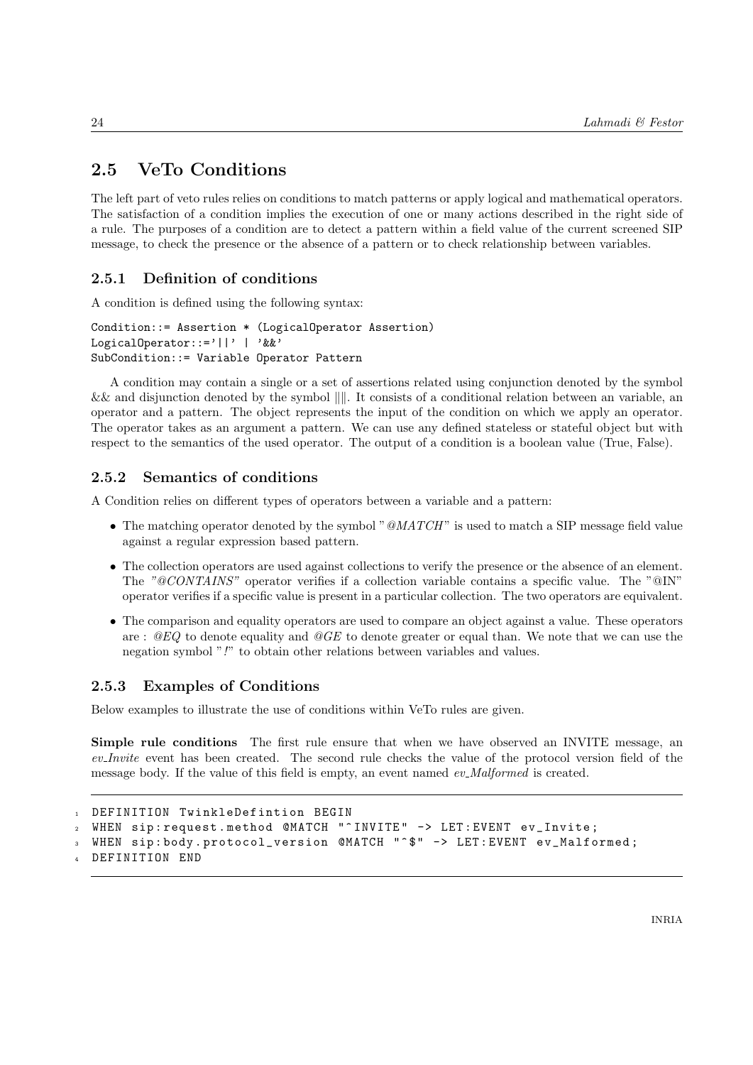## 2.5 VeTo Conditions

The left part of veto rules relies on conditions to match patterns or apply logical and mathematical operators. The satisfaction of a condition implies the execution of one or many actions described in the right side of a rule. The purposes of a condition are to detect a pattern within a field value of the current screened SIP message, to check the presence or the absence of a pattern or to check relationship between variables.

### 2.5.1 Definition of conditions

A condition is defined using the following syntax:

```
Condition::= Assertion * (LogicalOperator Assertion)
LogicalOperator::='||' | '&&'
SubCondition::= Variable Operator Pattern
```

A condition may contain a single or a set of assertions related using conjunction denoted by the symbol && and disjunction denoted by the symbol ||||. It consists of a conditional relation between an variable, an operator and a pattern. The object represents the input of the condition on which we apply an operator. The operator takes as an argument a pattern. We can use any defined stateless or stateful object but with respect to the semantics of the used operator. The output of a condition is a boolean value (True, False).

### 2.5.2 Semantics of conditions

A Condition relies on different types of operators between a variable and a pattern:

- The matching operator denoted by the symbol "*@MATCH*" is used to match a SIP message field value against a regular expression based pattern.
- The collection operators are used against collections to verify the presence or the absence of an element. The *"@CONTAINS"* operator verifies if a collection variable contains a specific value. The "@IN" operator verifies if a specific value is present in a particular collection. The two operators are equivalent.
- The comparison and equality operators are used to compare an object against a value. These operators are : *@EQ* to denote equality and *@GE* to denote greater or equal than. We note that we can use the negation symbol "*!*" to obtain other relations between variables and values.

### 2.5.3 Examples of Conditions

Below examples to illustrate the use of conditions within VeTo rules are given.

**Simple rule conditions** The first rule ensure that when we have observed an INVITE message, an *ev_Invite* event has been created. The second rule checks the value of the protocol version field of the message body. If the value of this field is empty, an event named *ev_Malformed* is created.

```
DEFINITION TwinkleDefintion BEGIN
WHEN sip:request.method @MATCH "^INVITE" -> LET:EVENT ev_Invite;
WHEN sip:body.protocol_version @MATCH "^$" -> LET:EVENT ev_Malformed;
DEFINITION END
```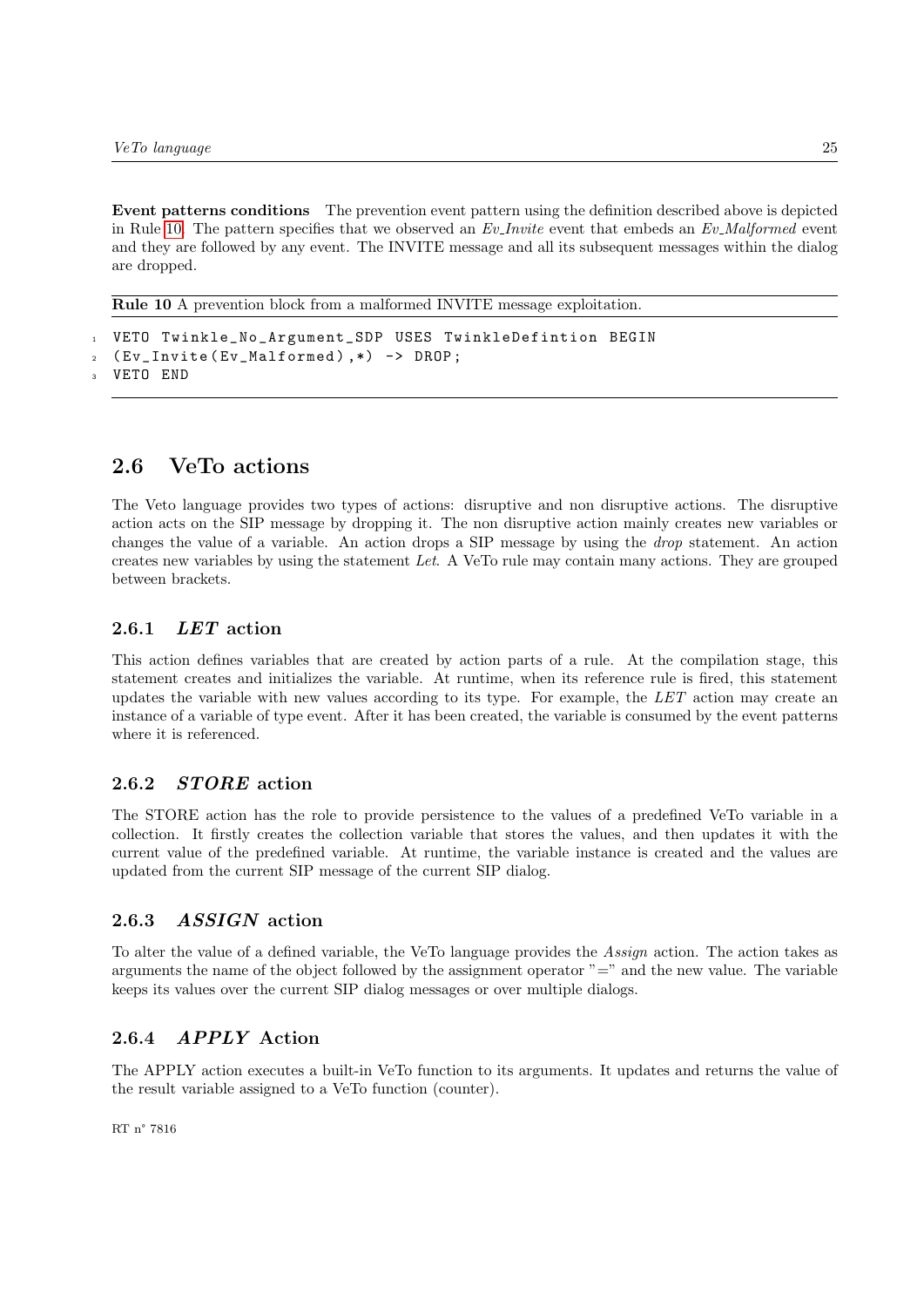**Event patterns conditions** The prevention event pattern using the definition described above is depicted in Rule 10. The pattern specifies that we observed an *Ev_Invite* event that embeds an *Ev_Malformed* event and they are followed by any event. The INVITE message and all its subsequent messages within the dialog are dropped.

**Rule 10** A prevention block from a malformed INVITE message exploitation.

```
VETO Twinkle_No_Argument_SDP USES TwinkleDefintion BEGIN
(Ev_Invite(Ev_Malformed),*) -> DROP;
VETO END
```

## 2.6 VeTo actions

The Veto language provides two types of actions: disruptive and non disruptive actions. The disruptive action acts on the SIP message by dropping it. The non disruptive action mainly creates new variables or changes the value of a variable. An action drops a SIP message by using the *drop* statement. An action creates new variables by using the statement *Let*. A VeTo rule may contain many actions. They are grouped between brackets.

### 2.6.1 *LET* action

This action defines variables that are created by action parts of a rule. At the compilation stage, this statement creates and initializes the variable. At runtime, when its reference rule is fired, this statement updates the variable with new values according to its type. For example, the *LET* action may create an instance of a variable of type event. After it has been created, the variable is consumed by the event patterns where it is referenced.

### 2.6.2 *STORE* action

The STORE action has the role to provide persistence to the values of a predefined VeTo variable in a collection. It firstly creates the collection variable that stores the values, and then updates it with the current value of the predefined variable. At runtime, the variable instance is created and the values are updated from the current SIP message of the current SIP dialog.

### 2.6.3 *ASSIGN* action

To alter the value of a defined variable, the VeTo language provides the *Assign* action. The action takes as arguments the name of the object followed by the assignment operator "=" and the new value. The variable keeps its values over the current SIP dialog messages or over multiple dialogs.

### 2.6.4 *APPLY* Action

The APPLY action executes a built-in VeTo function to its arguments. It updates and returns the value of the result variable assigned to a VeTo function (counter).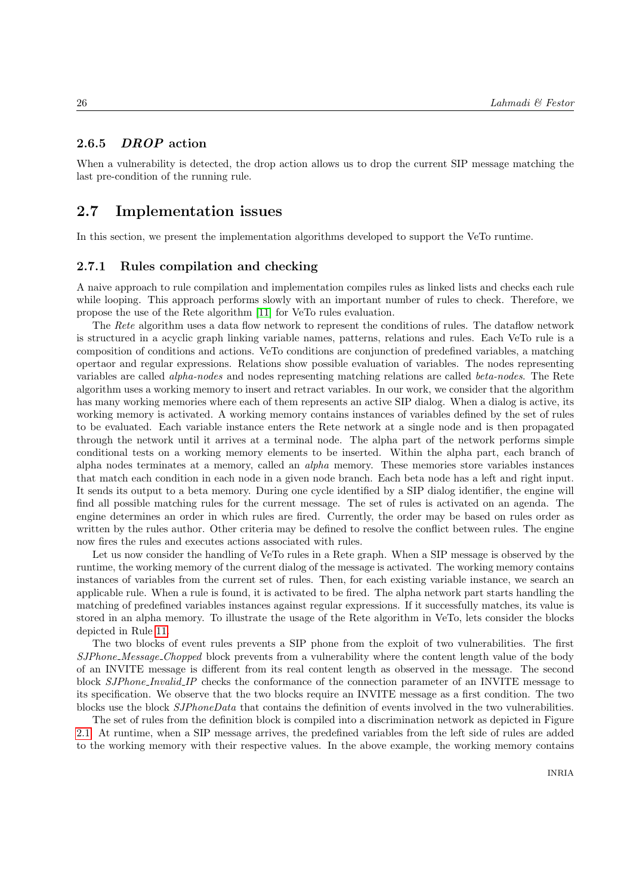### 2.6.5 *DROP* action

When a vulnerability is detected, the drop action allows us to drop the current SIP message matching the last pre-condition of the running rule.

## 2.7 Implementation issues

In this section, we present the implementation algorithms developed to support the VeTo runtime.

### 2.7.1 Rules compilation and checking

A naive approach to rule compilation and implementation compiles rules as linked lists and checks each rule while looping. This approach performs slowly with an important number of rules to check. Therefore, we propose the use of the Rete algorithm [11] for VeTo rules evaluation.

The *Rete* algorithm uses a data flow network to represent the conditions of rules. The dataflow network is structured in a acyclic graph linking variable names, patterns, relations and rules. Each VeTo rule is a composition of conditions and actions. VeTo conditions are conjunction of predefined variables, a matching opertaor and regular expressions. Relations show possible evaluation of variables. The nodes representing variables are called *alpha-nodes* and nodes representing matching relations are called *beta-nodes*. The Rete algorithm uses a working memory to insert and retract variables. In our work, we consider that the algorithm has many working memories where each of them represents an active SIP dialog. When a dialog is active, its working memory is activated. A working memory contains instances of variables defined by the set of rules to be evaluated. Each variable instance enters the Rete network at a single node and is then propagated through the network until it arrives at a terminal node. The alpha part of the network performs simple conditional tests on a working memory elements to be inserted. Within the alpha part, each branch of alpha nodes terminates at a memory, called an *alpha* memory. These memories store variables instances that match each condition in each node in a given node branch. Each beta node has a left and right input. It sends its output to a beta memory. During one cycle identified by a SIP dialog identifier, the engine will find all possible matching rules for the current message. The set of rules is activated on an agenda. The engine determines an order in which rules are fired. Currently, the order may be based on rules order as written by the rules author. Other criteria may be defined to resolve the conflict between rules. The engine now fires the rules and executes actions associated with rules.

Let us now consider the handling of VeTo rules in a Rete graph. When a SIP message is observed by the runtime, the working memory of the current dialog of the message is activated. The working memory contains instances of variables from the current set of rules. Then, for each existing variable instance, we search an applicable rule. When a rule is found, it is activated to be fired. The alpha network part starts handling the matching of predefined variables instances against regular expressions. If it successfully matches, its value is stored in an alpha memory. To illustrate the usage of the Rete algorithm in VeTo, lets consider the blocks depicted in Rule 11.

The two blocks of event rules prevents a SIP phone from the exploit of two vulnerabilities. The first *SJPhone_Message_Chopped* block prevents from a vulnerability where the content length value of the body of an INVITE message is different from its real content length as observed in the message. The second block *SJPhone_Invalid_IP* checks the conformance of the connection parameter of an INVITE message to its specification. We observe that the two blocks require an INVITE message as a first condition. The two blocks use the block *SJPhoneData* that contains the definition of events involved in the two vulnerabilities.

The set of rules from the definition block is compiled into a discrimination network as depicted in Figure 2.1. At runtime, when a SIP message arrives, the predefined variables from the left side of rules are added to the working memory with their respective values. In the above example, the working memory contains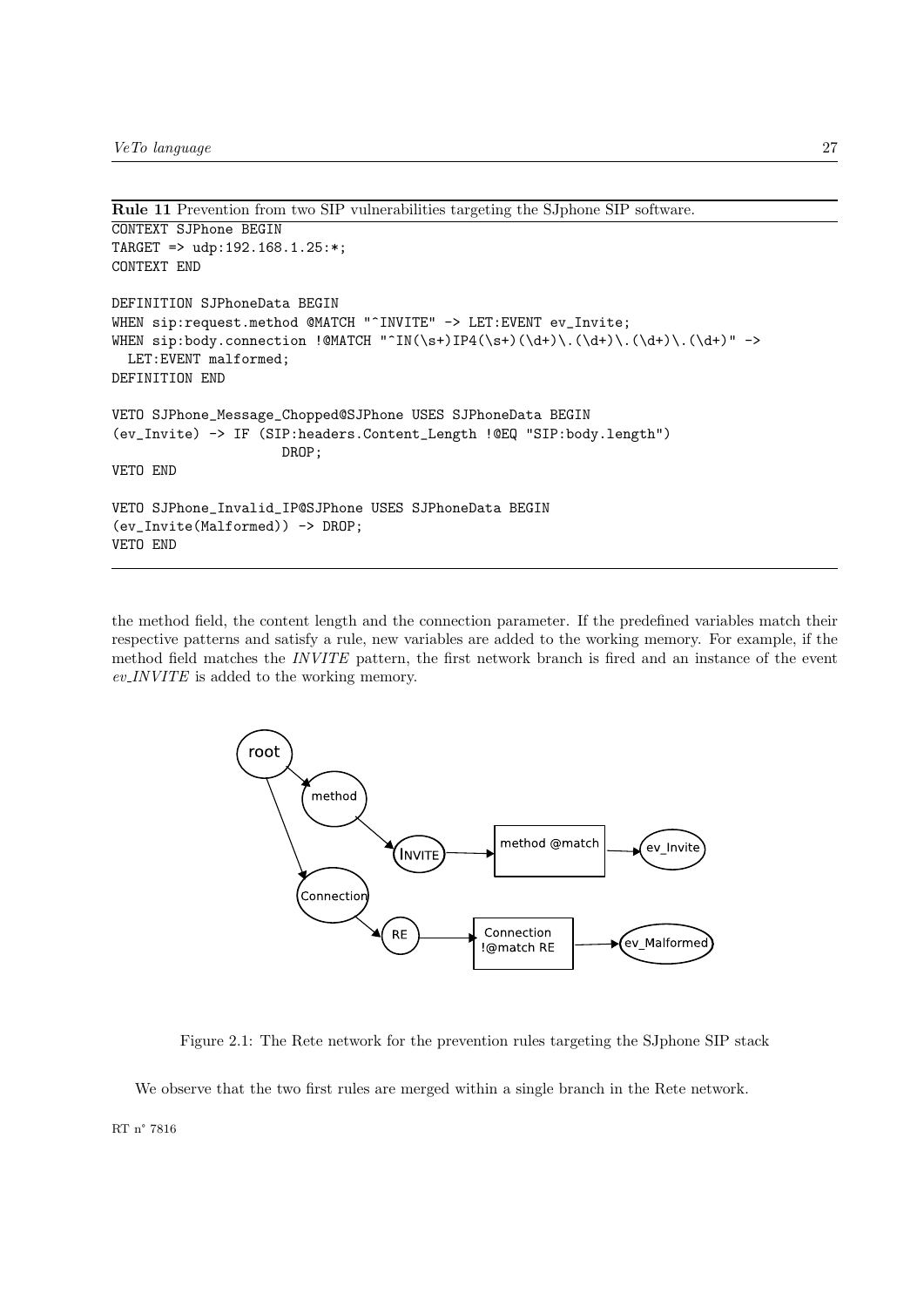**Rule 11** Prevention from two SIP vulnerabilities targeting the SJphone SIP software.

```
CONTEXT SJPhone BEGIN
TARGET => udp:192.168.1.25:*;
CONTEXT END

DEFINITION SJPhoneData BEGIN
WHEN sip:request.method @MATCH "^INVITE" -> LET:EVENT ev_Invite;
WHEN sip:body.connection !@MATCH "^IN(\s+)IP4(\s+)(\d+)\.(\d+)\.(\d+)\.(\d+)" ->
  LET:EVENT malformed;
DEFINITION END

VETO SJPhone_Message_Chopped@SJPhone USES SJPhoneData BEGIN
(ev_Invite) -> IF (SIP:headers.Content_Length !@EQ "SIP:body.length")
                    DROP;
VETO END

VETO SJPhone_Invalid_IP@SJPhone USES SJPhoneData BEGIN
(ev_Invite(Malformed)) -> DROP;
VETO END
```

the method field, the content length and the connection parameter. If the predefined variables match their respective patterns and satisfy a rule, new variables are added to the working memory. For example, if the method field matches the *INVITE* pattern, the first network branch is fired and an instance of the event *ev_INVITE* is added to the working memory.

Figure 2.1: The Rete network for the prevention rules targeting the SJphone SIP stack

We observe that the two first rules are merged within a single branch in the Rete network.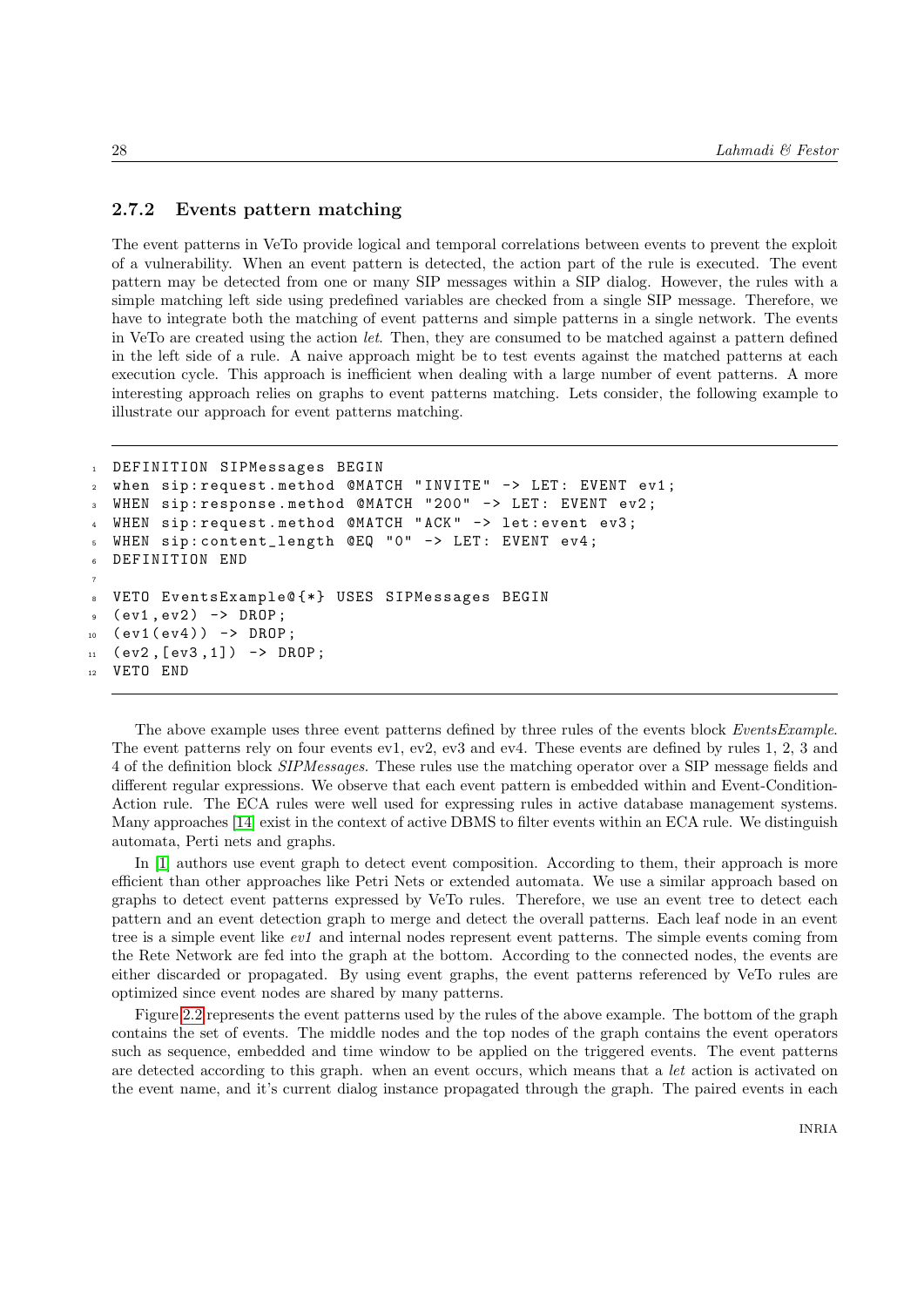### 2.7.2 Events pattern matching

The event patterns in VeTo provide logical and temporal correlations between events to prevent the exploit of a vulnerability. When an event pattern is detected, the action part of the rule is executed. The event pattern may be detected from one or many SIP messages within a SIP dialog. However, the rules with a simple matching left side using predefined variables are checked from a single SIP message. Therefore, we have to integrate both the matching of event patterns and simple patterns in a single network. The events in VeTo are created using the action *let*. Then, they are consumed to be matched against a pattern defined in the left side of a rule. A naive approach might be to test events against the matched patterns at each execution cycle. This approach is inefficient when dealing with a large number of event patterns. A more interesting approach relies on graphs to event patterns matching. Lets consider, the following example to illustrate our approach for event patterns matching.

```
1  DEFINITION SIPMessages BEGIN
2  when sip:request.method @MATCH "INVITE" -> LET: EVENT ev1;
3  WHEN sip:response.method @MATCH "200" -> LET: EVENT ev2;
4  WHEN sip:request.method @MATCH "ACK" -> let:event ev3;
5  WHEN sip:content_length @EQ "0" -> LET: EVENT ev4;
6  DEFINITION END
7
8  VETO EventsExample@{*} USES SIPMessages BEGIN
9  (ev1,ev2) -> DROP;
10 (ev1(ev4)) -> DROP;
11 (ev2,[ev3,1]) -> DROP;
12 VETO END
```

The above example uses three event patterns defined by three rules of the events block *EventsExample*. The event patterns rely on four events ev1, ev2, ev3 and ev4. These events are defined by rules 1, 2, 3 and 4 of the definition block *SIPMessages*. These rules use the matching operator over a SIP message fields and different regular expressions. We observe that each event pattern is embedded within and Event-Condition-Action rule. The ECA rules were well used for expressing rules in active database management systems. Many approaches [14] exist in the context of active DBMS to filter events within an ECA rule. We distinguish automata, Perti nets and graphs.

In [1] authors use event graph to detect event composition. According to them, their approach is more efficient than other approaches like Petri Nets or extended automata. We use a similar approach based on graphs to detect event patterns expressed by VeTo rules. Therefore, we use an event tree to detect each pattern and an event detection graph to merge and detect the overall patterns. Each leaf node in an event tree is a simple event like *ev1* and internal nodes represent event patterns. The simple events coming from the Rete Network are fed into the graph at the bottom. According to the connected nodes, the events are either discarded or propagated. By using event graphs, the event patterns referenced by VeTo rules are optimized since event nodes are shared by many patterns.

Figure 2.2 represents the event patterns used by the rules of the above example. The bottom of the graph contains the set of events. The middle nodes and the top nodes of the graph contains the event operators such as sequence, embedded and time window to be applied on the triggered events. The event patterns are detected according to this graph. when an event occurs, which means that a *let* action is activated on the event name, and it's current dialog instance propagated through the graph. The paired events in each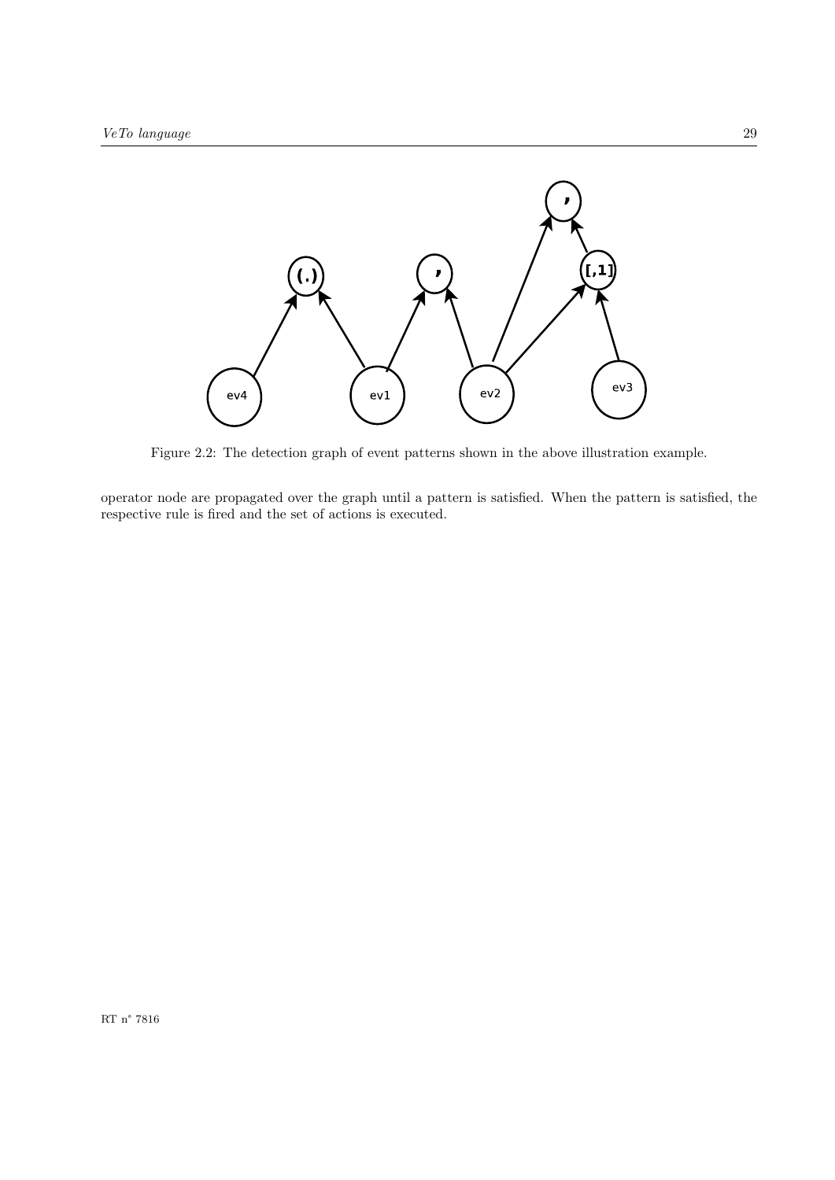Figure 2.2: The detection graph of event patterns shown in the above illustration example.

operator node are propagated over the graph until a pattern is satisfied. When the pattern is satisfied, the respective rule is fired and the set of actions is executed.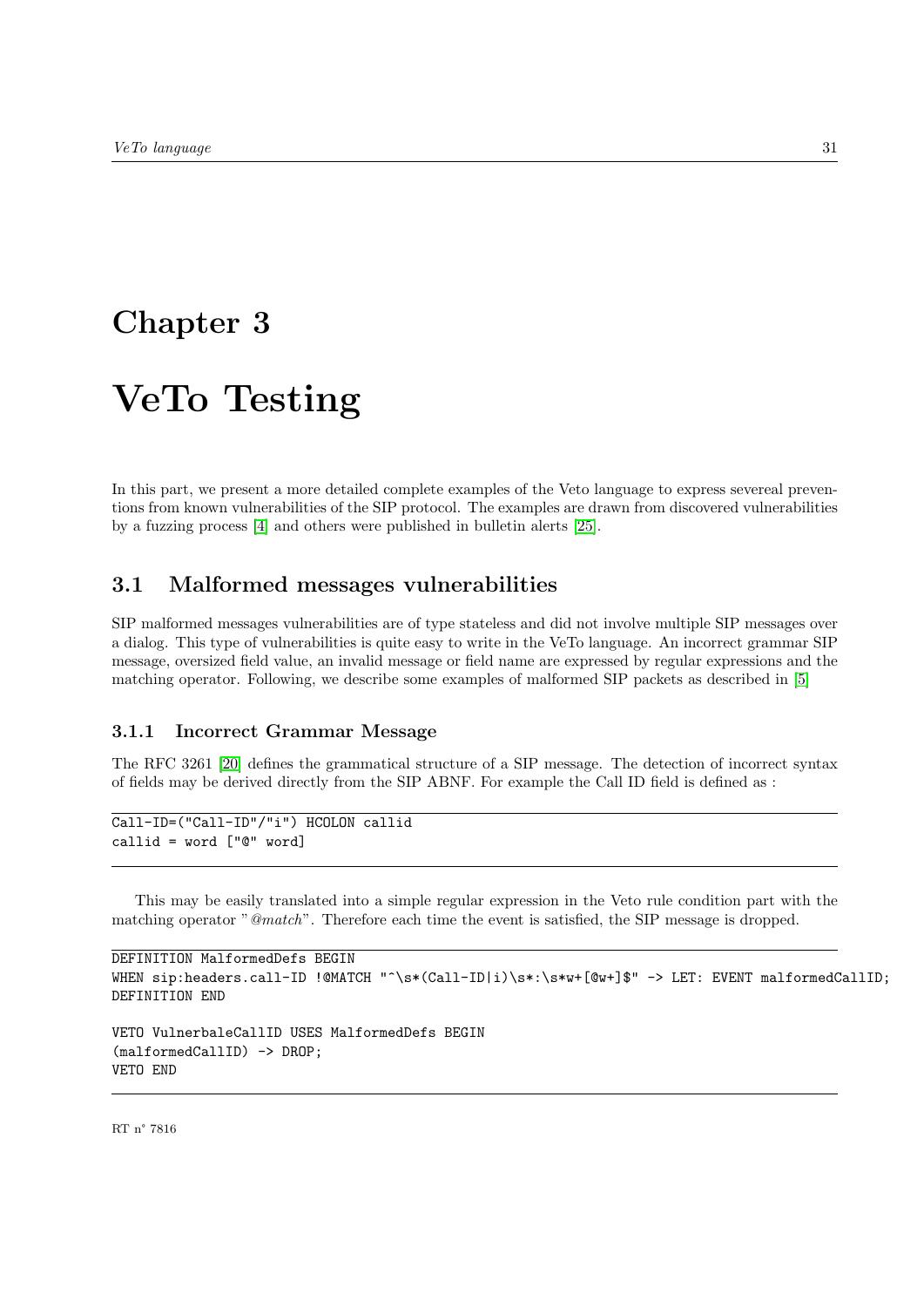# Chapter 3

# VeTo Testing

In this part, we present a more detailed complete examples of the Veto language to express severeal preventions from known vulnerabilities of the SIP protocol. The examples are drawn from discovered vulnerabilities by a fuzzing process [4] and others were published in bulletin alerts [25].

## 3.1 Malformed messages vulnerabilities

SIP malformed messages vulnerabilities are of type stateless and did not involve multiple SIP messages over a dialog. This type of vulnerabilities is quite easy to write in the VeTo language. An incorrect grammar SIP message, oversized field value, an invalid message or field name are expressed by regular expressions and the matching operator. Following, we describe some examples of malformed SIP packets as described in [5]

### 3.1.1 Incorrect Grammar Message

The RFC 3261 [20] defines the grammatical structure of a SIP message. The detection of incorrect syntax of fields may be derived directly from the SIP ABNF. For example the Call ID field is defined as :

```
Call-ID=("Call-ID"/"i") HCOLON callid
callid = word ["@" word]
```

This may be easily translated into a simple regular expression in the Veto rule condition part with the matching operator "*@match*". Therefore each time the event is satisfied, the SIP message is dropped.

```
DEFINITION MalformedDefs BEGIN
WHEN sip:headers.call-ID !@MATCH "^\s*(Call-ID|i)\s*:\s*w+[@w+]$" -> LET: EVENT malformedCallID;
DEFINITION END

VETO VulnerbaleCallID USES MalformedDefs BEGIN
(malformedCallID) -> DROP;
VETO END
```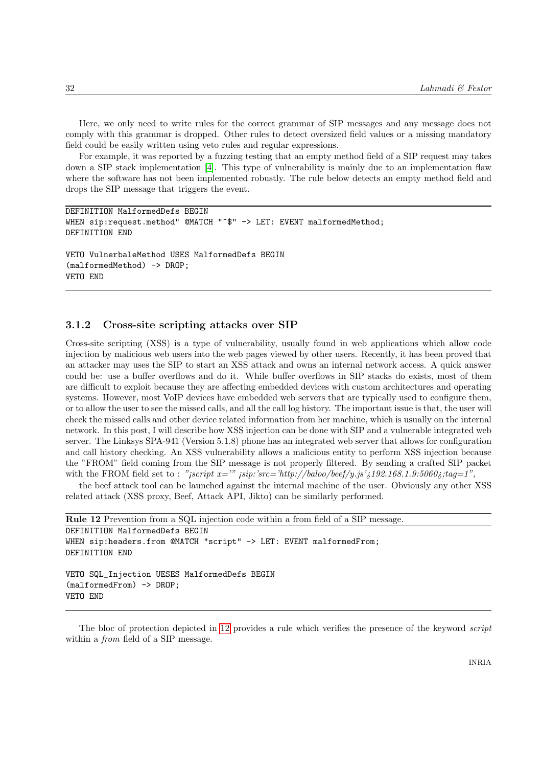Here, we only need to write rules for the correct grammar of SIP messages and any message does not comply with this grammar is dropped. Other rules to detect oversized field values or a missing mandatory field could be easily written using veto rules and regular expressions.

For example, it was reported by a fuzzing testing that an empty method field of a SIP request may takes down a SIP stack implementation [4]. This type of vulnerability is mainly due to an implementation flaw where the software has not been implemented robustly. The rule below detects an empty method field and drops the SIP message that triggers the event.

```
DEFINITION MalformedDefs BEGIN
WHEN sip:request.method" @MATCH "^$" -> LET: EVENT malformedMethod;
DEFINITION END

VETO VulnerbaleMethod USES MalformedDefs BEGIN
(malformedMethod) -> DROP;
VETO END
```

### 3.1.2 Cross-site scripting attacks over SIP

Cross-site scripting (XSS) is a type of vulnerability, usually found in web applications which allow code injection by malicious web users into the web pages viewed by other users. Recently, it has been proved that an attacker may uses the SIP to start an XSS attack and owns an internal network access. A quick answer could be: use a buffer overflows and do it. While buffer overflows in SIP stacks do exists, most of them are difficult to exploit because they are affecting embedded devices with custom architectures and operating systems. However, most VoIP devices have embedded web servers that are typically used to configure them, or to allow the user to see the missed calls, and all the call log history. The important issue is that, the user will check the missed calls and other device related information from her machine, which is usually on the internal network. In this post, I will describe how XSS injection can be done with SIP and a vulnerable integrated web server. The Linksys SPA-941 (Version 5.1.8) phone has an integrated web server that allows for configuration and call history checking. An XSS vulnerability allows a malicious entity to perform XSS injection because the "FROM" field coming from the SIP message is not properly filtered. By sending a crafted SIP packet with the FROM field set to : *"¡script x='" ¡sip:'src='http://baloo/beef/y.js'¿192.168.1.9:5060¿;tag=1",*

the beef attack tool can be launched against the internal machine of the user. Obviously any other XSS related attack (XSS proxy, Beef, Attack API, Jikto) can be similarly performed.

**Rule 12** Prevention from a SQL injection code within a from field of a SIP message.

```
DEFINITION MalformedDefs BEGIN
WHEN sip:headers.from @MATCH "script" -> LET: EVENT malformedFrom;
DEFINITION END

VETO SQL_Injection UESES MalformedDefs BEGIN
(malformedFrom) -> DROP;
VETO END
```

The bloc of protection depicted in 12 provides a rule which verifies the presence of the keyword *script* within a *from* field of a SIP message.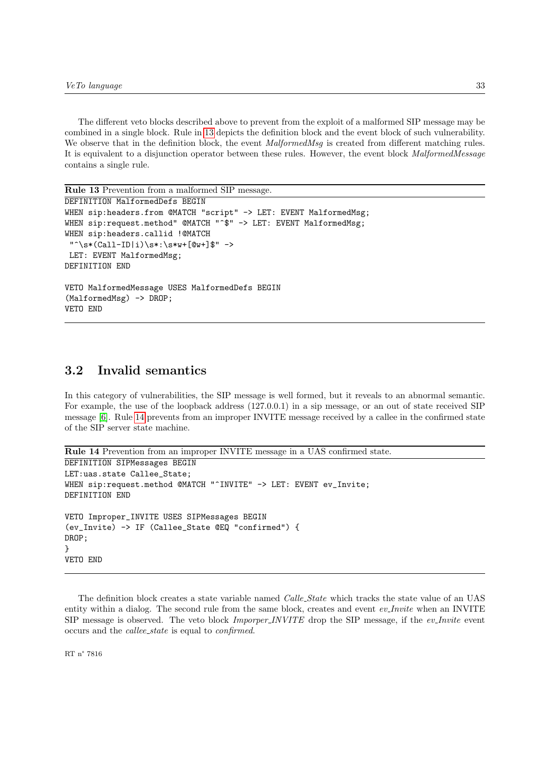The different veto blocks described above to prevent from the exploit of a malformed SIP message may be combined in a single block. Rule in 13 depicts the definition block and the event block of such vulnerability. We observe that in the definition block, the event *MalformedMsg* is created from different matching rules. It is equivalent to a disjunction operator between these rules. However, the event block *MalformedMessage* contains a single rule.

**Rule 13** Prevention from a malformed SIP message.

```
DEFINITION MalformedDefs BEGIN
WHEN sip:headers.from @MATCH "script" -> LET: EVENT MalformedMsg;
WHEN sip:request.method" @MATCH "^$" -> LET: EVENT MalformedMsg;
WHEN sip:headers.callid !@MATCH
 "^\s*(Call-ID|i)\s*:\s*w+[@w+]$" ->
 LET: EVENT MalformedMsg;
DEFINITION END

VETO MalformedMessage USES MalformedDefs BEGIN
(MalformedMsg) -> DROP;
VETO END
```

## 3.2 Invalid semantics

In this category of vulnerabilities, the SIP message is well formed, but it reveals to an abnormal semantic. For example, the use of the loopback address (127.0.0.1) in a sip message, or an out of state received SIP message [6]. Rule 14 prevents from an improper INVITE message received by a callee in the confirmed state of the SIP server state machine.

**Rule 14** Prevention from an improper INVITE message in a UAS confirmed state.

```
DEFINITION SIPMessages BEGIN
LET:uas.state Callee_State;
WHEN sip:request.method @MATCH "^INVITE" -> LET: EVENT ev_Invite;
DEFINITION END

VETO Improper_INVITE USES SIPMessages BEGIN
(ev_Invite) -> IF (Callee_State @EQ "confirmed") {
DROP;
}
VETO END
```

The definition block creates a state variable named *Calle_State* which tracks the state value of an UAS entity within a dialog. The second rule from the same block, creates and event *ev_Invite* when an INVITE SIP message is observed. The veto block *Imporper_INVITE* drop the SIP message, if the *ev_Invite* event occurs and the *callee_state* is equal to *confirmed*.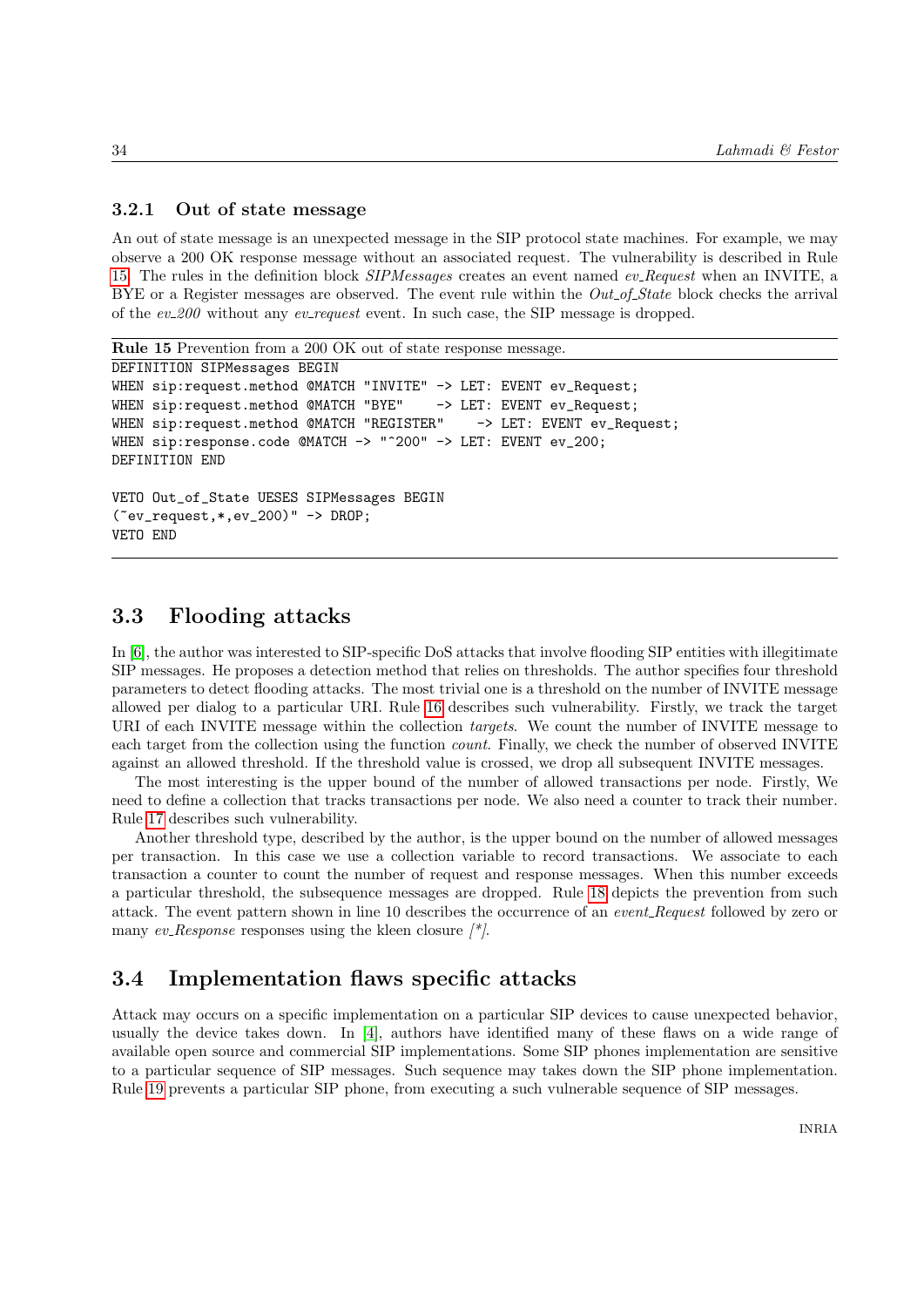### 3.2.1 Out of state message

An out of state message is an unexpected message in the SIP protocol state machines. For example, we may observe a 200 OK response message without an associated request. The vulnerability is described in Rule 15. The rules in the definition block *SIPMessages* creates an event named *ev_Request* when an INVITE, a BYE or a Register messages are observed. The event rule within the *Out_of_State* block checks the arrival of the *ev_200* without any *ev_request* event. In such case, the SIP message is dropped.

**Rule 15** Prevention from a 200 OK out of state response message.

```
DEFINITION SIPMessages BEGIN
WHEN sip:request.method @MATCH "INVITE" -> LET: EVENT ev_Request;
WHEN sip:request.method @MATCH "BYE"    -> LET: EVENT ev_Request;
WHEN sip:request.method @MATCH "REGISTER"    -> LET: EVENT ev_Request;
WHEN sip:response.code @MATCH -> "^200" -> LET: EVENT ev_200;
DEFINITION END

VETO Out_of_State UESES SIPMessages BEGIN
(~ev_request,*,ev_200)" -> DROP;
VETO END
```

## 3.3 Flooding attacks

In [6], the author was interested to SIP-specific DoS attacks that involve flooding SIP entities with illegitimate SIP messages. He proposes a detection method that relies on thresholds. The author specifies four threshold parameters to detect flooding attacks. The most trivial one is a threshold on the number of INVITE message allowed per dialog to a particular URI. Rule 16 describes such vulnerability. Firstly, we track the target URI of each INVITE message within the collection *targets*. We count the number of INVITE message to each target from the collection using the function *count*. Finally, we check the number of observed INVITE against an allowed threshold. If the threshold value is crossed, we drop all subsequent INVITE messages.

The most interesting is the upper bound of the number of allowed transactions per node. Firstly, We need to define a collection that tracks transactions per node. We also need a counter to track their number. Rule 17 describes such vulnerability.

Another threshold type, described by the author, is the upper bound on the number of allowed messages per transaction. In this case we use a collection variable to record transactions. We associate to each transaction a counter to count the number of request and response messages. When this number exceeds a particular threshold, the subsequence messages are dropped. Rule 18 depicts the prevention from such attack. The event pattern shown in line 10 describes the occurrence of an *event_Request* followed by zero or many *ev_Response* responses using the kleen closure *[\*]*.

## 3.4 Implementation flaws specific attacks

Attack may occurs on a specific implementation on a particular SIP devices to cause unexpected behavior, usually the device takes down. In [4], authors have identified many of these flaws on a wide range of available open source and commercial SIP implementations. Some SIP phones implementation are sensitive to a particular sequence of SIP messages. Such sequence may takes down the SIP phone implementation. Rule 19 prevents a particular SIP phone, from executing a such vulnerable sequence of SIP messages.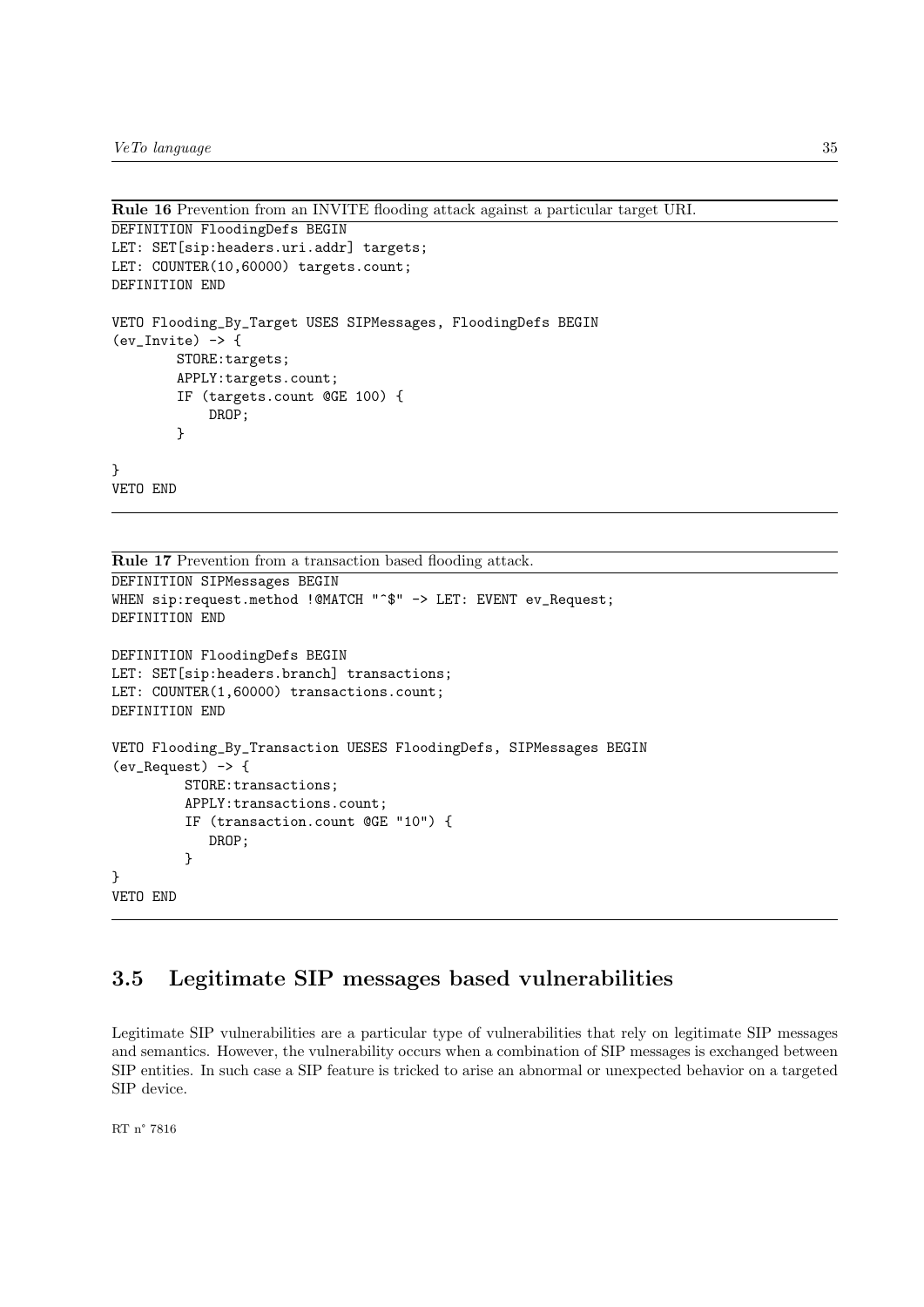**Rule 16** Prevention from an INVITE flooding attack against a particular target URI.

```
DEFINITION FloodingDefs BEGIN
LET: SET[sip:headers.uri.addr] targets;
LET: COUNTER(10,60000) targets.count;
DEFINITION END

VETO Flooding_By_Target USES SIPMessages, FloodingDefs BEGIN
(ev_Invite) -> {
        STORE:targets;
        APPLY:targets.count;
        IF (targets.count @GE 100) {
            DROP;
        }

}
VETO END
```

**Rule 17** Prevention from a transaction based flooding attack.

```
DEFINITION SIPMessages BEGIN
WHEN sip:request.method !@MATCH "^$" -> LET: EVENT ev_Request;
DEFINITION END

DEFINITION FloodingDefs BEGIN
LET: SET[sip:headers.branch] transactions;
LET: COUNTER(1,60000) transactions.count;
DEFINITION END

VETO Flooding_By_Transaction UESES FloodingDefs, SIPMessages BEGIN
(ev_Request) -> {
         STORE:transactions;
         APPLY:transactions.count;
         IF (transaction.count @GE "10") {
            DROP;
         }
}
VETO END
```

## 3.5 Legitimate SIP messages based vulnerabilities

Legitimate SIP vulnerabilities are a particular type of vulnerabilities that rely on legitimate SIP messages and semantics. However, the vulnerability occurs when a combination of SIP messages is exchanged between SIP entities. In such case a SIP feature is tricked to arise an abnormal or unexpected behavior on a targeted SIP device.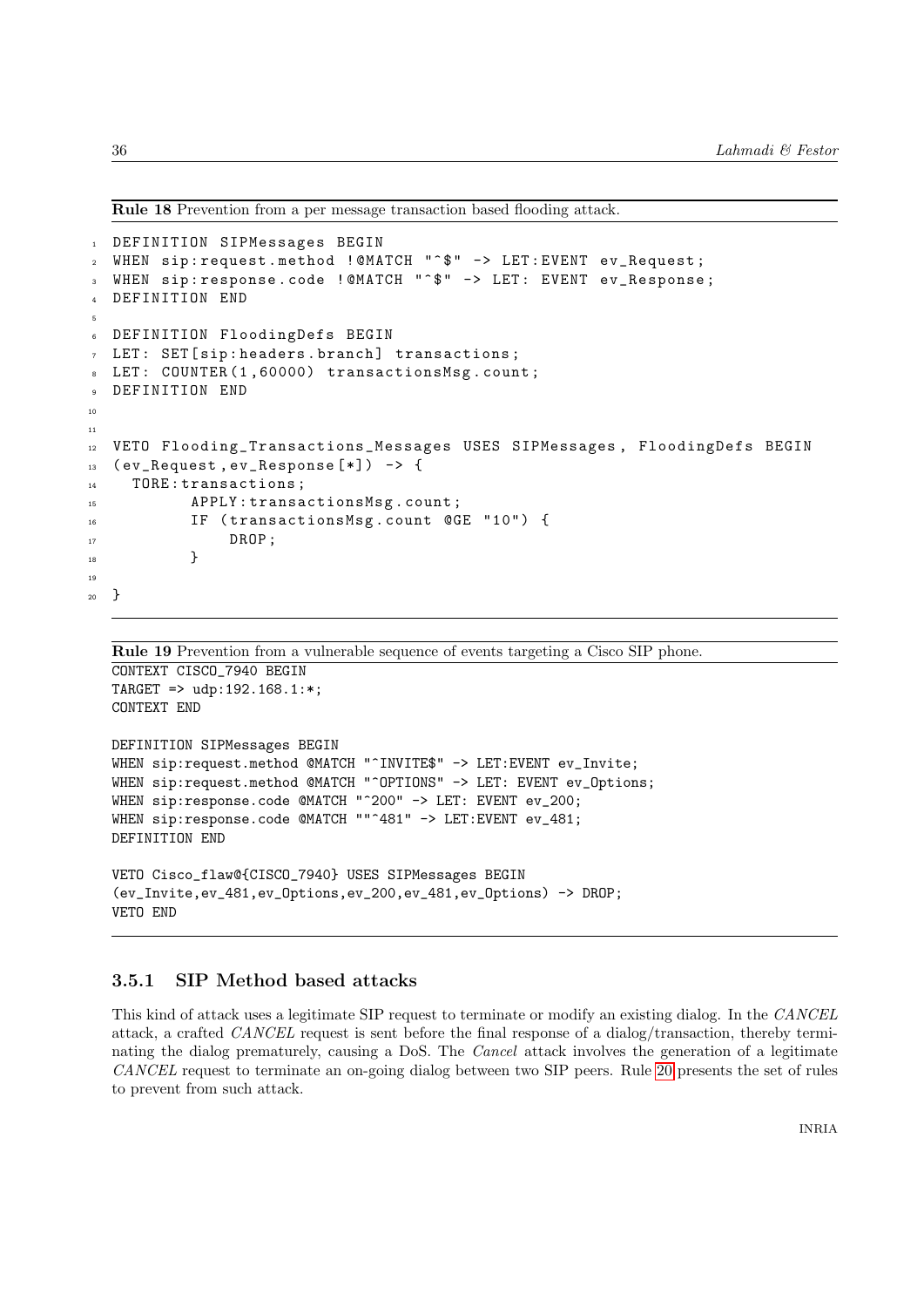**Rule 18** Prevention from a per message transaction based flooding attack.

```
DEFINITION SIPMessages BEGIN
WHEN sip:request.method !@MATCH "^$" -> LET:EVENT ev_Request;
WHEN sip:response.code !@MATCH "^$" -> LET: EVENT ev_Response;
DEFINITION END

DEFINITION FloodingDefs BEGIN
LET: SET[sip:headers.branch] transactions;
LET: COUNTER(1,60000) transactionsMsg.count;
DEFINITION END


VETO Flooding_Transactions_Messages USES SIPMessages, FloodingDefs BEGIN
(ev_Request,ev_Response[*]) -> {
  TORE:transactions;
        APPLY:transactionsMsg.count;
        IF (transactionsMsg.count @GE "10") {
            DROP;
        }

}
```

**Rule 19** Prevention from a vulnerable sequence of events targeting a Cisco SIP phone.

```
CONTEXT CISCO_7940 BEGIN
TARGET => udp:192.168.1:*;
CONTEXT END

DEFINITION SIPMessages BEGIN
WHEN sip:request.method @MATCH "^INVITE$" -> LET:EVENT ev_Invite;
WHEN sip:request.method @MATCH "^OPTIONS" -> LET: EVENT ev_Options;
WHEN sip:response.code @MATCH "^200" -> LET: EVENT ev_200;
WHEN sip:response.code @MATCH ""^481" -> LET:EVENT ev_481;
DEFINITION END

VETO Cisco_flaw@{CISCO_7940} USES SIPMessages BEGIN
(ev_Invite,ev_481,ev_Options,ev_200,ev_481,ev_Options) -> DROP;
VETO END
```

### 3.5.1 SIP Method based attacks

This kind of attack uses a legitimate SIP request to terminate or modify an existing dialog. In the *CANCEL* attack, a crafted *CANCEL* request is sent before the final response of a dialog/transaction, thereby terminating the dialog prematurely, causing a DoS. The *Cancel* attack involves the generation of a legitimate *CANCEL* request to terminate an on-going dialog between two SIP peers. Rule 20 presents the set of rules to prevent from such attack.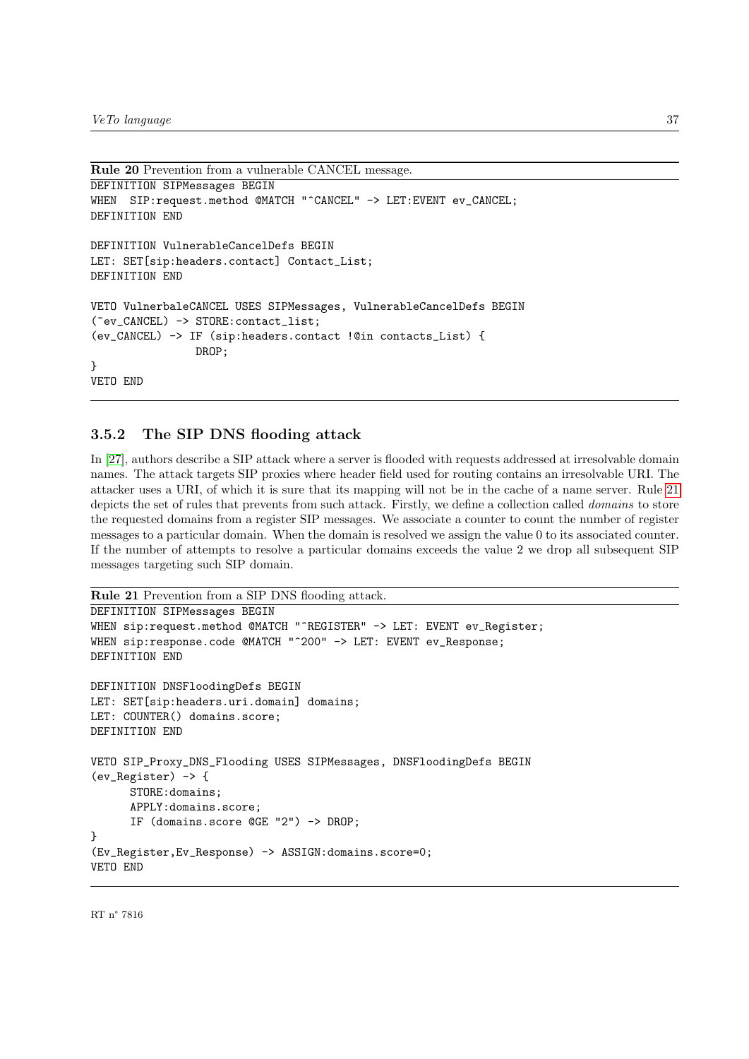**Rule 20** Prevention from a vulnerable CANCEL message.

```
DEFINITION SIPMessages BEGIN
WHEN  SIP:request.method @MATCH "^CANCEL" -> LET:EVENT ev_CANCEL;
DEFINITION END

DEFINITION VulnerableCancelDefs BEGIN
LET: SET[sip:headers.contact] Contact_List;
DEFINITION END

VETO VulnerbaleCANCEL USES SIPMessages, VulnerableCancelDefs BEGIN
(~ev_CANCEL) -> STORE:contact_list;
(ev_CANCEL) -> IF (sip:headers.contact !@in contacts_List) {
                DROP;
}
VETO END
```

### 3.5.2 The SIP DNS flooding attack

In [27], authors describe a SIP attack where a server is flooded with requests addressed at irresolvable domain names. The attack targets SIP proxies where header field used for routing contains an irresolvable URI. The attacker uses a URI, of which it is sure that its mapping will not be in the cache of a name server. Rule 21 depicts the set of rules that prevents from such attack. Firstly, we define a collection called *domains* to store the requested domains from a register SIP messages. We associate a counter to count the number of register messages to a particular domain. When the domain is resolved we assign the value 0 to its associated counter. If the number of attempts to resolve a particular domains exceeds the value 2 we drop all subsequent SIP messages targeting such SIP domain.

**Rule 21** Prevention from a SIP DNS flooding attack.

```
DEFINITION SIPMessages BEGIN
WHEN sip:request.method @MATCH "^REGISTER" -> LET: EVENT ev_Register;
WHEN sip:response.code @MATCH "^200" -> LET: EVENT ev_Response;
DEFINITION END

DEFINITION DNSFloodingDefs BEGIN
LET: SET[sip:headers.uri.domain] domains;
LET: COUNTER() domains.score;
DEFINITION END

VETO SIP_Proxy_DNS_Flooding USES SIPMessages, DNSFloodingDefs BEGIN
(ev_Register) -> {
      STORE:domains;
      APPLY:domains.score;
      IF (domains.score @GE "2") -> DROP;
}
(Ev_Register,Ev_Response) -> ASSIGN:domains.score=0;
VETO END
```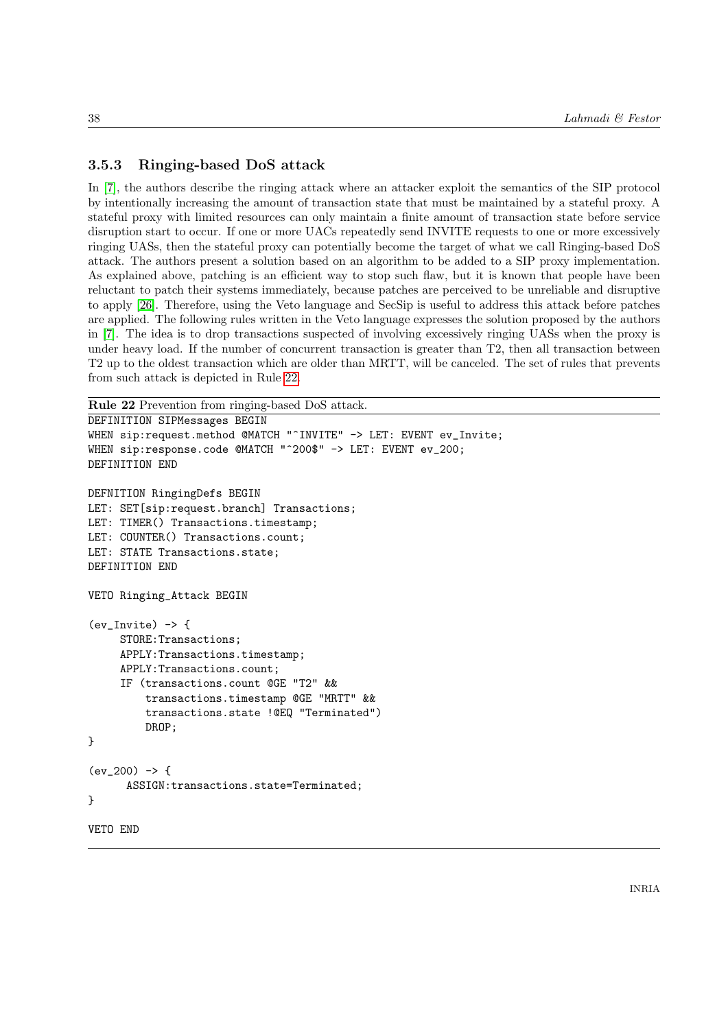### 3.5.3 Ringing-based DoS attack

In [7], the authors describe the ringing attack where an attacker exploit the semantics of the SIP protocol by intentionally increasing the amount of transaction state that must be maintained by a stateful proxy. A stateful proxy with limited resources can only maintain a finite amount of transaction state before service disruption start to occur. If one or more UACs repeatedly send INVITE requests to one or more excessively ringing UASs, then the stateful proxy can potentially become the target of what we call Ringing-based DoS attack. The authors present a solution based on an algorithm to be added to a SIP proxy implementation. As explained above, patching is an efficient way to stop such flaw, but it is known that people have been reluctant to patch their systems immediately, because patches are perceived to be unreliable and disruptive to apply [26]. Therefore, using the Veto language and SecSip is useful to address this attack before patches are applied. The following rules written in the Veto language expresses the solution proposed by the authors in [7]. The idea is to drop transactions suspected of involving excessively ringing UASs when the proxy is under heavy load. If the number of concurrent transaction is greater than T2, then all transaction between T2 up to the oldest transaction which are older than MRTT, will be canceled. The set of rules that prevents from such attack is depicted in Rule 22.

**Rule 22** Prevention from ringing-based DoS attack.

```
DEFINITION SIPMessages BEGIN
WHEN sip:request.method @MATCH "^INVITE" -> LET: EVENT ev_Invite;
WHEN sip:response.code @MATCH "^200$" -> LET: EVENT ev_200;
DEFINITION END

DEFNITION RingingDefs BEGIN
LET: SET[sip:request.branch] Transactions;
LET: TIMER() Transactions.timestamp;
LET: COUNTER() Transactions.count;
LET: STATE Transactions.state;
DEFINITION END

VETO Ringing_Attack BEGIN

(ev_Invite) -> {
     STORE:Transactions;
     APPLY:Transactions.timestamp;
     APPLY:Transactions.count;
     IF (transactions.count @GE "T2" &&
         transactions.timestamp @GE "MRTT" &&
         transactions.state !@EQ "Terminated")
         DROP;
}

(ev_200) -> {
      ASSIGN:transactions.state=Terminated;
}

VETO END
```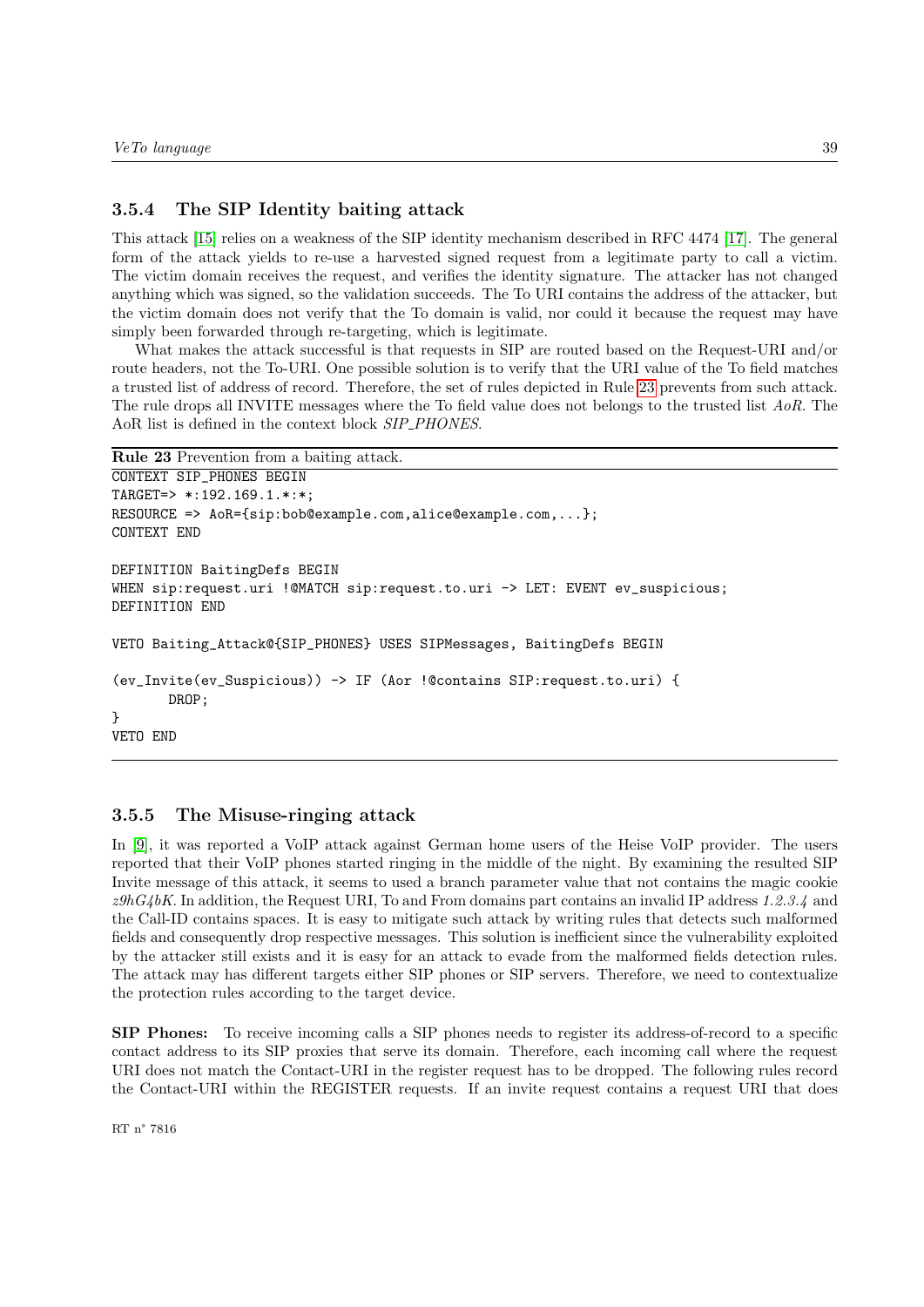### 3.5.4 The SIP Identity baiting attack

This attack [15] relies on a weakness of the SIP identity mechanism described in RFC 4474 [17]. The general form of the attack yields to re-use a harvested signed request from a legitimate party to call a victim. The victim domain receives the request, and verifies the identity signature. The attacker has not changed anything which was signed, so the validation succeeds. The To URI contains the address of the attacker, but the victim domain does not verify that the To domain is valid, nor could it because the request may have simply been forwarded through re-targeting, which is legitimate.

What makes the attack successful is that requests in SIP are routed based on the Request-URI and/or route headers, not the To-URI. One possible solution is to verify that the URI value of the To field matches a trusted list of address of record. Therefore, the set of rules depicted in Rule 23 prevents from such attack. The rule drops all INVITE messages where the To field value does not belongs to the trusted list *AoR*. The AoR list is defined in the context block *SIP_PHONES*.

**Rule 23** Prevention from a baiting attack.

```
CONTEXT SIP_PHONES BEGIN
TARGET=> *:192.169.1.*:*;
RESOURCE => AoR={sip:bob@example.com,alice@example.com,...};
CONTEXT END

DEFINITION BaitingDefs BEGIN
WHEN sip:request.uri !@MATCH sip:request.to.uri -> LET: EVENT ev_suspicious;
DEFINITION END

VETO Baiting_Attack@{SIP_PHONES} USES SIPMessages, BaitingDefs BEGIN

(ev_Invite(ev_Suspicious)) -> IF (Aor !@contains SIP:request.to.uri) {
       DROP;
}
VETO END
```

### 3.5.5 The Misuse-ringing attack

In [9], it was reported a VoIP attack against German home users of the Heise VoIP provider. The users reported that their VoIP phones started ringing in the middle of the night. By examining the resulted SIP Invite message of this attack, it seems to used a branch parameter value that not contains the magic cookie *z9hG4bK*. In addition, the Request URI, To and From domains part contains an invalid IP address *1.2.3.4* and the Call-ID contains spaces. It is easy to mitigate such attack by writing rules that detects such malformed fields and consequently drop respective messages. This solution is inefficient since the vulnerability exploited by the attacker still exists and it is easy for an attack to evade from the malformed fields detection rules. The attack may has different targets either SIP phones or SIP servers. Therefore, we need to contextualize the protection rules according to the target device.

**SIP Phones:** To receive incoming calls a SIP phones needs to register its address-of-record to a specific contact address to its SIP proxies that serve its domain. Therefore, each incoming call where the request URI does not match the Contact-URI in the register request has to be dropped. The following rules record the Contact-URI within the REGISTER requests. If an invite request contains a request URI that does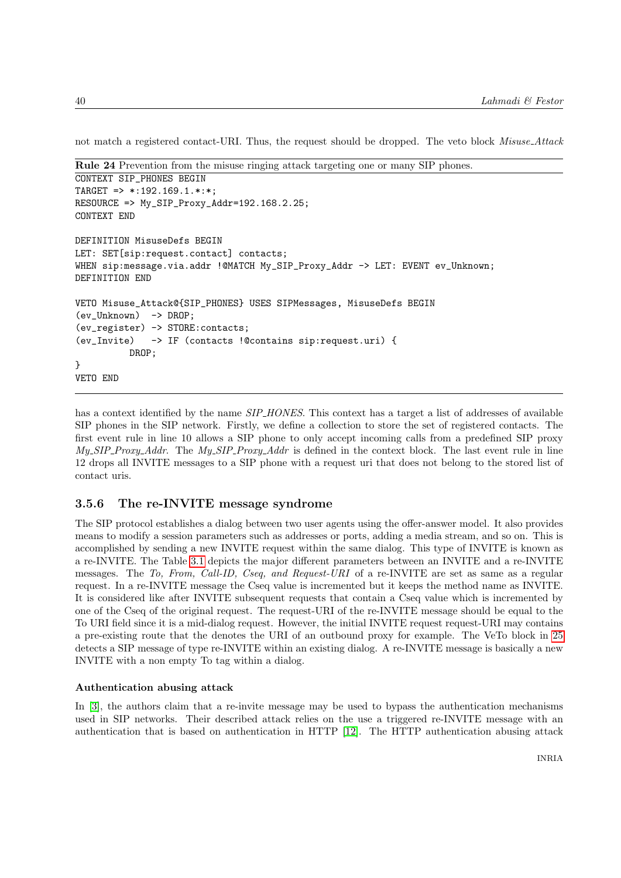not match a registered contact-URI. Thus, the request should be dropped. The veto block *Misuse_Attack*

**Rule 24** Prevention from the misuse ringing attack targeting one or many SIP phones.

```
CONTEXT SIP_PHONES BEGIN
TARGET => *:192.169.1.*:*;
RESOURCE => My_SIP_Proxy_Addr=192.168.2.25;
CONTEXT END

DEFINITION MisuseDefs BEGIN
LET: SET[sip:request.contact] contacts;
WHEN sip:message.via.addr !@MATCH My_SIP_Proxy_Addr -> LET: EVENT ev_Unknown;
DEFINITION END

VETO Misuse_Attack@{SIP_PHONES} USES SIPMessages, MisuseDefs BEGIN
(ev_Unknown)  -> DROP;
(ev_register) -> STORE:contacts;
(ev_Invite)   -> IF (contacts !@contains sip:request.uri) {
         DROP;
}
VETO END
```

has a context identified by the name *SIP_HONES*. This context has a target a list of addresses of available SIP phones in the SIP network. Firstly, we define a collection to store the set of registered contacts. The first event rule in line 10 allows a SIP phone to only accept incoming calls from a predefined SIP proxy *My_SIP_Proxy_Addr*. The *My_SIP_Proxy_Addr* is defined in the context block. The last event rule in line 12 drops all INVITE messages to a SIP phone with a request uri that does not belong to the stored list of contact uris.

### 3.5.6 The re-INVITE message syndrome

The SIP protocol establishes a dialog between two user agents using the offer-answer model. It also provides means to modify a session parameters such as addresses or ports, adding a media stream, and so on. This is accomplished by sending a new INVITE request within the same dialog. This type of INVITE is known as a re-INVITE. The Table 3.1 depicts the major different parameters between an INVITE and a re-INVITE messages. The *To, From, Call-ID, Cseq, and Request-URI* of a re-INVITE are set as same as a regular request. In a re-INVITE message the Cseq value is incremented but it keeps the method name as INVITE. It is considered like after INVITE subsequent requests that contain a Cseq value which is incremented by one of the Cseq of the original request. The request-URI of the re-INVITE message should be equal to the To URI field since it is a mid-dialog request. However, the initial INVITE request request-URI may contains a pre-existing route that the denotes the URI of an outbound proxy for example. The VeTo block in 25 detects a SIP message of type re-INVITE within an existing dialog. A re-INVITE message is basically a new INVITE with a non empty To tag within a dialog.

#### Authentication abusing attack

In [3], the authors claim that a re-invite message may be used to bypass the authentication mechanisms used in SIP networks. Their described attack relies on the use a triggered re-INVITE message with an authentication that is based on authentication in HTTP [12]. The HTTP authentication abusing attack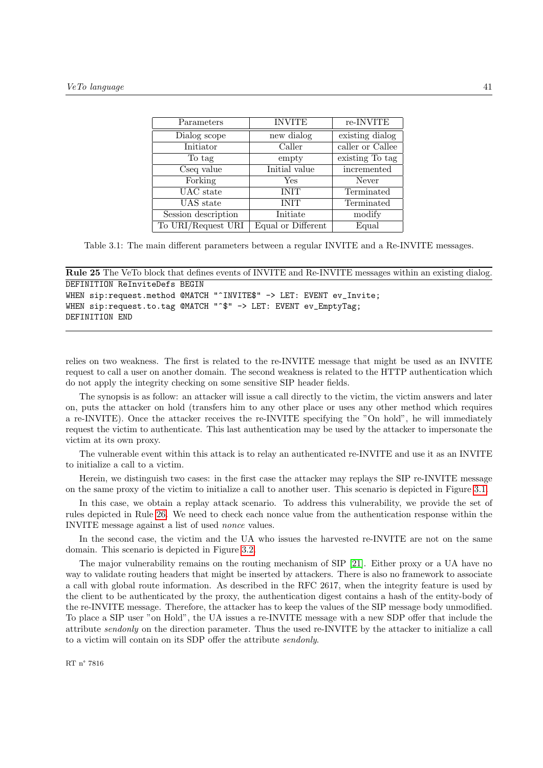| Parameters | INVITE | re-INVITE |
|---|---|---|
| Dialog scope | new dialog | existing dialog |
| Initiator | Caller | caller or Callee |
| To tag | empty | existing To tag |
| Cseq value | Initial value | incremented |
| Forking | Yes | Never |
| UAC state | INIT | Terminated |
| UAS state | INIT | Terminated |
| Session description | Initiate | modify |
| To URI/Request URI | Equal or Different | Equal |

Table 3.1: The main different parameters between a regular INVITE and a Re-INVITE messages.

**Rule 25** The VeTo block that defines events of INVITE and Re-INVITE messages within an existing dialog.

```
DEFINITION ReInviteDefs BEGIN
WHEN sip:request.method @MATCH "^INVITE$" -> LET: EVENT ev_Invite;
WHEN sip:request.to.tag @MATCH "^$" -> LET: EVENT ev_EmptyTag;
DEFINITION END
```

relies on two weakness. The first is related to the re-INVITE message that might be used as an INVITE request to call a user on another domain. The second weakness is related to the HTTP authentication which do not apply the integrity checking on some sensitive SIP header fields.

The synopsis is as follow: an attacker will issue a call directly to the victim, the victim answers and later on, puts the attacker on hold (transfers him to any other place or uses any other method which requires a re-INVITE). Once the attacker receives the re-INVITE specifying the "On hold", he will immediately request the victim to authenticate. This last authentication may be used by the attacker to impersonate the victim at its own proxy.

The vulnerable event within this attack is to relay an authenticated re-INVITE and use it as an INVITE to initialize a call to a victim.

Herein, we distinguish two cases: in the first case the attacker may replays the SIP re-INVITE message on the same proxy of the victim to initialize a call to another user. This scenario is depicted in Figure 3.1.

In this case, we obtain a replay attack scenario. To address this vulnerability, we provide the set of rules depicted in Rule 26. We need to check each nonce value from the authentication response within the INVITE message against a list of used *nonce* values.

In the second case, the victim and the UA who issues the harvested re-INVITE are not on the same domain. This scenario is depicted in Figure 3.2.

The major vulnerability remains on the routing mechanism of SIP [21]. Either proxy or a UA have no way to validate routing headers that might be inserted by attackers. There is also no framework to associate a call with global route information. As described in the RFC 2617, when the integrity feature is used by the client to be authenticated by the proxy, the authentication digest contains a hash of the entity-body of the re-INVITE message. Therefore, the attacker has to keep the values of the SIP message body unmodified. To place a SIP user "on Hold", the UA issues a re-INVITE message with a new SDP offer that include the attribute *sendonly* on the direction parameter. Thus the used re-INVITE by the attacker to initialize a call to a victim will contain on its SDP offer the attribute *sendonly*.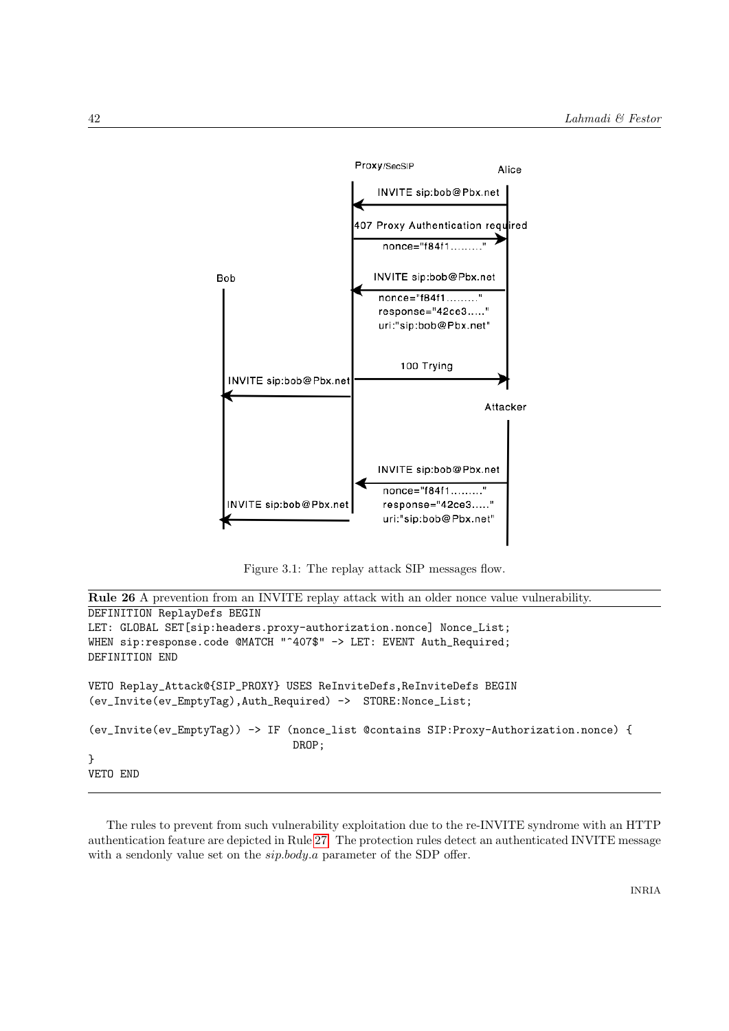Figure 3.1: The replay attack SIP messages flow.

**Rule 26** A prevention from an INVITE replay attack with an older nonce value vulnerability.

```
DEFINITION ReplayDefs BEGIN
LET: GLOBAL SET[sip:headers.proxy-authorization.nonce] Nonce_List;
WHEN sip:response.code @MATCH "^407$" -> LET: EVENT Auth_Required;
DEFINITION END

VETO Replay_Attack@{SIP_PROXY} USES ReInviteDefs,ReInviteDefs BEGIN
(ev_Invite(ev_EmptyTag),Auth_Required) ->  STORE:Nonce_List;

(ev_Invite(ev_EmptyTag)) -> IF (nonce_list @contains SIP:Proxy-Authorization.nonce) {
                                DROP;
}
VETO END
```

The rules to prevent from such vulnerability exploitation due to the re-INVITE syndrome with an HTTP authentication feature are depicted in Rule 27. The protection rules detect an authenticated INVITE message with a sendonly value set on the *sip.body.a* parameter of the SDP offer.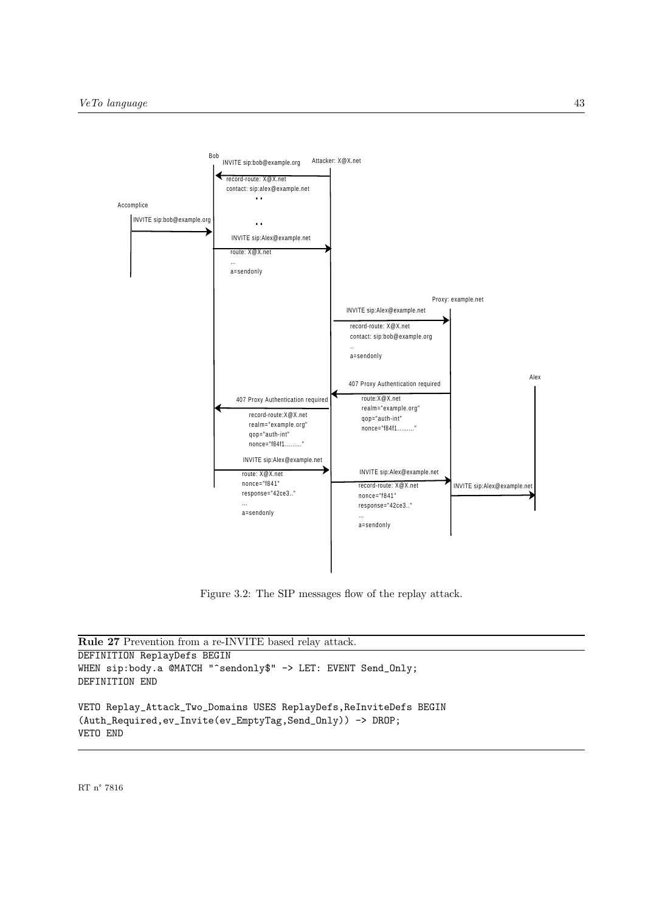Figure 3.2: The SIP messages flow of the replay attack.

**Rule 27** Prevention from a re-INVITE based relay attack.

```
DEFINITION ReplayDefs BEGIN
WHEN sip:body.a @MATCH "^sendonly$" -> LET: EVENT Send_Only;
DEFINITION END

VETO Replay_Attack_Two_Domains USES ReplayDefs,ReInviteDefs BEGIN
(Auth_Required,ev_Invite(ev_EmptyTag,Send_Only)) -> DROP;
VETO END
```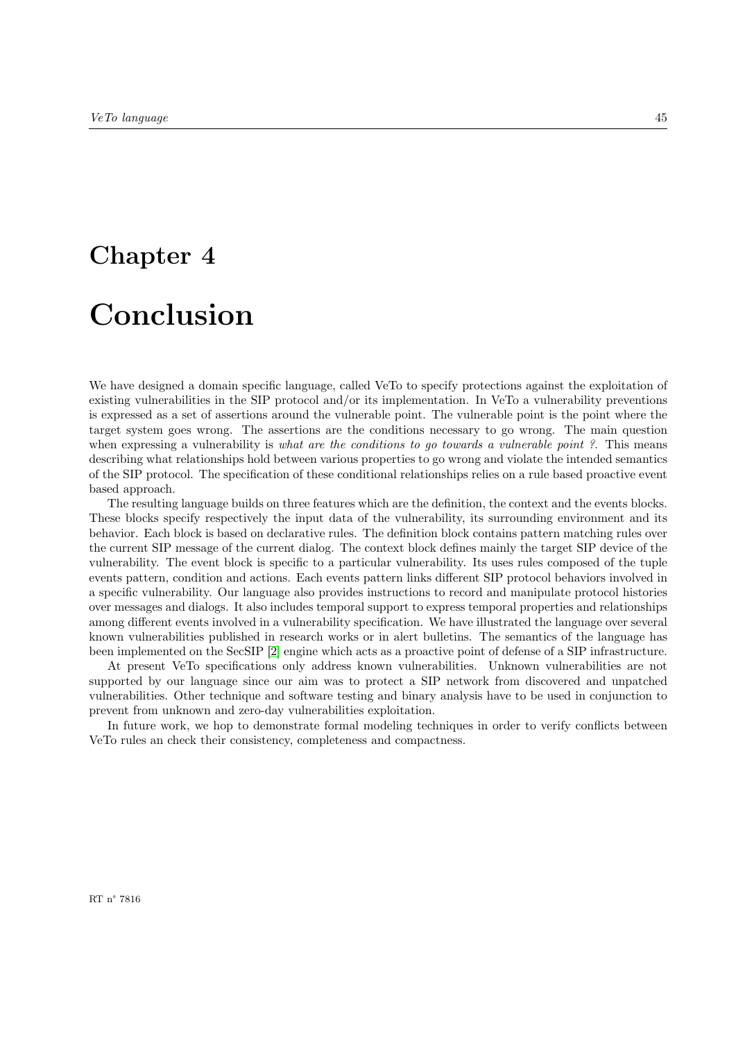# Chapter 4

# Conclusion

We have designed a domain specific language, called VeTo to specify protections against the exploitation of existing vulnerabilities in the SIP protocol and/or its implementation. In VeTo a vulnerability preventions is expressed as a set of assertions around the vulnerable point. The vulnerable point is the point where the target system goes wrong. The assertions are the conditions necessary to go wrong. The main question when expressing a vulnerability is *what are the conditions to go towards a vulnerable point ?*. This means describing what relationships hold between various properties to go wrong and violate the intended semantics of the SIP protocol. The specification of these conditional relationships relies on a rule based proactive event based approach.

The resulting language builds on three features which are the definition, the context and the events blocks. These blocks specify respectively the input data of the vulnerability, its surrounding environment and its behavior. Each block is based on declarative rules. The definition block contains pattern matching rules over the current SIP message of the current dialog. The context block defines mainly the target SIP device of the vulnerability. The event block is specific to a particular vulnerability. Its uses rules composed of the tuple events pattern, condition and actions. Each events pattern links different SIP protocol behaviors involved in a specific vulnerability. Our language also provides instructions to record and manipulate protocol histories over messages and dialogs. It also includes temporal support to express temporal properties and relationships among different events involved in a vulnerability specification. We have illustrated the language over several known vulnerabilities published in research works or in alert bulletins. The semantics of the language has been implemented on the SecSIP [2] engine which acts as a proactive point of defense of a SIP infrastructure.

At present VeTo specifications only address known vulnerabilities. Unknown vulnerabilities are not supported by our language since our aim was to protect a SIP network from discovered and unpatched vulnerabilities. Other technique and software testing and binary analysis have to be used in conjunction to prevent from unknown and zero-day vulnerabilities exploitation.

In future work, we hop to demonstrate formal modeling techniques in order to verify conflicts between VeTo rules an check their consistency, completeness and compactness.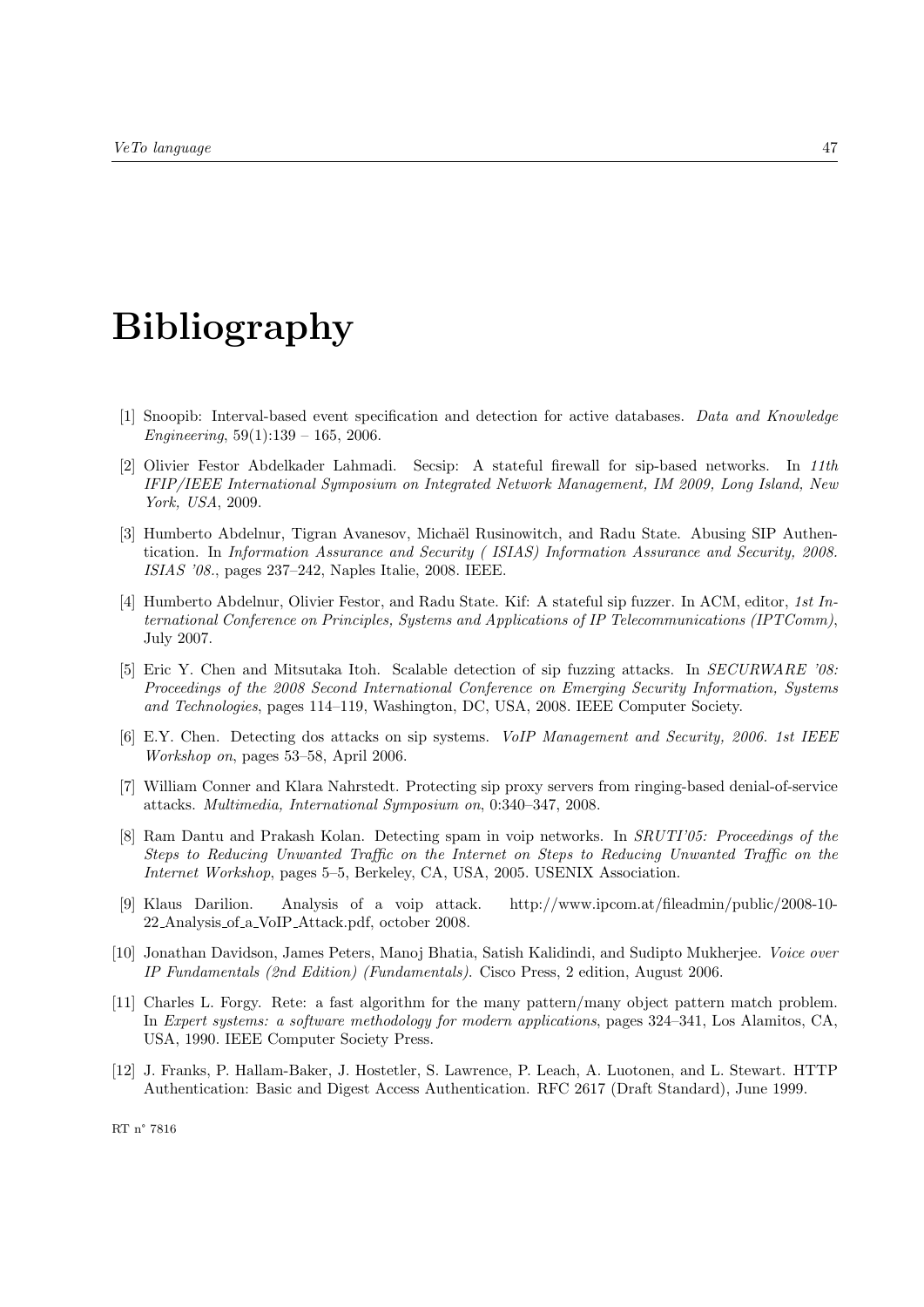# Bibliography

[1] Snoopib: Interval-based event specification and detection for active databases. *Data and Knowledge Engineering*, 59(1):139 – 165, 2006.

[2] Olivier Festor Abdelkader Lahmadi. Secsip: A stateful firewall for sip-based networks. In *11th IFIP/IEEE International Symposium on Integrated Network Management, IM 2009, Long Island, New York, USA*, 2009.

[3] Humberto Abdelnur, Tigran Avanesov, Michaël Rusinowitch, and Radu State. Abusing SIP Authentication. In *Information Assurance and Security ( ISIAS) Information Assurance and Security, 2008. ISIAS '08.*, pages 237–242, Naples Italie, 2008. IEEE.

[4] Humberto Abdelnur, Olivier Festor, and Radu State. Kif: A stateful sip fuzzer. In ACM, editor, *1st International Conference on Principles, Systems and Applications of IP Telecommunications (IPTComm)*, July 2007.

[5] Eric Y. Chen and Mitsutaka Itoh. Scalable detection of sip fuzzing attacks. In *SECURWARE '08: Proceedings of the 2008 Second International Conference on Emerging Security Information, Systems and Technologies*, pages 114–119, Washington, DC, USA, 2008. IEEE Computer Society.

[6] E.Y. Chen. Detecting dos attacks on sip systems. *VoIP Management and Security, 2006. 1st IEEE Workshop on*, pages 53–58, April 2006.

[7] William Conner and Klara Nahrstedt. Protecting sip proxy servers from ringing-based denial-of-service attacks. *Multimedia, International Symposium on*, 0:340–347, 2008.

[8] Ram Dantu and Prakash Kolan. Detecting spam in voip networks. In *SRUTI'05: Proceedings of the Steps to Reducing Unwanted Traffic on the Internet on Steps to Reducing Unwanted Traffic on the Internet Workshop*, pages 5–5, Berkeley, CA, USA, 2005. USENIX Association.

[9] Klaus Darilion. Analysis of a voip attack. http://www.ipcom.at/fileadmin/public/2008-10-22_Analysis_of_a_VoIP_Attack.pdf, october 2008.

[10] Jonathan Davidson, James Peters, Manoj Bhatia, Satish Kalidindi, and Sudipto Mukherjee. *Voice over IP Fundamentals (2nd Edition) (Fundamentals)*. Cisco Press, 2 edition, August 2006.

[11] Charles L. Forgy. Rete: a fast algorithm for the many pattern/many object pattern match problem. In *Expert systems: a software methodology for modern applications*, pages 324–341, Los Alamitos, CA, USA, 1990. IEEE Computer Society Press.

[12] J. Franks, P. Hallam-Baker, J. Hostetler, S. Lawrence, P. Leach, A. Luotonen, and L. Stewart. HTTP Authentication: Basic and Digest Access Authentication. RFC 2617 (Draft Standard), June 1999.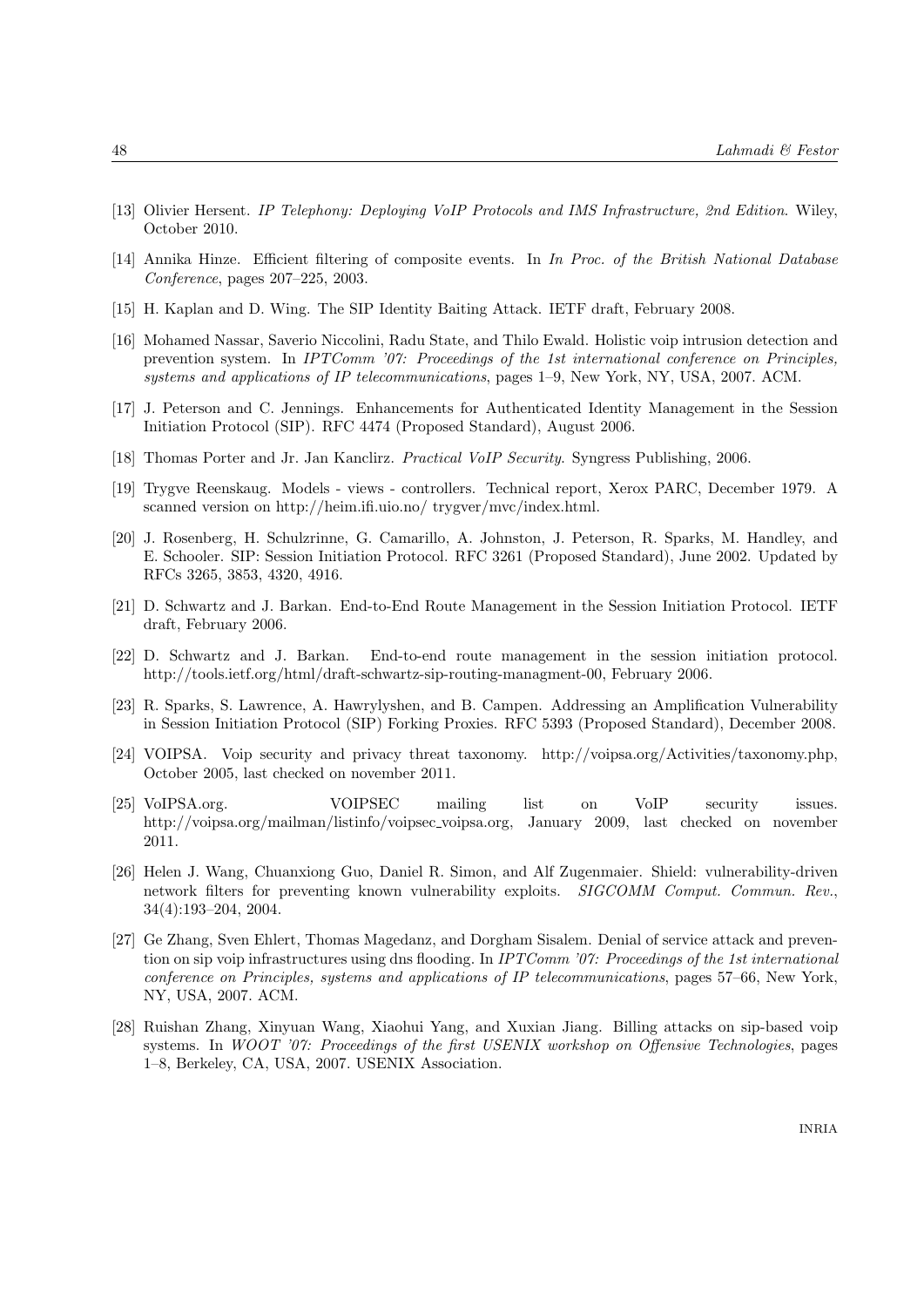[13] Olivier Hersent. *IP Telephony: Deploying VoIP Protocols and IMS Infrastructure, 2nd Edition*. Wiley, October 2010.

[14] Annika Hinze. Efficient filtering of composite events. In *In Proc. of the British National Database Conference*, pages 207–225, 2003.

[15] H. Kaplan and D. Wing. The SIP Identity Baiting Attack. IETF draft, February 2008.

[16] Mohamed Nassar, Saverio Niccolini, Radu State, and Thilo Ewald. Holistic voip intrusion detection and prevention system. In *IPTComm '07: Proceedings of the 1st international conference on Principles, systems and applications of IP telecommunications*, pages 1–9, New York, NY, USA, 2007. ACM.

[17] J. Peterson and C. Jennings. Enhancements for Authenticated Identity Management in the Session Initiation Protocol (SIP). RFC 4474 (Proposed Standard), August 2006.

[18] Thomas Porter and Jr. Jan Kanclirz. *Practical VoIP Security*. Syngress Publishing, 2006.

[19] Trygve Reenskaug. Models - views - controllers. Technical report, Xerox PARC, December 1979. A scanned version on http://heim.ifi.uio.no/ trygver/mvc/index.html.

[20] J. Rosenberg, H. Schulzrinne, G. Camarillo, A. Johnston, J. Peterson, R. Sparks, M. Handley, and E. Schooler. SIP: Session Initiation Protocol. RFC 3261 (Proposed Standard), June 2002. Updated by RFCs 3265, 3853, 4320, 4916.

[21] D. Schwartz and J. Barkan. End-to-End Route Management in the Session Initiation Protocol. IETF draft, February 2006.

[22] D. Schwartz and J. Barkan. End-to-end route management in the session initiation protocol. http://tools.ietf.org/html/draft-schwartz-sip-routing-managment-00, February 2006.

[23] R. Sparks, S. Lawrence, A. Hawrylyshen, and B. Campen. Addressing an Amplification Vulnerability in Session Initiation Protocol (SIP) Forking Proxies. RFC 5393 (Proposed Standard), December 2008.

[24] VOIPSA. Voip security and privacy threat taxonomy. http://voipsa.org/Activities/taxonomy.php, October 2005, last checked on november 2011.

[25] VoIPSA.org. VOIPSEC mailing list on VoIP security issues. http://voipsa.org/mailman/listinfo/voipsec_voipsa.org, January 2009, last checked on november 2011.

[26] Helen J. Wang, Chuanxiong Guo, Daniel R. Simon, and Alf Zugenmaier. Shield: vulnerability-driven network filters for preventing known vulnerability exploits. *SIGCOMM Comput. Commun. Rev.*, 34(4):193–204, 2004.

[27] Ge Zhang, Sven Ehlert, Thomas Magedanz, and Dorgham Sisalem. Denial of service attack and prevention on sip voip infrastructures using dns flooding. In *IPTComm '07: Proceedings of the 1st international conference on Principles, systems and applications of IP telecommunications*, pages 57–66, New York, NY, USA, 2007. ACM.

[28] Ruishan Zhang, Xinyuan Wang, Xiaohui Yang, and Xuxian Jiang. Billing attacks on sip-based voip systems. In *WOOT '07: Proceedings of the first USENIX workshop on Offensive Technologies*, pages 1–8, Berkeley, CA, USA, 2007. USENIX Association.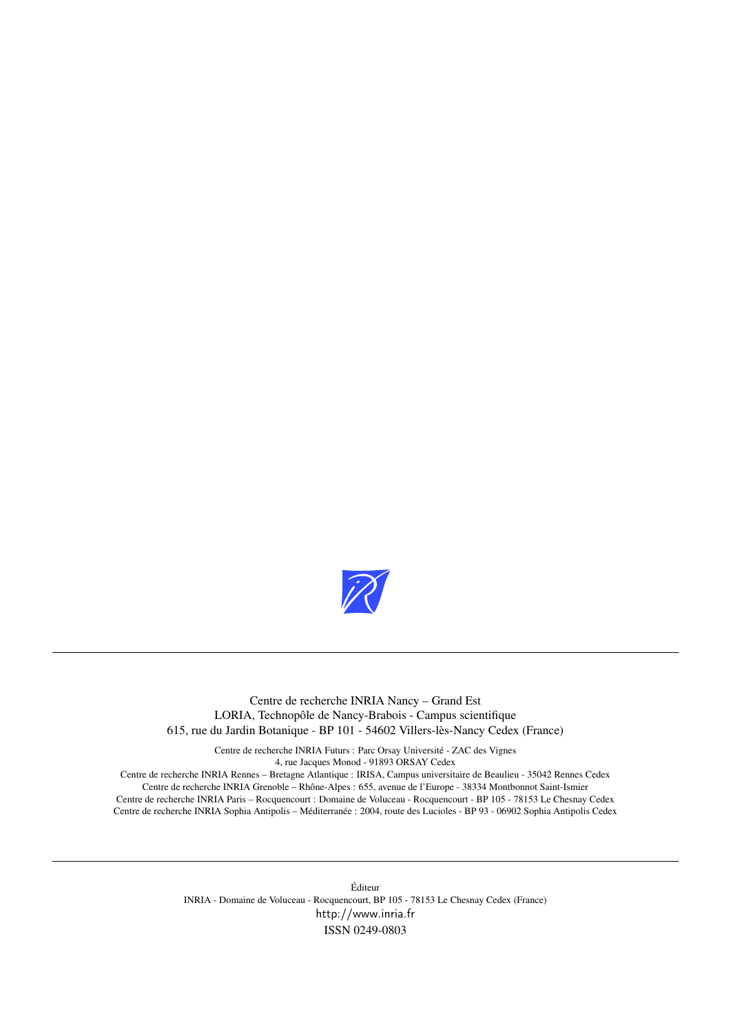Centre de recherche INRIA Nancy – Grand Est
LORIA, Technopôle de Nancy-Brabois - Campus scientifique
615, rue du Jardin Botanique - BP 101 - 54602 Villers-lès-Nancy Cedex (France)

Centre de recherche INRIA Futurs : Parc Orsay Université - ZAC des Vignes
4, rue Jacques Monod - 91893 ORSAY Cedex
Centre de recherche INRIA Rennes – Bretagne Atlantique : IRISA, Campus universitaire de Beaulieu - 35042 Rennes Cedex
Centre de recherche INRIA Grenoble – Rhône-Alpes : 655, avenue de l'Europe - 38334 Montbonnot Saint-Ismier
Centre de recherche INRIA Paris – Rocquencourt : Domaine de Voluceau - Rocquencourt - BP 105 - 78153 Le Chesnay Cedex
Centre de recherche INRIA Sophia Antipolis – Méditerranée : 2004, route des Lucioles - BP 93 - 06902 Sophia Antipolis Cedex

Éditeur
INRIA - Domaine de Voluceau - Rocquencourt, BP 105 - 78153 Le Chesnay Cedex (France)
http://www.inria.fr
ISSN 0249-0803